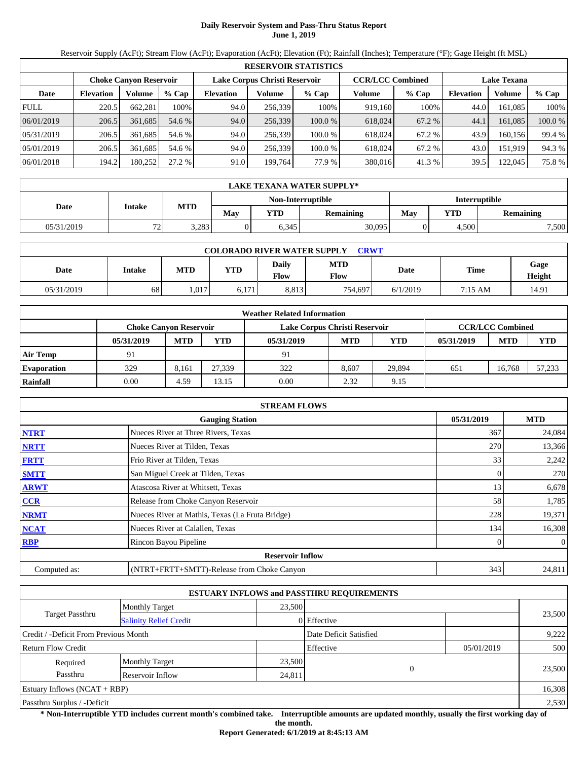# Daily Reservoir System and Pass-Thru Status Report
## June 1, 2019

Reservoir Supply (AcFt); Stream Flow (AcFt); Evaporation (AcFt); Elevation (Ft); Rainfall (Inches); Temperature (°F); Gage Height (ft MSL)

| RESERVOIR STATISTICS | | | | | | | | | | | |
|---|---|---|---|---|---|---|---|---|---|---|---|
| | Choke Canyon Reservoir | | | Lake Corpus Christi Reservoir | | | CCR/LCC Combined | | Lake Texana | | |
| Date | Elevation | Volume | % Cap | Elevation | Volume | % Cap | Volume | % Cap | Elevation | Volume | % Cap |
| FULL | 220.5 | 662,281 | 100% | 94.0 | 256,339 | 100% | 919,160 | 100% | 44.0 | 161,085 | 100% |
| 06/01/2019 | 206.5 | 361,685 | 54.6 % | 94.0 | 256,339 | 100.0 % | 618,024 | 67.2 % | 44.1 | 161,085 | 100.0 % |
| 05/31/2019 | 206.5 | 361,685 | 54.6 % | 94.0 | 256,339 | 100.0 % | 618,024 | 67.2 % | 43.9 | 160,156 | 99.4 % |
| 05/01/2019 | 206.5 | 361,685 | 54.6 % | 94.0 | 256,339 | 100.0 % | 618,024 | 67.2 % | 43.0 | 151,919 | 94.3 % |
| 06/01/2018 | 194.2 | 180,252 | 27.2 % | 91.0 | 199,764 | 77.9 % | 380,016 | 41.3 % | 39.5 | 122,045 | 75.8 % |

| LAKE TEXANA WATER SUPPLY* | | | | | | | | |
|---|---|---|---|---|---|---|---|---|
| Date | Intake | MTD | Non-Interruptible | | | Interruptible | | |
| | | | May | YTD | Remaining | May | YTD | Remaining |
| 05/31/2019 | 72 | 3,283 | 0 | 6,345 | 30,095 | 0 | 4,500 | 7,500 |

| COLORADO RIVER WATER SUPPLY CRWT | | | | | | | | |
|---|---|---|---|---|---|---|---|---|
| Date | Intake | MTD | YTD | Daily Flow | MTD Flow | Date | Time | Gage Height |
| 05/31/2019 | 68 | 1,017 | 6,171 | 8,813 | 754,697 | 6/1/2019 | 7:15 AM | 14.91 |

| Weather Related Information | | | | | | | | | |
|---|---|---|---|---|---|---|---|---|---|
| | Choke Canyon Reservoir | | | Lake Corpus Christi Reservoir | | | CCR/LCC Combined | | |
| | 05/31/2019 | MTD | YTD | 05/31/2019 | MTD | YTD | 05/31/2019 | MTD | YTD |
| Air Temp | 91 | | | 91 | | | | | |
| Evaporation | 329 | 8,161 | 27,339 | 322 | 8,607 | 29,894 | 651 | 16,768 | 57,233 |
| Rainfall | 0.00 | 4.59 | 13.15 | 0.00 | 2.32 | 9.15 | | | |

| STREAM FLOWS | | | |
|---|---|---|---|
| | Gauging Station | 05/31/2019 | MTD |
| NTRT | Nueces River at Three Rivers, Texas | 367 | 24,084 |
| NRTT | Nueces River at Tilden, Texas | 270 | 13,366 |
| FRTT | Frio River at Tilden, Texas | 33 | 2,242 |
| SMTT | San Miguel Creek at Tilden, Texas | 0 | 270 |
| ARWT | Atascosa River at Whitsett, Texas | 13 | 6,678 |
| CCR | Release from Choke Canyon Reservoir | 58 | 1,785 |
| NRMT | Nueces River at Mathis, Texas (La Fruta Bridge) | 228 | 19,371 |
| NCAT | Nueces River at Calallen, Texas | 134 | 16,308 |
| RBP | Rincon Bayou Pipeline | 0 | 0 |
| | Reservoir Inflow | | |
| Computed as: | (NTRT+FRTT+SMTT)-Release from Choke Canyon | 343 | 24,811 |

| ESTUARY INFLOWS and PASSTHRU REQUIREMENTS | | | | | |
|---|---|---|---|---|---|
| Target Passthru | Monthly Target | 23,500 | | | 23,500 |
| | Salinity Relief Credit | 0 | Effective | | |
| Credit / -Deficit From Previous Month | | | Date Deficit Satisfied | | 9,222 |
| Return Flow Credit | | | Effective | 05/01/2019 | 500 |
| Required Passthru | Monthly Target | 23,500 | 0 | | 23,500 |
| | Reservoir Inflow | 24,811 | | | |
| Estuary Inflows (NCAT + RBP) | | | | | 16,308 |
| Passthru Surplus / -Deficit | | | | | 2,530 |

**\* Non-Interruptible YTD includes current month's combined take. Interruptible amounts are updated monthly, usually the first working day of the month.**

**Report Generated: 6/1/2019 at 8:45:13 AM**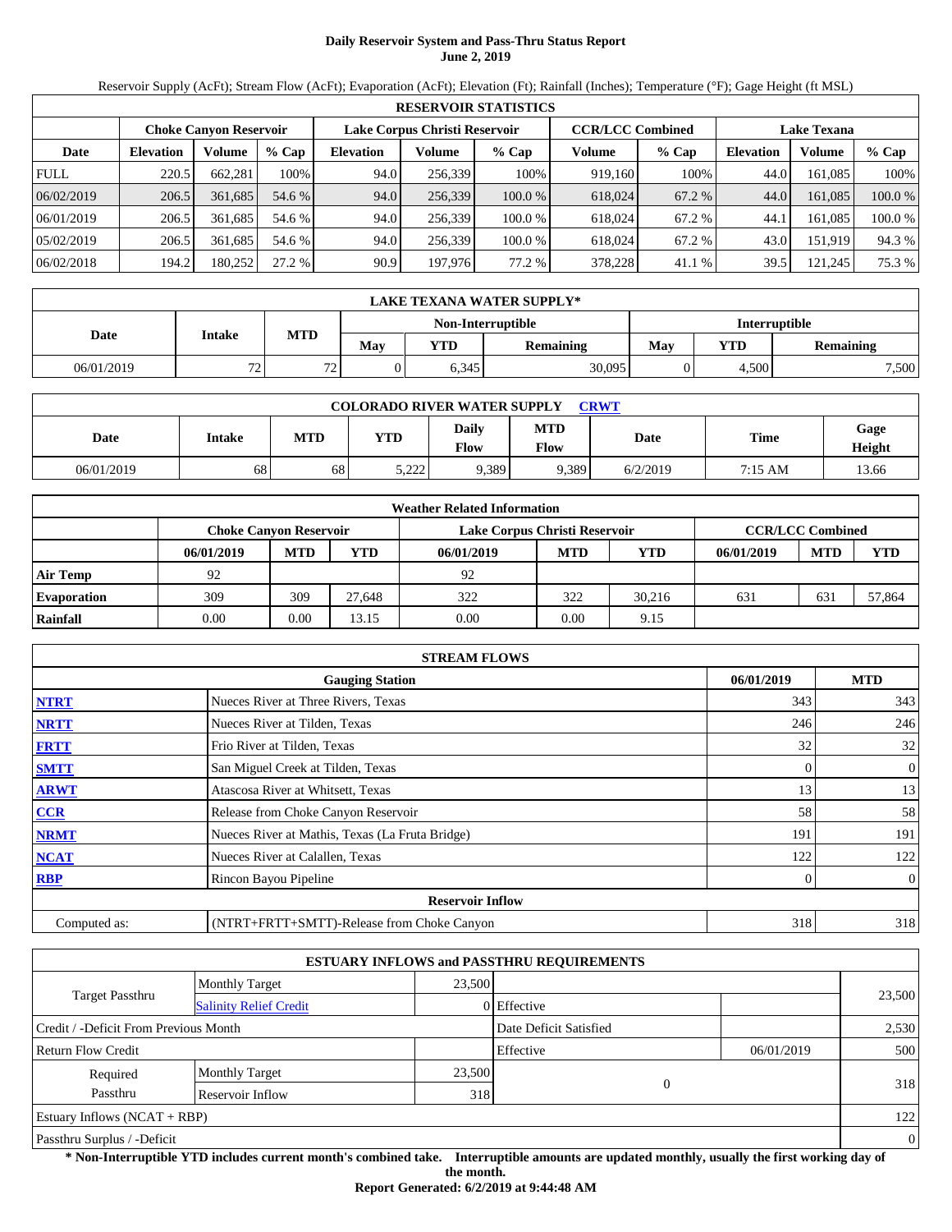# Daily Reservoir System and Pass-Thru Status Report
**June 2, 2019**

Reservoir Supply (AcFt); Stream Flow (AcFt); Evaporation (AcFt); Elevation (Ft); Rainfall (Inches); Temperature (°F); Gage Height (ft MSL)

| RESERVOIR STATISTICS | | | | | | | | | | | |
|---|---|---|---|---|---|---|---|---|---|---|---|
| | Choke Canyon Reservoir | | | Lake Corpus Christi Reservoir | | | CCR/LCC Combined | | Lake Texana | | |
| Date | Elevation | Volume | % Cap | Elevation | Volume | % Cap | Volume | % Cap | Elevation | Volume | % Cap |
| FULL | 220.5 | 662,281 | 100% | 94.0 | 256,339 | 100% | 919,160 | 100% | 44.0 | 161,085 | 100% |
| 06/02/2019 | 206.5 | 361,685 | 54.6 % | 94.0 | 256,339 | 100.0 % | 618,024 | 67.2 % | 44.0 | 161,085 | 100.0 % |
| 06/01/2019 | 206.5 | 361,685 | 54.6 % | 94.0 | 256,339 | 100.0 % | 618,024 | 67.2 % | 44.1 | 161,085 | 100.0 % |
| 05/02/2019 | 206.5 | 361,685 | 54.6 % | 94.0 | 256,339 | 100.0 % | 618,024 | 67.2 % | 43.0 | 151,919 | 94.3 % |
| 06/02/2018 | 194.2 | 180,252 | 27.2 % | 90.9 | 197,976 | 77.2 % | 378,228 | 41.1 % | 39.5 | 121,245 | 75.3 % |

| LAKE TEXANA WATER SUPPLY* | | | | | | | | |
|---|---|---|---|---|---|---|---|---|
| Date | Intake | MTD | Non-Interruptible | | | Interruptible | | |
| | | | May | YTD | Remaining | May | YTD | Remaining |
| 06/01/2019 | 72 | 72 | 0 | 6,345 | 30,095 | 0 | 4,500 | 7,500 |

| COLORADO RIVER WATER SUPPLY CRWT | | | | | | | | |
|---|---|---|---|---|---|---|---|---|
| Date | Intake | MTD | YTD | Daily Flow | MTD Flow | Date | Time | Gage Height |
| 06/01/2019 | 68 | 68 | 5,222 | 9,389 | 9,389 | 6/2/2019 | 7:15 AM | 13.66 |

| Weather Related Information | | | | | | | | | |
|---|---|---|---|---|---|---|---|---|---|
| | Choke Canyon Reservoir | | | Lake Corpus Christi Reservoir | | | CCR/LCC Combined | | |
| | 06/01/2019 | MTD | YTD | 06/01/2019 | MTD | YTD | 06/01/2019 | MTD | YTD |
| Air Temp | 92 | | | 92 | | | | | |
| Evaporation | 309 | 309 | 27,648 | 322 | 322 | 30,216 | 631 | 631 | 57,864 |
| Rainfall | 0.00 | 0.00 | 13.15 | 0.00 | 0.00 | 9.15 | | | |

| STREAM FLOWS | | | |
|---|---|---|---|
| | Gauging Station | 06/01/2019 | MTD |
| NTRT | Nueces River at Three Rivers, Texas | 343 | 343 |
| NRTT | Nueces River at Tilden, Texas | 246 | 246 |
| FRTT | Frio River at Tilden, Texas | 32 | 32 |
| SMTT | San Miguel Creek at Tilden, Texas | 0 | 0 |
| ARWT | Atascosa River at Whitsett, Texas | 13 | 13 |
| CCR | Release from Choke Canyon Reservoir | 58 | 58 |
| NRMT | Nueces River at Mathis, Texas (La Fruta Bridge) | 191 | 191 |
| NCAT | Nueces River at Calallen, Texas | 122 | 122 |
| RBP | Rincon Bayou Pipeline | 0 | 0 |
| **Reservoir Inflow** | | | |
| Computed as: | (NTRT+FRTT+SMTT)-Release from Choke Canyon | 318 | 318 |

| ESTUARY INFLOWS and PASSTHRU REQUIREMENTS | | | | | |
|---|---|---|---|---|---|
| Target Passthru | Monthly Target | 23,500 | | | 23,500 |
| | Salinity Relief Credit | 0 | Effective | | |
| Credit / -Deficit From Previous Month | | | Date Deficit Satisfied | | 2,530 |
| Return Flow Credit | | | Effective | 06/01/2019 | 500 |
| Required Passthru | Monthly Target | 23,500 | 0 | | 318 |
| | Reservoir Inflow | 318 | | | |
| Estuary Inflows (NCAT + RBP) | | | | | 122 |
| Passthru Surplus / -Deficit | | | | | 0 |

**\* Non-Interruptible YTD includes current month's combined take. Interruptible amounts are updated monthly, usually the first working day of the month.**

**Report Generated: 6/2/2019 at 9:44:48 AM**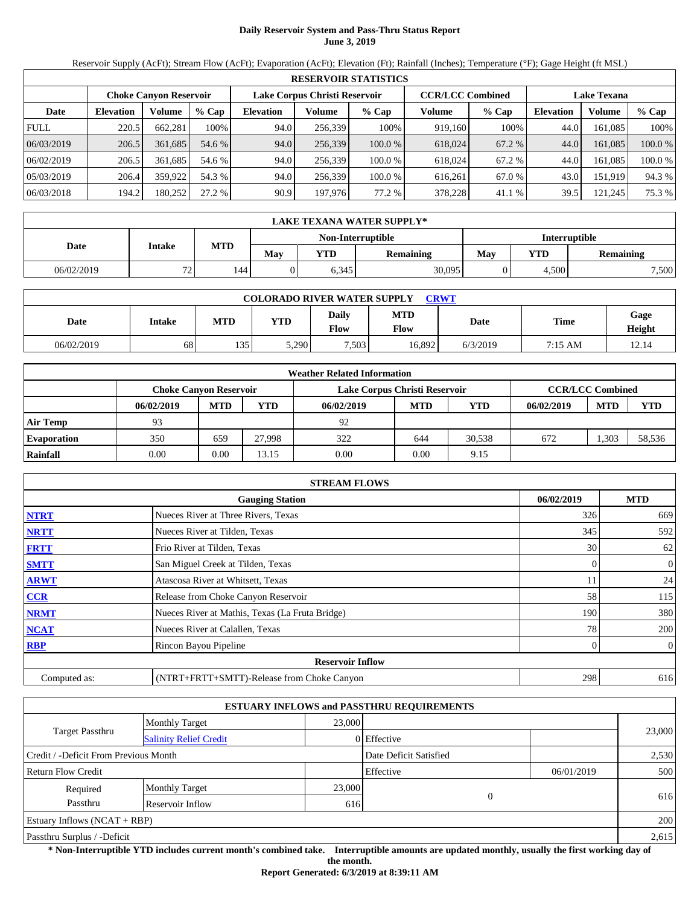# Daily Reservoir System and Pass-Thru Status Report
## June 3, 2019

Reservoir Supply (AcFt); Stream Flow (AcFt); Evaporation (AcFt); Elevation (Ft); Rainfall (Inches); Temperature (°F); Gage Height (ft MSL)

| RESERVOIR STATISTICS | | | | | | | | | | | |
|---|---|---|---|---|---|---|---|---|---|---|---|
| | Choke Canyon Reservoir | | | Lake Corpus Christi Reservoir | | | CCR/LCC Combined | | Lake Texana | | |
| Date | Elevation | Volume | % Cap | Elevation | Volume | % Cap | Volume | % Cap | Elevation | Volume | % Cap |
| FULL | 220.5 | 662,281 | 100% | 94.0 | 256,339 | 100% | 919,160 | 100% | 44.0 | 161,085 | 100% |
| 06/03/2019 | 206.5 | 361,685 | 54.6 % | 94.0 | 256,339 | 100.0 % | 618,024 | 67.2 % | 44.0 | 161,085 | 100.0 % |
| 06/02/2019 | 206.5 | 361,685 | 54.6 % | 94.0 | 256,339 | 100.0 % | 618,024 | 67.2 % | 44.0 | 161,085 | 100.0 % |
| 05/03/2019 | 206.4 | 359,922 | 54.3 % | 94.0 | 256,339 | 100.0 % | 616,261 | 67.0 % | 43.0 | 151,919 | 94.3 % |
| 06/03/2018 | 194.2 | 180,252 | 27.2 % | 90.9 | 197,976 | 77.2 % | 378,228 | 41.1 % | 39.5 | 121,245 | 75.3 % |

| LAKE TEXANA WATER SUPPLY* | | | | | | | | |
|---|---|---|---|---|---|---|---|---|
| Date | Intake | MTD | Non-Interruptible | | | Interruptible | | |
| | | | May | YTD | Remaining | May | YTD | Remaining |
| 06/02/2019 | 72 | 144 | 0 | 6,345 | 30,095 | 0 | 4,500 | 7,500 |

| COLORADO RIVER WATER SUPPLY CRWT | | | | | | | | |
|---|---|---|---|---|---|---|---|---|
| Date | Intake | MTD | YTD | Daily Flow | MTD Flow | Date | Time | Gage Height |
| 06/02/2019 | 68 | 135 | 5,290 | 7,503 | 16,892 | 6/3/2019 | 7:15 AM | 12.14 |

| Weather Related Information | | | | | | | | | |
|---|---|---|---|---|---|---|---|---|---|
| | Choke Canyon Reservoir | | | Lake Corpus Christi Reservoir | | | CCR/LCC Combined | | |
| | 06/02/2019 | MTD | YTD | 06/02/2019 | MTD | YTD | 06/02/2019 | MTD | YTD |
| Air Temp | 93 | | | 92 | | | | | |
| Evaporation | 350 | 659 | 27,998 | 322 | 644 | 30,538 | 672 | 1,303 | 58,536 |
| Rainfall | 0.00 | 0.00 | 13.15 | 0.00 | 0.00 | 9.15 | | | |

| STREAM FLOWS | | | |
|---|---|---|---|
| | Gauging Station | 06/02/2019 | MTD |
| NTRT | Nueces River at Three Rivers, Texas | 326 | 669 |
| NRTT | Nueces River at Tilden, Texas | 345 | 592 |
| FRTT | Frio River at Tilden, Texas | 30 | 62 |
| SMTT | San Miguel Creek at Tilden, Texas | 0 | 0 |
| ARWT | Atascosa River at Whitsett, Texas | 11 | 24 |
| CCR | Release from Choke Canyon Reservoir | 58 | 115 |
| NRMT | Nueces River at Mathis, Texas (La Fruta Bridge) | 190 | 380 |
| NCAT | Nueces River at Calallen, Texas | 78 | 200 |
| RBP | Rincon Bayou Pipeline | 0 | 0 |
| | Reservoir Inflow | | |
| Computed as: | (NTRT+FRTT+SMTT)-Release from Choke Canyon | 298 | 616 |

| ESTUARY INFLOWS and PASSTHRU REQUIREMENTS | | | | | |
|---|---|---|---|---|---|
| Target Passthru | Monthly Target | 23,000 | | | 23,000 |
| | Salinity Relief Credit | 0 | Effective | | |
| Credit / -Deficit From Previous Month | | | Date Deficit Satisfied | | 2,530 |
| Return Flow Credit | | | Effective | 06/01/2019 | 500 |
| Required Passthru | Monthly Target | 23,000 | 0 | | 616 |
| | Reservoir Inflow | 616 | | | |
| Estuary Inflows (NCAT + RBP) | | | | | 200 |
| Passthru Surplus / -Deficit | | | | | 2,615 |

**\* Non-Interruptible YTD includes current month's combined take. Interruptible amounts are updated monthly, usually the first working day of the month.**

**Report Generated: 6/3/2019 at 8:39:11 AM**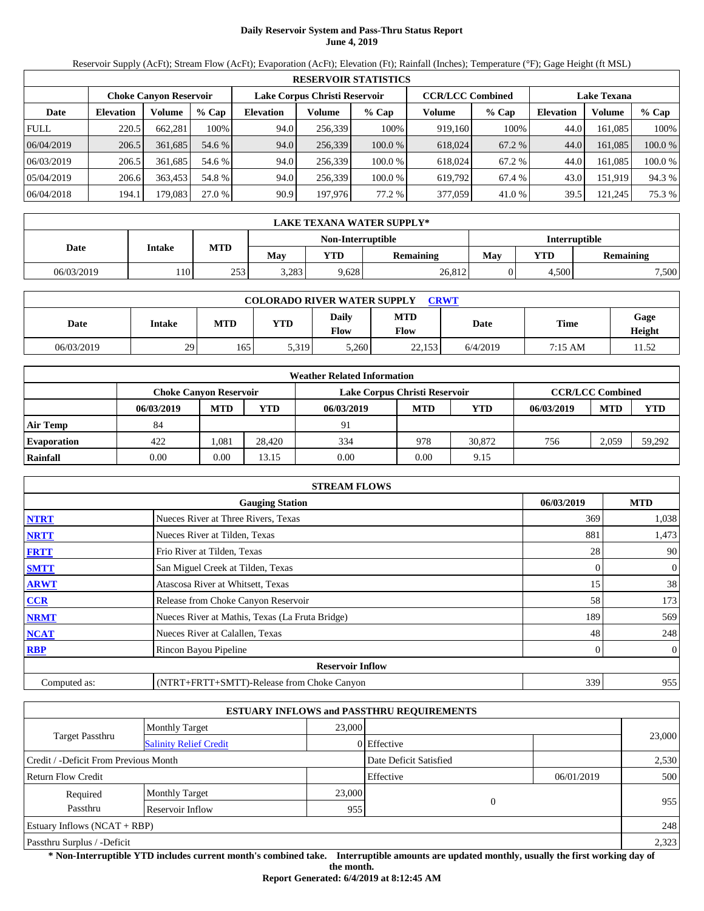# Daily Reservoir System and Pass-Thru Status Report
## June 4, 2019

Reservoir Supply (AcFt); Stream Flow (AcFt); Evaporation (AcFt); Elevation (Ft); Rainfall (Inches); Temperature (°F); Gage Height (ft MSL)

| RESERVOIR STATISTICS | | | | | | | | | | | |
|---|---|---|---|---|---|---|---|---|---|---|---|
| | Choke Canyon Reservoir | | | Lake Corpus Christi Reservoir | | | CCR/LCC Combined | | Lake Texana | | |
| Date | Elevation | Volume | % Cap | Elevation | Volume | % Cap | Volume | % Cap | Elevation | Volume | % Cap |
| FULL | 220.5 | 662,281 | 100% | 94.0 | 256,339 | 100% | 919,160 | 100% | 44.0 | 161,085 | 100% |
| 06/04/2019 | 206.5 | 361,685 | 54.6 % | 94.0 | 256,339 | 100.0 % | 618,024 | 67.2 % | 44.0 | 161,085 | 100.0 % |
| 06/03/2019 | 206.5 | 361,685 | 54.6 % | 94.0 | 256,339 | 100.0 % | 618,024 | 67.2 % | 44.0 | 161,085 | 100.0 % |
| 05/04/2019 | 206.6 | 363,453 | 54.8 % | 94.0 | 256,339 | 100.0 % | 619,792 | 67.4 % | 43.0 | 151,919 | 94.3 % |
| 06/04/2018 | 194.1 | 179,083 | 27.0 % | 90.9 | 197,976 | 77.2 % | 377,059 | 41.0 % | 39.5 | 121,245 | 75.3 % |

| LAKE TEXANA WATER SUPPLY* | | | | | | | | |
|---|---|---|---|---|---|---|---|---|
| Date | Intake | MTD | Non-Interruptible | | | Interruptible | | |
| | | | May | YTD | Remaining | May | YTD | Remaining |
| 06/03/2019 | 110 | 253 | 3,283 | 9,628 | 26,812 | 0 | 4,500 | 7,500 |

| COLORADO RIVER WATER SUPPLY CRWT | | | | | | | | |
|---|---|---|---|---|---|---|---|---|
| Date | Intake | MTD | YTD | Daily Flow | MTD Flow | Date | Time | Gage Height |
| 06/03/2019 | 29 | 165 | 5,319 | 5,260 | 22,153 | 6/4/2019 | 7:15 AM | 11.52 |

| Weather Related Information | | | | | | | | | |
|---|---|---|---|---|---|---|---|---|---|
| | Choke Canyon Reservoir | | | Lake Corpus Christi Reservoir | | | CCR/LCC Combined | | |
| | 06/03/2019 | MTD | YTD | 06/03/2019 | MTD | YTD | 06/03/2019 | MTD | YTD |
| Air Temp | 84 | | | 91 | | | | | |
| Evaporation | 422 | 1,081 | 28,420 | 334 | 978 | 30,872 | 756 | 2,059 | 59,292 |
| Rainfall | 0.00 | 0.00 | 13.15 | 0.00 | 0.00 | 9.15 | | | |

| STREAM FLOWS | | | |
|---|---|---|---|
| | Gauging Station | 06/03/2019 | MTD |
| NTRT | Nueces River at Three Rivers, Texas | 369 | 1,038 |
| NRTT | Nueces River at Tilden, Texas | 881 | 1,473 |
| FRTT | Frio River at Tilden, Texas | 28 | 90 |
| SMTT | San Miguel Creek at Tilden, Texas | 0 | 0 |
| ARWT | Atascosa River at Whitsett, Texas | 15 | 38 |
| CCR | Release from Choke Canyon Reservoir | 58 | 173 |
| NRMT | Nueces River at Mathis, Texas (La Fruta Bridge) | 189 | 569 |
| NCAT | Nueces River at Calallen, Texas | 48 | 248 |
| RBP | Rincon Bayou Pipeline | 0 | 0 |
| | Reservoir Inflow | | |
| Computed as: | (NTRT+FRTT+SMTT)-Release from Choke Canyon | 339 | 955 |

| ESTUARY INFLOWS and PASSTHRU REQUIREMENTS | | | | | |
|---|---|---|---|---|---|
| Target Passthru | Monthly Target | 23,000 | | | 23,000 |
| | Salinity Relief Credit | 0 | Effective | | |
| Credit / -Deficit From Previous Month | | | Date Deficit Satisfied | | 2,530 |
| Return Flow Credit | | | Effective | 06/01/2019 | 500 |
| Required Passthru | Monthly Target | 23,000 | 0 | | 955 |
| | Reservoir Inflow | 955 | | | |
| Estuary Inflows (NCAT + RBP) | | | | | 248 |
| Passthru Surplus / -Deficit | | | | | 2,323 |

**\* Non-Interruptible YTD includes current month's combined take. Interruptible amounts are updated monthly, usually the first working day of the month.**

**Report Generated: 6/4/2019 at 8:12:45 AM**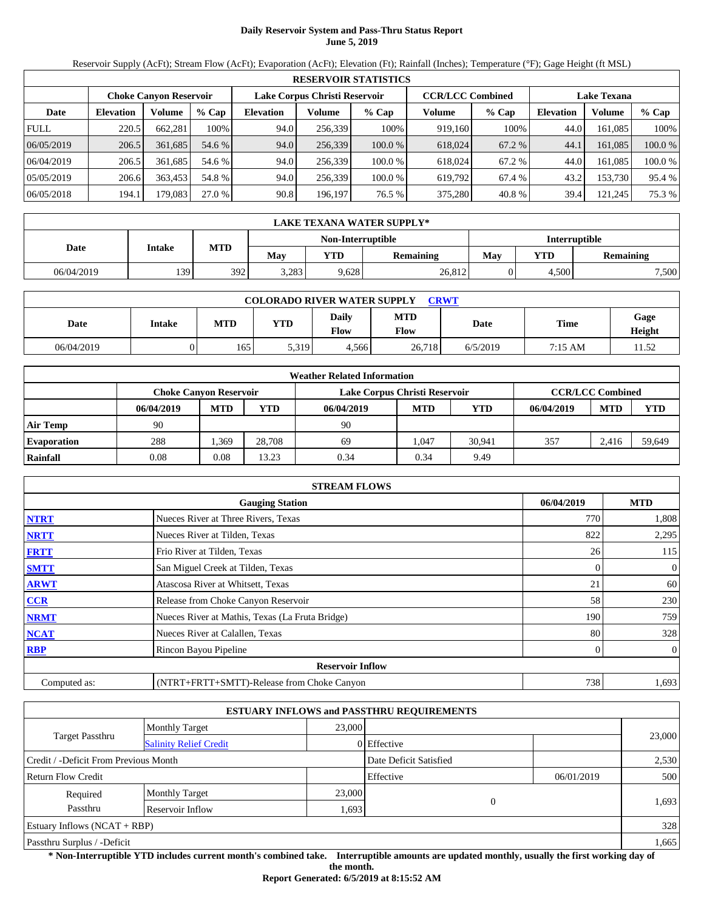# Daily Reservoir System and Pass-Thru Status Report
## June 5, 2019

Reservoir Supply (AcFt); Stream Flow (AcFt); Evaporation (AcFt); Elevation (Ft); Rainfall (Inches); Temperature (°F); Gage Height (ft MSL)

| RESERVOIR STATISTICS | | | | | | | | | | | |
|---|---|---|---|---|---|---|---|---|---|---|---|
| | Choke Canyon Reservoir | | | Lake Corpus Christi Reservoir | | | CCR/LCC Combined | | Lake Texana | | |
| Date | Elevation | Volume | % Cap | Elevation | Volume | % Cap | Volume | % Cap | Elevation | Volume | % Cap |
| FULL | 220.5 | 662,281 | 100% | 94.0 | 256,339 | 100% | 919,160 | 100% | 44.0 | 161,085 | 100% |
| 06/05/2019 | 206.5 | 361,685 | 54.6 % | 94.0 | 256,339 | 100.0 % | 618,024 | 67.2 % | 44.1 | 161,085 | 100.0 % |
| 06/04/2019 | 206.5 | 361,685 | 54.6 % | 94.0 | 256,339 | 100.0 % | 618,024 | 67.2 % | 44.0 | 161,085 | 100.0 % |
| 05/05/2019 | 206.6 | 363,453 | 54.8 % | 94.0 | 256,339 | 100.0 % | 619,792 | 67.4 % | 43.2 | 153,730 | 95.4 % |
| 06/05/2018 | 194.1 | 179,083 | 27.0 % | 90.8 | 196,197 | 76.5 % | 375,280 | 40.8 % | 39.4 | 121,245 | 75.3 % |

| LAKE TEXANA WATER SUPPLY* | | | | | | | | |
|---|---|---|---|---|---|---|---|---|
| Date | Intake | MTD | Non-Interruptible | | | Interruptible | | |
| | | | May | YTD | Remaining | May | YTD | Remaining |
| 06/04/2019 | 139 | 392 | 3,283 | 9,628 | 26,812 | 0 | 4,500 | 7,500 |

| COLORADO RIVER WATER SUPPLY CRWT | | | | | | | | |
|---|---|---|---|---|---|---|---|---|
| Date | Intake | MTD | YTD | Daily Flow | MTD Flow | Date | Time | Gage Height |
| 06/04/2019 | 0 | 165 | 5,319 | 4,566 | 26,718 | 6/5/2019 | 7:15 AM | 11.52 |

| Weather Related Information | | | | | | | | | |
|---|---|---|---|---|---|---|---|---|---|
| | Choke Canyon Reservoir | | | Lake Corpus Christi Reservoir | | | CCR/LCC Combined | | |
| | 06/04/2019 | MTD | YTD | 06/04/2019 | MTD | YTD | 06/04/2019 | MTD | YTD |
| Air Temp | 90 | | | 90 | | | | | |
| Evaporation | 288 | 1,369 | 28,708 | 69 | 1,047 | 30,941 | 357 | 2,416 | 59,649 |
| Rainfall | 0.08 | 0.08 | 13.23 | 0.34 | 0.34 | 9.49 | | | |

| STREAM FLOWS | | | |
|---|---|---|---|
| | Gauging Station | 06/04/2019 | MTD |
| NTRT | Nueces River at Three Rivers, Texas | 770 | 1,808 |
| NRTT | Nueces River at Tilden, Texas | 822 | 2,295 |
| FRTT | Frio River at Tilden, Texas | 26 | 115 |
| SMTT | San Miguel Creek at Tilden, Texas | 0 | 0 |
| ARWT | Atascosa River at Whitsett, Texas | 21 | 60 |
| CCR | Release from Choke Canyon Reservoir | 58 | 230 |
| NRMT | Nueces River at Mathis, Texas (La Fruta Bridge) | 190 | 759 |
| NCAT | Nueces River at Calallen, Texas | 80 | 328 |
| RBP | Rincon Bayou Pipeline | 0 | 0 |
| | Reservoir Inflow | | |
| Computed as: | (NTRT+FRTT+SMTT)-Release from Choke Canyon | 738 | 1,693 |

| ESTUARY INFLOWS and PASSTHRU REQUIREMENTS | | | | | |
|---|---|---|---|---|---|
| Target Passthru | Monthly Target | 23,000 | | | 23,000 |
| | Salinity Relief Credit | 0 | Effective | | |
| Credit / -Deficit From Previous Month | | | Date Deficit Satisfied | | 2,530 |
| Return Flow Credit | | | Effective | 06/01/2019 | 500 |
| Required Passthru | Monthly Target | 23,000 | 0 | | 1,693 |
| | Reservoir Inflow | 1,693 | | | |
| Estuary Inflows (NCAT + RBP) | | | | | 328 |
| Passthru Surplus / -Deficit | | | | | 1,665 |

**\* Non-Interruptible YTD includes current month's combined take. Interruptible amounts are updated monthly, usually the first working day of the month.**

**Report Generated: 6/5/2019 at 8:15:52 AM**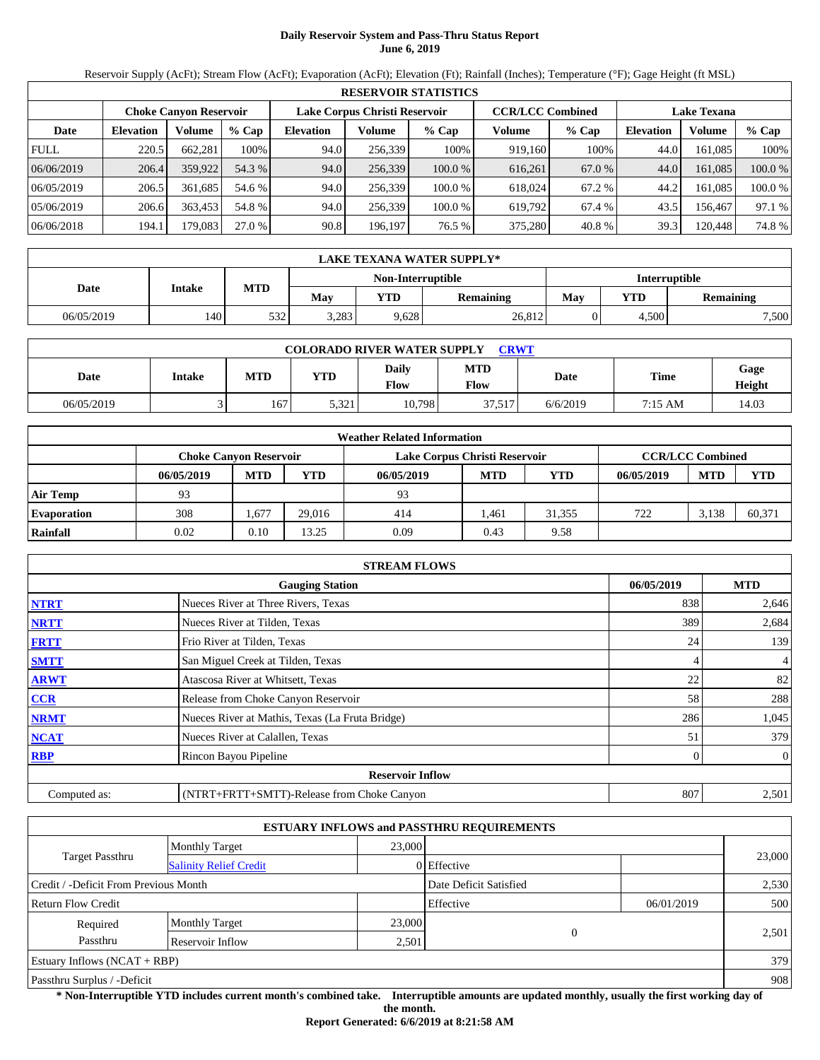# Daily Reservoir System and Pass-Thru Status Report
**June 6, 2019**

Reservoir Supply (AcFt); Stream Flow (AcFt); Evaporation (AcFt); Elevation (Ft); Rainfall (Inches); Temperature (°F); Gage Height (ft MSL)

| RESERVOIR STATISTICS | | | | | | | | | | | |
|---|---|---|---|---|---|---|---|---|---|---|---|
| | Choke Canyon Reservoir | | | Lake Corpus Christi Reservoir | | | CCR/LCC Combined | | Lake Texana | | |
| Date | Elevation | Volume | % Cap | Elevation | Volume | % Cap | Volume | % Cap | Elevation | Volume | % Cap |
| FULL | 220.5 | 662,281 | 100% | 94.0 | 256,339 | 100% | 919,160 | 100% | 44.0 | 161,085 | 100% |
| 06/06/2019 | 206.4 | 359,922 | 54.3 % | 94.0 | 256,339 | 100.0 % | 616,261 | 67.0 % | 44.0 | 161,085 | 100.0 % |
| 06/05/2019 | 206.5 | 361,685 | 54.6 % | 94.0 | 256,339 | 100.0 % | 618,024 | 67.2 % | 44.2 | 161,085 | 100.0 % |
| 05/06/2019 | 206.6 | 363,453 | 54.8 % | 94.0 | 256,339 | 100.0 % | 619,792 | 67.4 % | 43.5 | 156,467 | 97.1 % |
| 06/06/2018 | 194.1 | 179,083 | 27.0 % | 90.8 | 196,197 | 76.5 % | 375,280 | 40.8 % | 39.3 | 120,448 | 74.8 % |

| LAKE TEXANA WATER SUPPLY* | | | | | | | | |
|---|---|---|---|---|---|---|---|---|
| Date | Intake | MTD | Non-Interruptible | | | Interruptible | | |
| | | | May | YTD | Remaining | May | YTD | Remaining |
| 06/05/2019 | 140 | 532 | 3,283 | 9,628 | 26,812 | 0 | 4,500 | 7,500 |

| COLORADO RIVER WATER SUPPLY CRWT | | | | | | | | |
|---|---|---|---|---|---|---|---|---|
| Date | Intake | MTD | YTD | Daily Flow | MTD Flow | Date | Time | Gage Height |
| 06/05/2019 | 3 | 167 | 5,321 | 10,798 | 37,517 | 6/6/2019 | 7:15 AM | 14.03 |

| Weather Related Information | | | | | | | | | |
|---|---|---|---|---|---|---|---|---|---|
| | Choke Canyon Reservoir | | | Lake Corpus Christi Reservoir | | | CCR/LCC Combined | | |
| | 06/05/2019 | MTD | YTD | 06/05/2019 | MTD | YTD | 06/05/2019 | MTD | YTD |
| Air Temp | 93 | | | 93 | | | | | |
| Evaporation | 308 | 1,677 | 29,016 | 414 | 1,461 | 31,355 | 722 | 3,138 | 60,371 |
| Rainfall | 0.02 | 0.10 | 13.25 | 0.09 | 0.43 | 9.58 | | | |

| STREAM FLOWS | | | |
|---|---|---|---|
| | Gauging Station | 06/05/2019 | MTD |
| NTRT | Nueces River at Three Rivers, Texas | 838 | 2,646 |
| NRTT | Nueces River at Tilden, Texas | 389 | 2,684 |
| FRTT | Frio River at Tilden, Texas | 24 | 139 |
| SMTT | San Miguel Creek at Tilden, Texas | 4 | 4 |
| ARWT | Atascosa River at Whitsett, Texas | 22 | 82 |
| CCR | Release from Choke Canyon Reservoir | 58 | 288 |
| NRMT | Nueces River at Mathis, Texas (La Fruta Bridge) | 286 | 1,045 |
| NCAT | Nueces River at Calallen, Texas | 51 | 379 |
| RBP | Rincon Bayou Pipeline | 0 | 0 |
| **Reservoir Inflow** | | | |
| Computed as: | (NTRT+FRTT+SMTT)-Release from Choke Canyon | 807 | 2,501 |

| ESTUARY INFLOWS and PASSTHRU REQUIREMENTS | | | | | |
|---|---|---|---|---|---|
| Target Passthru | Monthly Target | 23,000 | | | 23,000 |
| | Salinity Relief Credit | 0 | Effective | | |
| Credit / -Deficit From Previous Month | | | Date Deficit Satisfied | | 2,530 |
| Return Flow Credit | | | Effective | 06/01/2019 | 500 |
| Required Passthru | Monthly Target | 23,000 | 0 | | 2,501 |
| | Reservoir Inflow | 2,501 | | | |
| Estuary Inflows (NCAT + RBP) | | | | | 379 |
| Passthru Surplus / -Deficit | | | | | 908 |

**\* Non-Interruptible YTD includes current month's combined take. Interruptible amounts are updated monthly, usually the first working day of the month.**

**Report Generated: 6/6/2019 at 8:21:58 AM**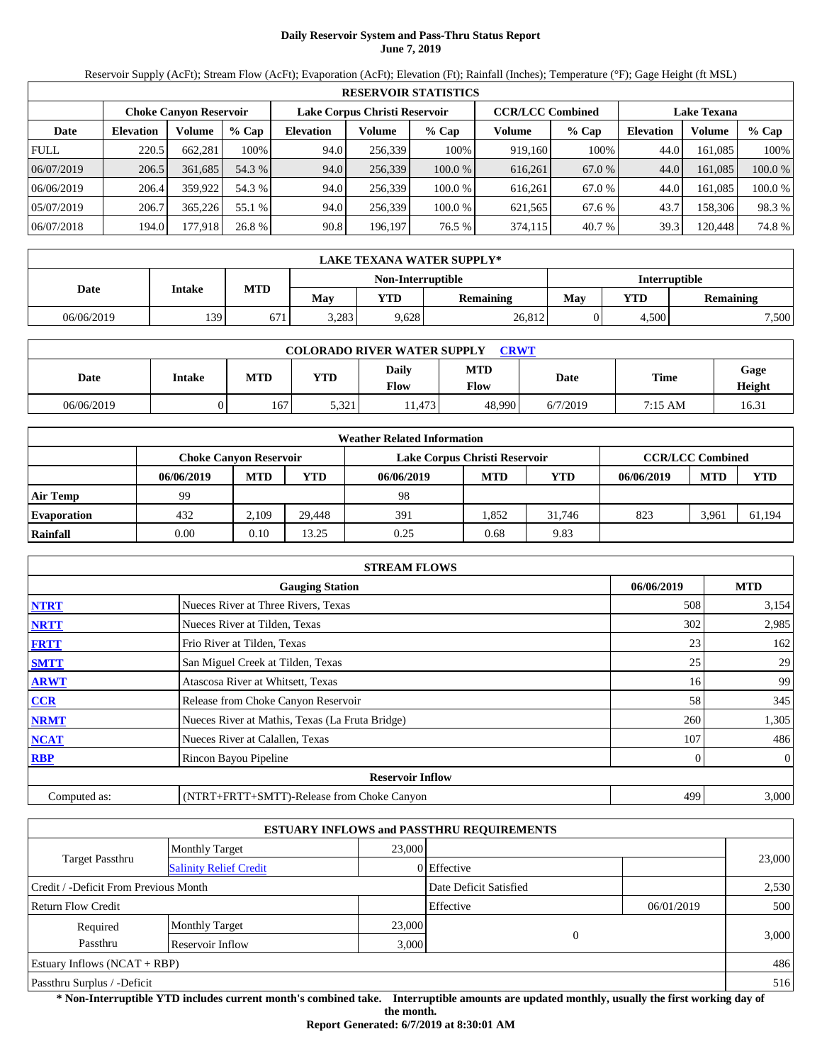# Daily Reservoir System and Pass-Thru Status Report
## June 7, 2019

Reservoir Supply (AcFt); Stream Flow (AcFt); Evaporation (AcFt); Elevation (Ft); Rainfall (Inches); Temperature (°F); Gage Height (ft MSL)

| RESERVOIR STATISTICS | | | | | | | | | | | |
|---|---|---|---|---|---|---|---|---|---|---|---|
| | Choke Canyon Reservoir | | | Lake Corpus Christi Reservoir | | | CCR/LCC Combined | | Lake Texana | | |
| Date | Elevation | Volume | % Cap | Elevation | Volume | % Cap | Volume | % Cap | Elevation | Volume | % Cap |
| FULL | 220.5 | 662,281 | 100% | 94.0 | 256,339 | 100% | 919,160 | 100% | 44.0 | 161,085 | 100% |
| 06/07/2019 | 206.5 | 361,685 | 54.3 % | 94.0 | 256,339 | 100.0 % | 616,261 | 67.0 % | 44.0 | 161,085 | 100.0 % |
| 06/06/2019 | 206.4 | 359,922 | 54.3 % | 94.0 | 256,339 | 100.0 % | 616,261 | 67.0 % | 44.0 | 161,085 | 100.0 % |
| 05/07/2019 | 206.7 | 365,226 | 55.1 % | 94.0 | 256,339 | 100.0 % | 621,565 | 67.6 % | 43.7 | 158,306 | 98.3 % |
| 06/07/2018 | 194.0 | 177,918 | 26.8 % | 90.8 | 196,197 | 76.5 % | 374,115 | 40.7 % | 39.3 | 120,448 | 74.8 % |

| LAKE TEXANA WATER SUPPLY* | | | | | | | | |
|---|---|---|---|---|---|---|---|---|
| Date | Intake | MTD | Non-Interruptible | | | Interruptible | | |
| | | | May | YTD | Remaining | May | YTD | Remaining |
| 06/06/2019 | 139 | 671 | 3,283 | 9,628 | 26,812 | 0 | 4,500 | 7,500 |

| COLORADO RIVER WATER SUPPLY CRWT | | | | | | | | |
|---|---|---|---|---|---|---|---|---|
| Date | Intake | MTD | YTD | Daily Flow | MTD Flow | Date | Time | Gage Height |
| 06/06/2019 | 0 | 167 | 5,321 | 11,473 | 48,990 | 6/7/2019 | 7:15 AM | 16.31 |

| Weather Related Information | | | | | | | | | |
|---|---|---|---|---|---|---|---|---|---|
| | Choke Canyon Reservoir | | | Lake Corpus Christi Reservoir | | | CCR/LCC Combined | | |
| | 06/06/2019 | MTD | YTD | 06/06/2019 | MTD | YTD | 06/06/2019 | MTD | YTD |
| Air Temp | 99 | | | 98 | | | | | |
| Evaporation | 432 | 2,109 | 29,448 | 391 | 1,852 | 31,746 | 823 | 3,961 | 61,194 |
| Rainfall | 0.00 | 0.10 | 13.25 | 0.25 | 0.68 | 9.83 | | | |

| STREAM FLOWS | | | |
|---|---|---|---|
| | Gauging Station | 06/06/2019 | MTD |
| NTRT | Nueces River at Three Rivers, Texas | 508 | 3,154 |
| NRTT | Nueces River at Tilden, Texas | 302 | 2,985 |
| FRTT | Frio River at Tilden, Texas | 23 | 162 |
| SMTT | San Miguel Creek at Tilden, Texas | 25 | 29 |
| ARWT | Atascosa River at Whitsett, Texas | 16 | 99 |
| CCR | Release from Choke Canyon Reservoir | 58 | 345 |
| NRMT | Nueces River at Mathis, Texas (La Fruta Bridge) | 260 | 1,305 |
| NCAT | Nueces River at Calallen, Texas | 107 | 486 |
| RBP | Rincon Bayou Pipeline | 0 | 0 |
| | Reservoir Inflow | | |
| Computed as: | (NTRT+FRTT+SMTT)-Release from Choke Canyon | 499 | 3,000 |

| ESTUARY INFLOWS and PASSTHRU REQUIREMENTS | | | | | |
|---|---|---|---|---|---|
| Target Passthru | Monthly Target | 23,000 | | | 23,000 |
| | Salinity Relief Credit | 0 | Effective | | |
| Credit / -Deficit From Previous Month | | | Date Deficit Satisfied | | 2,530 |
| Return Flow Credit | | | Effective | 06/01/2019 | 500 |
| Required Passthru | Monthly Target | 23,000 | 0 | | 3,000 |
| | Reservoir Inflow | 3,000 | | | |
| Estuary Inflows (NCAT + RBP) | | | | | 486 |
| Passthru Surplus / -Deficit | | | | | 516 |

**\* Non-Interruptible YTD includes current month's combined take. Interruptible amounts are updated monthly, usually the first working day of the month.**

**Report Generated: 6/7/2019 at 8:30:01 AM**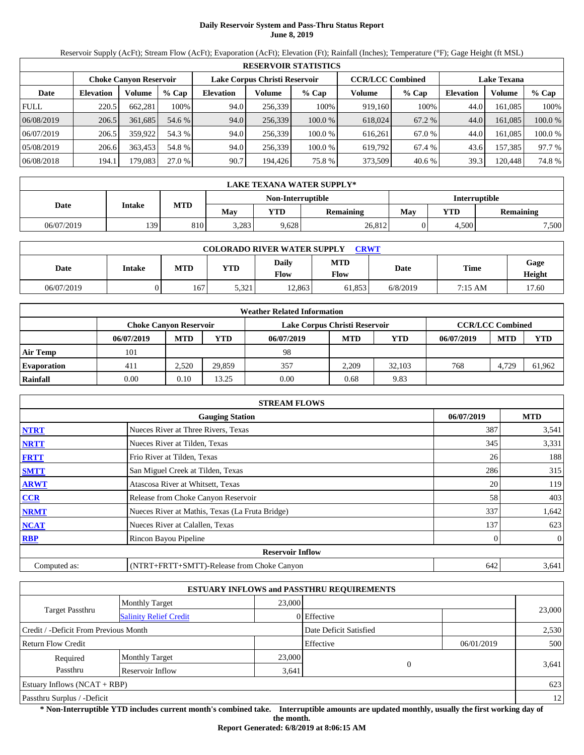# Daily Reservoir System and Pass-Thru Status Report
## June 8, 2019

Reservoir Supply (AcFt); Stream Flow (AcFt); Evaporation (AcFt); Elevation (Ft); Rainfall (Inches); Temperature (°F); Gage Height (ft MSL)

| RESERVOIR STATISTICS | | | | | | | | | | | |
|---|---|---|---|---|---|---|---|---|---|---|---|
| | Choke Canyon Reservoir | | | Lake Corpus Christi Reservoir | | | CCR/LCC Combined | | Lake Texana | | |
| Date | Elevation | Volume | % Cap | Elevation | Volume | % Cap | Volume | % Cap | Elevation | Volume | % Cap |
| FULL | 220.5 | 662,281 | 100% | 94.0 | 256,339 | 100% | 919,160 | 100% | 44.0 | 161,085 | 100% |
| 06/08/2019 | 206.5 | 361,685 | 54.6 % | 94.0 | 256,339 | 100.0 % | 618,024 | 67.2 % | 44.0 | 161,085 | 100.0 % |
| 06/07/2019 | 206.5 | 359,922 | 54.3 % | 94.0 | 256,339 | 100.0 % | 616,261 | 67.0 % | 44.0 | 161,085 | 100.0 % |
| 05/08/2019 | 206.6 | 363,453 | 54.8 % | 94.0 | 256,339 | 100.0 % | 619,792 | 67.4 % | 43.6 | 157,385 | 97.7 % |
| 06/08/2018 | 194.1 | 179,083 | 27.0 % | 90.7 | 194,426 | 75.8 % | 373,509 | 40.6 % | 39.3 | 120,448 | 74.8 % |

| LAKE TEXANA WATER SUPPLY* | | | | | | | | |
|---|---|---|---|---|---|---|---|---|
| Date | Intake | MTD | Non-Interruptible | | | Interruptible | | |
| | | | May | YTD | Remaining | May | YTD | Remaining |
| 06/07/2019 | 139 | 810 | 3,283 | 9,628 | 26,812 | 0 | 4,500 | 7,500 |

| COLORADO RIVER WATER SUPPLY CRWT | | | | | | | | |
|---|---|---|---|---|---|---|---|---|
| Date | Intake | MTD | YTD | Daily Flow | MTD Flow | Date | Time | Gage Height |
| 06/07/2019 | 0 | 167 | 5,321 | 12,863 | 61,853 | 6/8/2019 | 7:15 AM | 17.60 |

| Weather Related Information | | | | | | | | | |
|---|---|---|---|---|---|---|---|---|---|
| | Choke Canyon Reservoir | | | Lake Corpus Christi Reservoir | | | CCR/LCC Combined | | |
| | 06/07/2019 | MTD | YTD | 06/07/2019 | MTD | YTD | 06/07/2019 | MTD | YTD |
| Air Temp | 101 | | | 98 | | | | | |
| Evaporation | 411 | 2,520 | 29,859 | 357 | 2,209 | 32,103 | 768 | 4,729 | 61,962 |
| Rainfall | 0.00 | 0.10 | 13.25 | 0.00 | 0.68 | 9.83 | | | |

| STREAM FLOWS | | | |
|---|---|---|---|
| | Gauging Station | 06/07/2019 | MTD |
| NTRT | Nueces River at Three Rivers, Texas | 387 | 3,541 |
| NRTT | Nueces River at Tilden, Texas | 345 | 3,331 |
| FRTT | Frio River at Tilden, Texas | 26 | 188 |
| SMTT | San Miguel Creek at Tilden, Texas | 286 | 315 |
| ARWT | Atascosa River at Whitsett, Texas | 20 | 119 |
| CCR | Release from Choke Canyon Reservoir | 58 | 403 |
| NRMT | Nueces River at Mathis, Texas (La Fruta Bridge) | 337 | 1,642 |
| NCAT | Nueces River at Calallen, Texas | 137 | 623 |
| RBP | Rincon Bayou Pipeline | 0 | 0 |
| | **Reservoir Inflow** | | |
| Computed as: | (NTRT+FRTT+SMTT)-Release from Choke Canyon | 642 | 3,641 |

| ESTUARY INFLOWS and PASSTHRU REQUIREMENTS | | | | | |
|---|---|---|---|---|---|
| Target Passthru | Monthly Target | 23,000 | | | 23,000 |
| | Salinity Relief Credit | 0 | Effective | | |
| Credit / -Deficit From Previous Month | | | Date Deficit Satisfied | | 2,530 |
| Return Flow Credit | | | Effective | 06/01/2019 | 500 |
| Required Passthru | Monthly Target | 23,000 | 0 | | 3,641 |
| | Reservoir Inflow | 3,641 | | | |
| Estuary Inflows (NCAT + RBP) | | | | | 623 |
| Passthru Surplus / -Deficit | | | | | 12 |

**\* Non-Interruptible YTD includes current month's combined take. Interruptible amounts are updated monthly, usually the first working day of the month.**

**Report Generated: 6/8/2019 at 8:06:15 AM**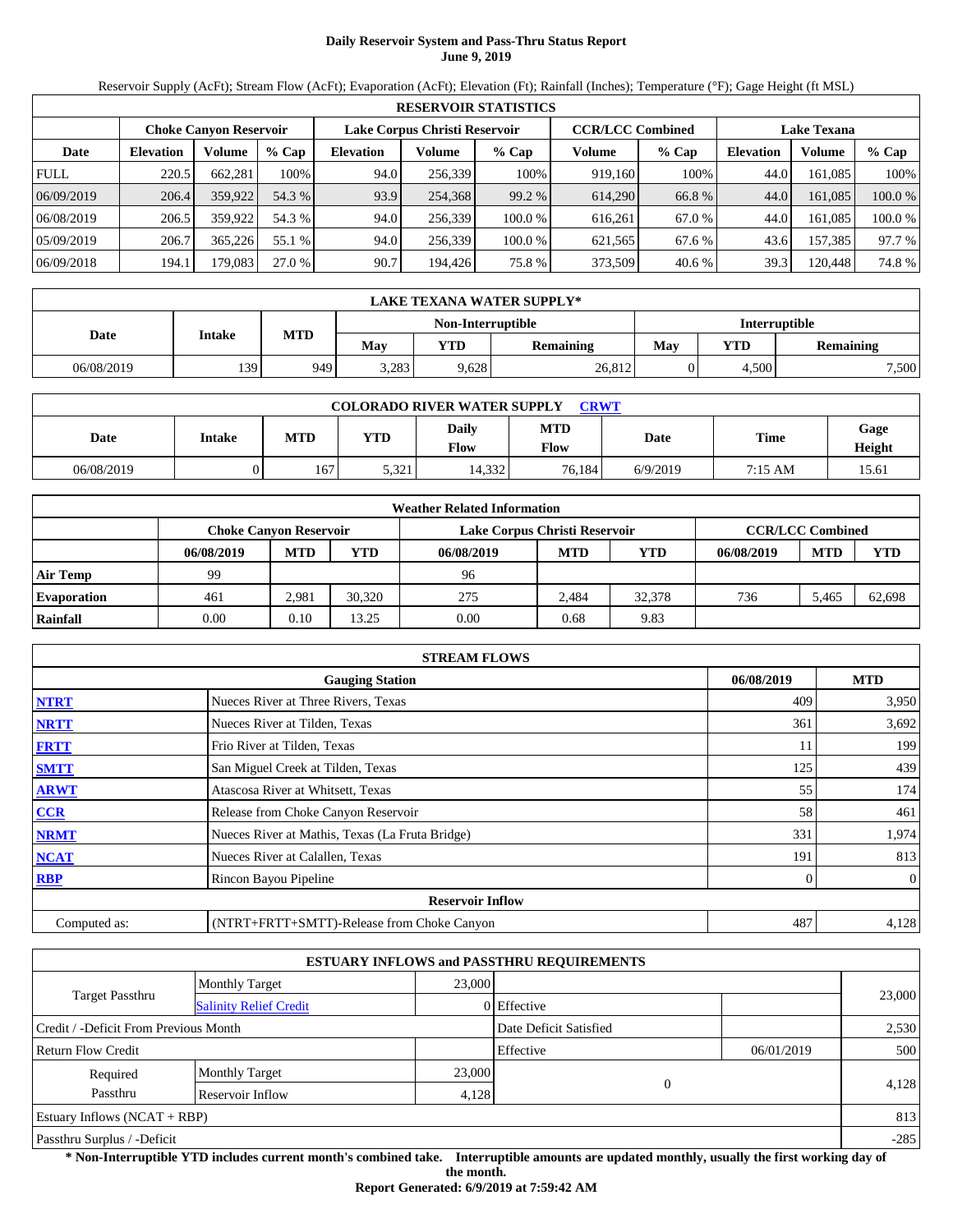# Daily Reservoir System and Pass-Thru Status Report
## June 9, 2019

Reservoir Supply (AcFt); Stream Flow (AcFt); Evaporation (AcFt); Elevation (Ft); Rainfall (Inches); Temperature (°F); Gage Height (ft MSL)

| RESERVOIR STATISTICS | | | | | | | | | | | |
|---|---|---|---|---|---|---|---|---|---|---|---|
| | Choke Canyon Reservoir | | | Lake Corpus Christi Reservoir | | | CCR/LCC Combined | | Lake Texana | | |
| Date | Elevation | Volume | % Cap | Elevation | Volume | % Cap | Volume | % Cap | Elevation | Volume | % Cap |
| FULL | 220.5 | 662,281 | 100% | 94.0 | 256,339 | 100% | 919,160 | 100% | 44.0 | 161,085 | 100% |
| 06/09/2019 | 206.4 | 359,922 | 54.3 % | 93.9 | 254,368 | 99.2 % | 614,290 | 66.8 % | 44.0 | 161,085 | 100.0 % |
| 06/08/2019 | 206.5 | 359,922 | 54.3 % | 94.0 | 256,339 | 100.0 % | 616,261 | 67.0 % | 44.0 | 161,085 | 100.0 % |
| 05/09/2019 | 206.7 | 365,226 | 55.1 % | 94.0 | 256,339 | 100.0 % | 621,565 | 67.6 % | 43.6 | 157,385 | 97.7 % |
| 06/09/2018 | 194.1 | 179,083 | 27.0 % | 90.7 | 194,426 | 75.8 % | 373,509 | 40.6 % | 39.3 | 120,448 | 74.8 % |

| LAKE TEXANA WATER SUPPLY* | | | | | | | | |
|---|---|---|---|---|---|---|---|---|
| Date | Intake | MTD | Non-Interruptible | | | Interruptible | | |
| | | | May | YTD | Remaining | May | YTD | Remaining |
| 06/08/2019 | 139 | 949 | 3,283 | 9,628 | 26,812 | 0 | 4,500 | 7,500 |

| COLORADO RIVER WATER SUPPLY CRWT | | | | | | | | |
|---|---|---|---|---|---|---|---|---|
| Date | Intake | MTD | YTD | Daily Flow | MTD Flow | Date | Time | Gage Height |
| 06/08/2019 | 0 | 167 | 5,321 | 14,332 | 76,184 | 6/9/2019 | 7:15 AM | 15.61 |

| Weather Related Information | | | | | | | | | |
|---|---|---|---|---|---|---|---|---|---|
| | Choke Canyon Reservoir | | | Lake Corpus Christi Reservoir | | | CCR/LCC Combined | | |
| | 06/08/2019 | MTD | YTD | 06/08/2019 | MTD | YTD | 06/08/2019 | MTD | YTD |
| Air Temp | 99 | | | 96 | | | | | |
| Evaporation | 461 | 2,981 | 30,320 | 275 | 2,484 | 32,378 | 736 | 5,465 | 62,698 |
| Rainfall | 0.00 | 0.10 | 13.25 | 0.00 | 0.68 | 9.83 | | | |

| STREAM FLOWS | | | |
|---|---|---|---|
| | Gauging Station | 06/08/2019 | MTD |
| NTRT | Nueces River at Three Rivers, Texas | 409 | 3,950 |
| NRTT | Nueces River at Tilden, Texas | 361 | 3,692 |
| FRTT | Frio River at Tilden, Texas | 11 | 199 |
| SMTT | San Miguel Creek at Tilden, Texas | 125 | 439 |
| ARWT | Atascosa River at Whitsett, Texas | 55 | 174 |
| CCR | Release from Choke Canyon Reservoir | 58 | 461 |
| NRMT | Nueces River at Mathis, Texas (La Fruta Bridge) | 331 | 1,974 |
| NCAT | Nueces River at Calallen, Texas | 191 | 813 |
| RBP | Rincon Bayou Pipeline | 0 | 0 |
| | Reservoir Inflow | | |
| Computed as: | (NTRT+FRTT+SMTT)-Release from Choke Canyon | 487 | 4,128 |

| ESTUARY INFLOWS and PASSTHRU REQUIREMENTS | | | | | |
|---|---|---|---|---|---|
| Target Passthru | Monthly Target | 23,000 | | | 23,000 |
| | Salinity Relief Credit | 0 | Effective | | |
| Credit / -Deficit From Previous Month | | | Date Deficit Satisfied | | 2,530 |
| Return Flow Credit | | | Effective | 06/01/2019 | 500 |
| Required Passthru | Monthly Target | 23,000 | 0 | | 4,128 |
| | Reservoir Inflow | 4,128 | | | |
| Estuary Inflows (NCAT + RBP) | | | | | 813 |
| Passthru Surplus / -Deficit | | | | | -285 |

**\* Non-Interruptible YTD includes current month's combined take. Interruptible amounts are updated monthly, usually the first working day of the month.**

**Report Generated: 6/9/2019 at 7:59:42 AM**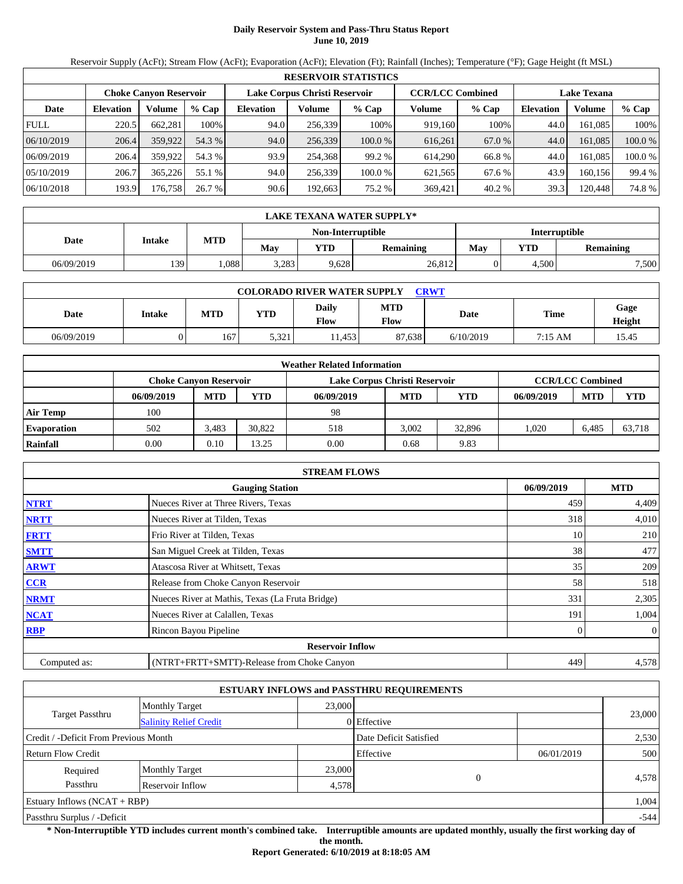# Daily Reservoir System and Pass-Thru Status Report
## June 10, 2019

Reservoir Supply (AcFt); Stream Flow (AcFt); Evaporation (AcFt); Elevation (Ft); Rainfall (Inches); Temperature (°F); Gage Height (ft MSL)

| RESERVOIR STATISTICS | | | | | | | | | | | |
|---|---|---|---|---|---|---|---|---|---|---|---|
| | Choke Canyon Reservoir | | | Lake Corpus Christi Reservoir | | | CCR/LCC Combined | | Lake Texana | | |
| Date | Elevation | Volume | % Cap | Elevation | Volume | % Cap | Volume | % Cap | Elevation | Volume | % Cap |
| FULL | 220.5 | 662,281 | 100% | 94.0 | 256,339 | 100% | 919,160 | 100% | 44.0 | 161,085 | 100% |
| 06/10/2019 | 206.4 | 359,922 | 54.3 % | 94.0 | 256,339 | 100.0 % | 616,261 | 67.0 % | 44.0 | 161,085 | 100.0 % |
| 06/09/2019 | 206.4 | 359,922 | 54.3 % | 93.9 | 254,368 | 99.2 % | 614,290 | 66.8 % | 44.0 | 161,085 | 100.0 % |
| 05/10/2019 | 206.7 | 365,226 | 55.1 % | 94.0 | 256,339 | 100.0 % | 621,565 | 67.6 % | 43.9 | 160,156 | 99.4 % |
| 06/10/2018 | 193.9 | 176,758 | 26.7 % | 90.6 | 192,663 | 75.2 % | 369,421 | 40.2 % | 39.3 | 120,448 | 74.8 % |

| LAKE TEXANA WATER SUPPLY* | | | | | | | | |
|---|---|---|---|---|---|---|---|---|
| Date | Intake | MTD | Non-Interruptible | | | Interruptible | | |
| | | | May | YTD | Remaining | May | YTD | Remaining |
| 06/09/2019 | 139 | 1,088 | 3,283 | 9,628 | 26,812 | 0 | 4,500 | 7,500 |

| COLORADO RIVER WATER SUPPLY CRWT | | | | | | | | |
|---|---|---|---|---|---|---|---|---|
| Date | Intake | MTD | YTD | Daily Flow | MTD Flow | Date | Time | Gage Height |
| 06/09/2019 | 0 | 167 | 5,321 | 11,453 | 87,638 | 6/10/2019 | 7:15 AM | 15.45 |

| Weather Related Information | | | | | | | | | |
|---|---|---|---|---|---|---|---|---|---|
| | Choke Canyon Reservoir | | | Lake Corpus Christi Reservoir | | | CCR/LCC Combined | | |
| | 06/09/2019 | MTD | YTD | 06/09/2019 | MTD | YTD | 06/09/2019 | MTD | YTD |
| Air Temp | 100 | | | 98 | | | | | |
| Evaporation | 502 | 3,483 | 30,822 | 518 | 3,002 | 32,896 | 1,020 | 6,485 | 63,718 |
| Rainfall | 0.00 | 0.10 | 13.25 | 0.00 | 0.68 | 9.83 | | | |

| STREAM FLOWS | | | |
|---|---|---|---|
| | Gauging Station | 06/09/2019 | MTD |
| NTRT | Nueces River at Three Rivers, Texas | 459 | 4,409 |
| NRTT | Nueces River at Tilden, Texas | 318 | 4,010 |
| FRTT | Frio River at Tilden, Texas | 10 | 210 |
| SMTT | San Miguel Creek at Tilden, Texas | 38 | 477 |
| ARWT | Atascosa River at Whitsett, Texas | 35 | 209 |
| CCR | Release from Choke Canyon Reservoir | 58 | 518 |
| NRMT | Nueces River at Mathis, Texas (La Fruta Bridge) | 331 | 2,305 |
| NCAT | Nueces River at Calallen, Texas | 191 | 1,004 |
| RBP | Rincon Bayou Pipeline | 0 | 0 |
| **Reservoir Inflow** | | | |
| Computed as: | (NTRT+FRTT+SMTT)-Release from Choke Canyon | 449 | 4,578 |

| ESTUARY INFLOWS and PASSTHRU REQUIREMENTS | | | | | |
|---|---|---|---|---|---|
| Target Passthru | Monthly Target | 23,000 | | | 23,000 |
| | Salinity Relief Credit | 0 | Effective | | |
| Credit / -Deficit From Previous Month | | | Date Deficit Satisfied | | 2,530 |
| Return Flow Credit | | | Effective | 06/01/2019 | 500 |
| Required Passthru | Monthly Target | 23,000 | 0 | | 4,578 |
| | Reservoir Inflow | 4,578 | | | |
| Estuary Inflows (NCAT + RBP) | | | | | 1,004 |
| Passthru Surplus / -Deficit | | | | | -544 |

**\* Non-Interruptible YTD includes current month's combined take. Interruptible amounts are updated monthly, usually the first working day of the month.**

**Report Generated: 6/10/2019 at 8:18:05 AM**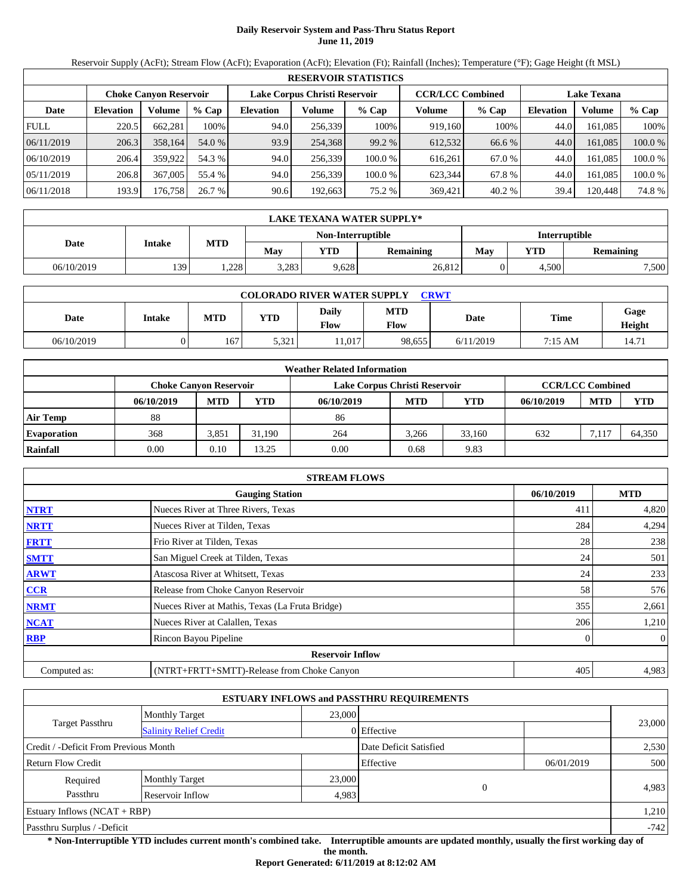# Daily Reservoir System and Pass-Thru Status Report
## June 11, 2019

Reservoir Supply (AcFt); Stream Flow (AcFt); Evaporation (AcFt); Elevation (Ft); Rainfall (Inches); Temperature (°F); Gage Height (ft MSL)

| RESERVOIR STATISTICS | | | | | | | | | | | |
|---|---|---|---|---|---|---|---|---|---|---|---|
| | Choke Canyon Reservoir | | | Lake Corpus Christi Reservoir | | | CCR/LCC Combined | | Lake Texana | | |
| Date | Elevation | Volume | % Cap | Elevation | Volume | % Cap | Volume | % Cap | Elevation | Volume | % Cap |
| FULL | 220.5 | 662,281 | 100% | 94.0 | 256,339 | 100% | 919,160 | 100% | 44.0 | 161,085 | 100% |
| 06/11/2019 | 206.3 | 358,164 | 54.0 % | 93.9 | 254,368 | 99.2 % | 612,532 | 66.6 % | 44.0 | 161,085 | 100.0 % |
| 06/10/2019 | 206.4 | 359,922 | 54.3 % | 94.0 | 256,339 | 100.0 % | 616,261 | 67.0 % | 44.0 | 161,085 | 100.0 % |
| 05/11/2019 | 206.8 | 367,005 | 55.4 % | 94.0 | 256,339 | 100.0 % | 623,344 | 67.8 % | 44.0 | 161,085 | 100.0 % |
| 06/11/2018 | 193.9 | 176,758 | 26.7 % | 90.6 | 192,663 | 75.2 % | 369,421 | 40.2 % | 39.4 | 120,448 | 74.8 % |

| LAKE TEXANA WATER SUPPLY* | | | | | | | | |
|---|---|---|---|---|---|---|---|---|
| Date | Intake | MTD | Non-Interruptible | | | Interruptible | | |
| | | | May | YTD | Remaining | May | YTD | Remaining |
| 06/10/2019 | 139 | 1,228 | 3,283 | 9,628 | 26,812 | 0 | 4,500 | 7,500 |

| COLORADO RIVER WATER SUPPLY CRWT | | | | | | | | |
|---|---|---|---|---|---|---|---|---|
| Date | Intake | MTD | YTD | Daily Flow | MTD Flow | Date | Time | Gage Height |
| 06/10/2019 | 0 | 167 | 5,321 | 11,017 | 98,655 | 6/11/2019 | 7:15 AM | 14.71 |

| Weather Related Information | | | | | | | | | |
|---|---|---|---|---|---|---|---|---|---|
| | Choke Canyon Reservoir | | | Lake Corpus Christi Reservoir | | | CCR/LCC Combined | | |
| | 06/10/2019 | MTD | YTD | 06/10/2019 | MTD | YTD | 06/10/2019 | MTD | YTD |
| Air Temp | 88 | | | 86 | | | | | |
| Evaporation | 368 | 3,851 | 31,190 | 264 | 3,266 | 33,160 | 632 | 7,117 | 64,350 |
| Rainfall | 0.00 | 0.10 | 13.25 | 0.00 | 0.68 | 9.83 | | | |

| STREAM FLOWS | | | |
|---|---|---|---|
| | Gauging Station | 06/10/2019 | MTD |
| NTRT | Nueces River at Three Rivers, Texas | 411 | 4,820 |
| NRTT | Nueces River at Tilden, Texas | 284 | 4,294 |
| FRTT | Frio River at Tilden, Texas | 28 | 238 |
| SMTT | San Miguel Creek at Tilden, Texas | 24 | 501 |
| ARWT | Atascosa River at Whitsett, Texas | 24 | 233 |
| CCR | Release from Choke Canyon Reservoir | 58 | 576 |
| NRMT | Nueces River at Mathis, Texas (La Fruta Bridge) | 355 | 2,661 |
| NCAT | Nueces River at Calallen, Texas | 206 | 1,210 |
| RBP | Rincon Bayou Pipeline | 0 | 0 |
| | Reservoir Inflow | | |
| Computed as: | (NTRT+FRTT+SMTT)-Release from Choke Canyon | 405 | 4,983 |

| ESTUARY INFLOWS and PASSTHRU REQUIREMENTS | | | | | |
|---|---|---|---|---|---|
| Target Passthru | Monthly Target | 23,000 | | | 23,000 |
| | Salinity Relief Credit | 0 | Effective | | |
| Credit / -Deficit From Previous Month | | | Date Deficit Satisfied | | 2,530 |
| Return Flow Credit | | | Effective | 06/01/2019 | 500 |
| Required Passthru | Monthly Target | 23,000 | 0 | | 4,983 |
| | Reservoir Inflow | 4,983 | | | |
| Estuary Inflows (NCAT + RBP) | | | | | 1,210 |
| Passthru Surplus / -Deficit | | | | | -742 |

**\* Non-Interruptible YTD includes current month's combined take. Interruptible amounts are updated monthly, usually the first working day of the month.**

**Report Generated: 6/11/2019 at 8:12:02 AM**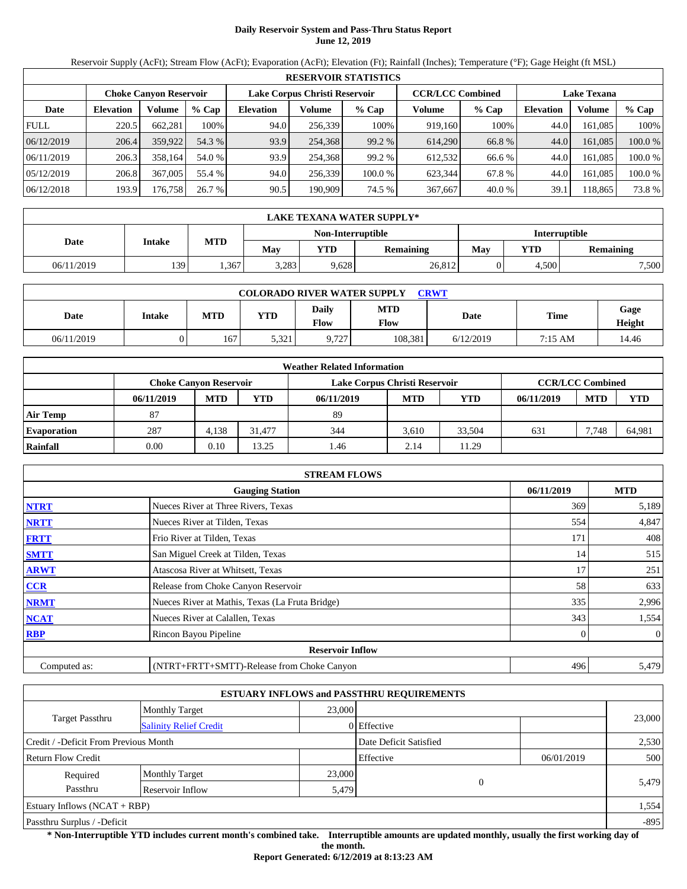# Daily Reservoir System and Pass-Thru Status Report
## June 12, 2019

Reservoir Supply (AcFt); Stream Flow (AcFt); Evaporation (AcFt); Elevation (Ft); Rainfall (Inches); Temperature (°F); Gage Height (ft MSL)

**RESERVOIR STATISTICS**

| | Choke Canyon Reservoir | | | Lake Corpus Christi Reservoir | | | CCR/LCC Combined | | Lake Texana | | |
|---|---|---|---|---|---|---|---|---|---|---|---|
| Date | Elevation | Volume | % Cap | Elevation | Volume | % Cap | Volume | % Cap | Elevation | Volume | % Cap |
| FULL | 220.5 | 662,281 | 100% | 94.0 | 256,339 | 100% | 919,160 | 100% | 44.0 | 161,085 | 100% |
| 06/12/2019 | 206.4 | 359,922 | 54.3 % | 93.9 | 254,368 | 99.2 % | 614,290 | 66.8 % | 44.0 | 161,085 | 100.0 % |
| 06/11/2019 | 206.3 | 358,164 | 54.0 % | 93.9 | 254,368 | 99.2 % | 612,532 | 66.6 % | 44.0 | 161,085 | 100.0 % |
| 05/12/2019 | 206.8 | 367,005 | 55.4 % | 94.0 | 256,339 | 100.0 % | 623,344 | 67.8 % | 44.0 | 161,085 | 100.0 % |
| 06/12/2018 | 193.9 | 176,758 | 26.7 % | 90.5 | 190,909 | 74.5 % | 367,667 | 40.0 % | 39.1 | 118,865 | 73.8 % |

**LAKE TEXANA WATER SUPPLY***

| Date | Intake | MTD | Non-Interruptible | | | Interruptible | | |
|---|---|---|---|---|---|---|---|---|
| | | | May | YTD | Remaining | May | YTD | Remaining |
| 06/11/2019 | 139 | 1,367 | 3,283 | 9,628 | 26,812 | 0 | 4,500 | 7,500 |

**COLORADO RIVER WATER SUPPLY CRWT**

| Date | Intake | MTD | YTD | Daily Flow | MTD Flow | Date | Time | Gage Height |
|---|---|---|---|---|---|---|---|---|
| 06/11/2019 | 0 | 167 | 5,321 | 9,727 | 108,381 | 6/12/2019 | 7:15 AM | 14.46 |

**Weather Related Information**

| | Choke Canyon Reservoir | | | Lake Corpus Christi Reservoir | | | CCR/LCC Combined | | |
|---|---|---|---|---|---|---|---|---|---|
| | 06/11/2019 | MTD | YTD | 06/11/2019 | MTD | YTD | 06/11/2019 | MTD | YTD |
| Air Temp | 87 | | | 89 | | | | | |
| Evaporation | 287 | 4,138 | 31,477 | 344 | 3,610 | 33,504 | 631 | 7,748 | 64,981 |
| Rainfall | 0.00 | 0.10 | 13.25 | 1.46 | 2.14 | 11.29 | | | |

**STREAM FLOWS**

| | Gauging Station | 06/11/2019 | MTD |
|---|---|---|---|
| NTRT | Nueces River at Three Rivers, Texas | 369 | 5,189 |
| NRTT | Nueces River at Tilden, Texas | 554 | 4,847 |
| FRTT | Frio River at Tilden, Texas | 171 | 408 |
| SMTT | San Miguel Creek at Tilden, Texas | 14 | 515 |
| ARWT | Atascosa River at Whitsett, Texas | 17 | 251 |
| CCR | Release from Choke Canyon Reservoir | 58 | 633 |
| NRMT | Nueces River at Mathis, Texas (La Fruta Bridge) | 335 | 2,996 |
| NCAT | Nueces River at Calallen, Texas | 343 | 1,554 |
| RBP | Rincon Bayou Pipeline | 0 | 0 |
| | **Reservoir Inflow** | | |
| Computed as: | (NTRT+FRTT+SMTT)-Release from Choke Canyon | 496 | 5,479 |

**ESTUARY INFLOWS and PASSTHRU REQUIREMENTS**

| | | | | | |
|---|---|---|---|---|---|
| Target Passthru | Monthly Target | 23,000 | | | 23,000 |
| | Salinity Relief Credit | 0 | Effective | | |
| Credit / -Deficit From Previous Month | | | Date Deficit Satisfied | | 2,530 |
| Return Flow Credit | | | Effective | 06/01/2019 | 500 |
| Required Passthru | Monthly Target | 23,000 | 0 | | 5,479 |
| | Reservoir Inflow | 5,479 | | | |
| Estuary Inflows (NCAT + RBP) | | | | | 1,554 |
| Passthru Surplus / -Deficit | | | | | -895 |

**\* Non-Interruptible YTD includes current month's combined take. Interruptible amounts are updated monthly, usually the first working day of the month.**

**Report Generated: 6/12/2019 at 8:13:23 AM**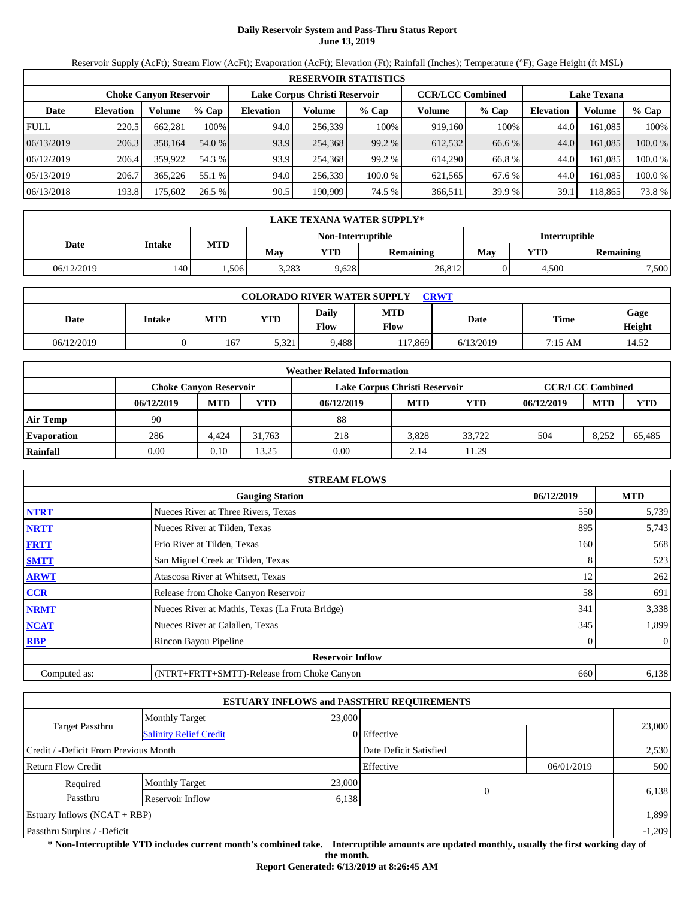# Daily Reservoir System and Pass-Thru Status Report
**June 13, 2019**

Reservoir Supply (AcFt); Stream Flow (AcFt); Evaporation (AcFt); Elevation (Ft); Rainfall (Inches); Temperature (°F); Gage Height (ft MSL)

| RESERVOIR STATISTICS | | | | | | | | | | | |
|---|---|---|---|---|---|---|---|---|---|---|---|
| | Choke Canyon Reservoir | | | Lake Corpus Christi Reservoir | | | CCR/LCC Combined | | Lake Texana | | |
| Date | Elevation | Volume | % Cap | Elevation | Volume | % Cap | Volume | % Cap | Elevation | Volume | % Cap |
| FULL | 220.5 | 662,281 | 100% | 94.0 | 256,339 | 100% | 919,160 | 100% | 44.0 | 161,085 | 100% |
| 06/13/2019 | 206.3 | 358,164 | 54.0 % | 93.9 | 254,368 | 99.2 % | 612,532 | 66.6 % | 44.0 | 161,085 | 100.0 % |
| 06/12/2019 | 206.4 | 359,922 | 54.3 % | 93.9 | 254,368 | 99.2 % | 614,290 | 66.8 % | 44.0 | 161,085 | 100.0 % |
| 05/13/2019 | 206.7 | 365,226 | 55.1 % | 94.0 | 256,339 | 100.0 % | 621,565 | 67.6 % | 44.0 | 161,085 | 100.0 % |
| 06/13/2018 | 193.8 | 175,602 | 26.5 % | 90.5 | 190,909 | 74.5 % | 366,511 | 39.9 % | 39.1 | 118,865 | 73.8 % |

| LAKE TEXANA WATER SUPPLY* | | | | | | | | |
|---|---|---|---|---|---|---|---|---|
| Date | Intake | MTD | Non-Interruptible | | | Interruptible | | |
| | | | May | YTD | Remaining | May | YTD | Remaining |
| 06/12/2019 | 140 | 1,506 | 3,283 | 9,628 | 26,812 | 0 | 4,500 | 7,500 |

| COLORADO RIVER WATER SUPPLY CRWT | | | | | | | | |
|---|---|---|---|---|---|---|---|---|
| Date | Intake | MTD | YTD | Daily Flow | MTD Flow | Date | Time | Gage Height |
| 06/12/2019 | 0 | 167 | 5,321 | 9,488 | 117,869 | 6/13/2019 | 7:15 AM | 14.52 |

| Weather Related Information | | | | | | | | | |
|---|---|---|---|---|---|---|---|---|---|
| | Choke Canyon Reservoir | | | Lake Corpus Christi Reservoir | | | CCR/LCC Combined | | |
| | 06/12/2019 | MTD | YTD | 06/12/2019 | MTD | YTD | 06/12/2019 | MTD | YTD |
| Air Temp | 90 | | | 88 | | | | | |
| Evaporation | 286 | 4,424 | 31,763 | 218 | 3,828 | 33,722 | 504 | 8,252 | 65,485 |
| Rainfall | 0.00 | 0.10 | 13.25 | 0.00 | 2.14 | 11.29 | | | |

| STREAM FLOWS | | | |
|---|---|---|---|
| | Gauging Station | 06/12/2019 | MTD |
| NTRT | Nueces River at Three Rivers, Texas | 550 | 5,739 |
| NRTT | Nueces River at Tilden, Texas | 895 | 5,743 |
| FRTT | Frio River at Tilden, Texas | 160 | 568 |
| SMTT | San Miguel Creek at Tilden, Texas | 8 | 523 |
| ARWT | Atascosa River at Whitsett, Texas | 12 | 262 |
| CCR | Release from Choke Canyon Reservoir | 58 | 691 |
| NRMT | Nueces River at Mathis, Texas (La Fruta Bridge) | 341 | 3,338 |
| NCAT | Nueces River at Calallen, Texas | 345 | 1,899 |
| RBP | Rincon Bayou Pipeline | 0 | 0 |
| | **Reservoir Inflow** | | |
| Computed as: | (NTRT+FRTT+SMTT)-Release from Choke Canyon | 660 | 6,138 |

| ESTUARY INFLOWS and PASSTHRU REQUIREMENTS | | | | | |
|---|---|---|---|---|---|
| Target Passthru | Monthly Target | 23,000 | | | 23,000 |
| | Salinity Relief Credit | 0 | Effective | | |
| Credit / -Deficit From Previous Month | | | Date Deficit Satisfied | | 2,530 |
| Return Flow Credit | | | Effective | 06/01/2019 | 500 |
| Required Passthru | Monthly Target | 23,000 | 0 | | 6,138 |
| | Reservoir Inflow | 6,138 | | | |
| Estuary Inflows (NCAT + RBP) | | | | | 1,899 |
| Passthru Surplus / -Deficit | | | | | -1,209 |

**\* Non-Interruptible YTD includes current month's combined take. Interruptible amounts are updated monthly, usually the first working day of the month.**

**Report Generated: 6/13/2019 at 8:26:45 AM**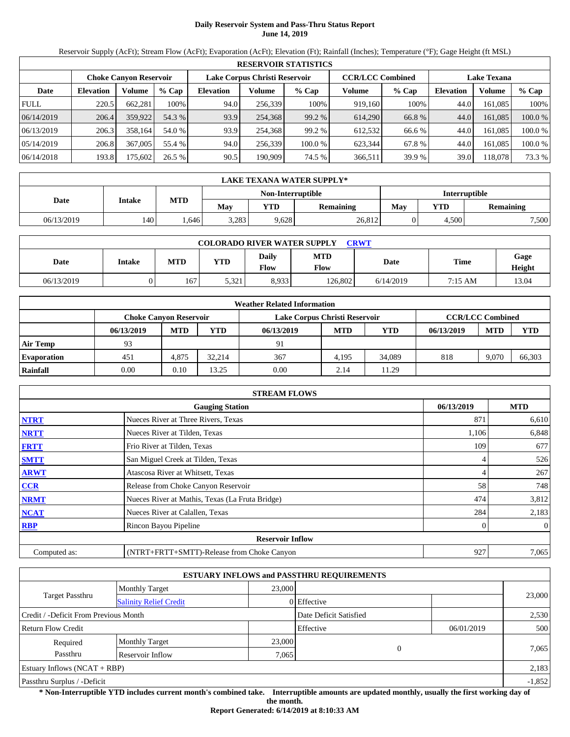# Daily Reservoir System and Pass-Thru Status Report
**June 14, 2019**

Reservoir Supply (AcFt); Stream Flow (AcFt); Evaporation (AcFt); Elevation (Ft); Rainfall (Inches); Temperature (°F); Gage Height (ft MSL)

| RESERVOIR STATISTICS | | | | | | | | | | | |
|---|---|---|---|---|---|---|---|---|---|---|---|
| | Choke Canyon Reservoir | | | Lake Corpus Christi Reservoir | | | CCR/LCC Combined | | Lake Texana | | |
| Date | Elevation | Volume | % Cap | Elevation | Volume | % Cap | Volume | % Cap | Elevation | Volume | % Cap |
| FULL | 220.5 | 662,281 | 100% | 94.0 | 256,339 | 100% | 919,160 | 100% | 44.0 | 161,085 | 100% |
| 06/14/2019 | 206.4 | 359,922 | 54.3 % | 93.9 | 254,368 | 99.2 % | 614,290 | 66.8 % | 44.0 | 161,085 | 100.0 % |
| 06/13/2019 | 206.3 | 358,164 | 54.0 % | 93.9 | 254,368 | 99.2 % | 612,532 | 66.6 % | 44.0 | 161,085 | 100.0 % |
| 05/14/2019 | 206.8 | 367,005 | 55.4 % | 94.0 | 256,339 | 100.0 % | 623,344 | 67.8 % | 44.0 | 161,085 | 100.0 % |
| 06/14/2018 | 193.8 | 175,602 | 26.5 % | 90.5 | 190,909 | 74.5 % | 366,511 | 39.9 % | 39.0 | 118,078 | 73.3 % |

| LAKE TEXANA WATER SUPPLY* | | | | | | | | |
|---|---|---|---|---|---|---|---|---|
| Date | Intake | MTD | Non-Interruptible | | | Interruptible | | |
| | | | May | YTD | Remaining | May | YTD | Remaining |
| 06/13/2019 | 140 | 1,646 | 3,283 | 9,628 | 26,812 | 0 | 4,500 | 7,500 |

| COLORADO RIVER WATER SUPPLY CRWT | | | | | | | | |
|---|---|---|---|---|---|---|---|---|
| Date | Intake | MTD | YTD | Daily Flow | MTD Flow | Date | Time | Gage Height |
| 06/13/2019 | 0 | 167 | 5,321 | 8,933 | 126,802 | 6/14/2019 | 7:15 AM | 13.04 |

| Weather Related Information | | | | | | | | | |
|---|---|---|---|---|---|---|---|---|---|
| | Choke Canyon Reservoir | | | Lake Corpus Christi Reservoir | | | CCR/LCC Combined | | |
| | 06/13/2019 | MTD | YTD | 06/13/2019 | MTD | YTD | 06/13/2019 | MTD | YTD |
| Air Temp | 93 | | | 91 | | | | | |
| Evaporation | 451 | 4,875 | 32,214 | 367 | 4,195 | 34,089 | 818 | 9,070 | 66,303 |
| Rainfall | 0.00 | 0.10 | 13.25 | 0.00 | 2.14 | 11.29 | | | |

| STREAM FLOWS | | | |
|---|---|---|---|
| | Gauging Station | 06/13/2019 | MTD |
| NTRT | Nueces River at Three Rivers, Texas | 871 | 6,610 |
| NRTT | Nueces River at Tilden, Texas | 1,106 | 6,848 |
| FRTT | Frio River at Tilden, Texas | 109 | 677 |
| SMTT | San Miguel Creek at Tilden, Texas | 4 | 526 |
| ARWT | Atascosa River at Whitsett, Texas | 4 | 267 |
| CCR | Release from Choke Canyon Reservoir | 58 | 748 |
| NRMT | Nueces River at Mathis, Texas (La Fruta Bridge) | 474 | 3,812 |
| NCAT | Nueces River at Calallen, Texas | 284 | 2,183 |
| RBP | Rincon Bayou Pipeline | 0 | 0 |
| | **Reservoir Inflow** | | |
| Computed as: | (NTRT+FRTT+SMTT)-Release from Choke Canyon | 927 | 7,065 |

| ESTUARY INFLOWS and PASSTHRU REQUIREMENTS | | | | | |
|---|---|---|---|---|---|
| Target Passthru | Monthly Target | 23,000 | | | 23,000 |
| | Salinity Relief Credit | 0 | Effective | | |
| Credit / -Deficit From Previous Month | | | Date Deficit Satisfied | | 2,530 |
| Return Flow Credit | | | Effective | 06/01/2019 | 500 |
| Required Passthru | Monthly Target | 23,000 | 0 | | 7,065 |
| | Reservoir Inflow | 7,065 | | | |
| Estuary Inflows (NCAT + RBP) | | | | | 2,183 |
| Passthru Surplus / -Deficit | | | | | -1,852 |

**\* Non-Interruptible YTD includes current month's combined take. Interruptible amounts are updated monthly, usually the first working day of the month.**

**Report Generated: 6/14/2019 at 8:10:33 AM**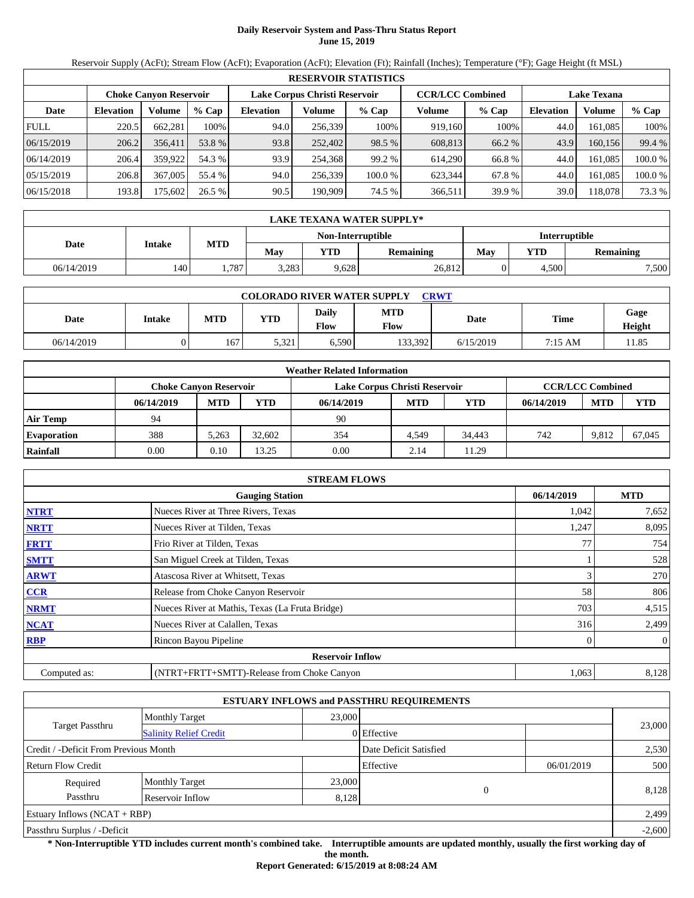# Daily Reservoir System and Pass-Thru Status Report
## June 15, 2019

Reservoir Supply (AcFt); Stream Flow (AcFt); Evaporation (AcFt); Elevation (Ft); Rainfall (Inches); Temperature (°F); Gage Height (ft MSL)

| RESERVOIR STATISTICS | | | | | | | | | | | |
|---|---|---|---|---|---|---|---|---|---|---|---|
| | Choke Canyon Reservoir | | | Lake Corpus Christi Reservoir | | | CCR/LCC Combined | | Lake Texana | | |
| Date | Elevation | Volume | % Cap | Elevation | Volume | % Cap | Volume | % Cap | Elevation | Volume | % Cap |
| FULL | 220.5 | 662,281 | 100% | 94.0 | 256,339 | 100% | 919,160 | 100% | 44.0 | 161,085 | 100% |
| 06/15/2019 | 206.2 | 356,411 | 53.8 % | 93.8 | 252,402 | 98.5 % | 608,813 | 66.2 % | 43.9 | 160,156 | 99.4 % |
| 06/14/2019 | 206.4 | 359,922 | 54.3 % | 93.9 | 254,368 | 99.2 % | 614,290 | 66.8 % | 44.0 | 161,085 | 100.0 % |
| 05/15/2019 | 206.8 | 367,005 | 55.4 % | 94.0 | 256,339 | 100.0 % | 623,344 | 67.8 % | 44.0 | 161,085 | 100.0 % |
| 06/15/2018 | 193.8 | 175,602 | 26.5 % | 90.5 | 190,909 | 74.5 % | 366,511 | 39.9 % | 39.0 | 118,078 | 73.3 % |

| LAKE TEXANA WATER SUPPLY* | | | | | | | | |
|---|---|---|---|---|---|---|---|---|
| Date | Intake | MTD | Non-Interruptible | | | Interruptible | | |
| | | | May | YTD | Remaining | May | YTD | Remaining |
| 06/14/2019 | 140 | 1,787 | 3,283 | 9,628 | 26,812 | 0 | 4,500 | 7,500 |

| COLORADO RIVER WATER SUPPLY CRWT | | | | | | | | |
|---|---|---|---|---|---|---|---|---|
| Date | Intake | MTD | YTD | Daily Flow | MTD Flow | Date | Time | Gage Height |
| 06/14/2019 | 0 | 167 | 5,321 | 6,590 | 133,392 | 6/15/2019 | 7:15 AM | 11.85 |

| Weather Related Information | | | | | | | | | |
|---|---|---|---|---|---|---|---|---|---|
| | Choke Canyon Reservoir | | | Lake Corpus Christi Reservoir | | | CCR/LCC Combined | | |
| | 06/14/2019 | MTD | YTD | 06/14/2019 | MTD | YTD | 06/14/2019 | MTD | YTD |
| Air Temp | 94 | | | 90 | | | | | |
| Evaporation | 388 | 5,263 | 32,602 | 354 | 4,549 | 34,443 | 742 | 9,812 | 67,045 |
| Rainfall | 0.00 | 0.10 | 13.25 | 0.00 | 2.14 | 11.29 | | | |

| STREAM FLOWS | | | |
|---|---|---|---|
| | Gauging Station | 06/14/2019 | MTD |
| NTRT | Nueces River at Three Rivers, Texas | 1,042 | 7,652 |
| NRTT | Nueces River at Tilden, Texas | 1,247 | 8,095 |
| FRTT | Frio River at Tilden, Texas | 77 | 754 |
| SMTT | San Miguel Creek at Tilden, Texas | 1 | 528 |
| ARWT | Atascosa River at Whitsett, Texas | 3 | 270 |
| CCR | Release from Choke Canyon Reservoir | 58 | 806 |
| NRMT | Nueces River at Mathis, Texas (La Fruta Bridge) | 703 | 4,515 |
| NCAT | Nueces River at Calallen, Texas | 316 | 2,499 |
| RBP | Rincon Bayou Pipeline | 0 | 0 |
| | Reservoir Inflow | | |
| Computed as: | (NTRT+FRTT+SMTT)-Release from Choke Canyon | 1,063 | 8,128 |

| ESTUARY INFLOWS and PASSTHRU REQUIREMENTS | | | | | |
|---|---|---|---|---|---|
| Target Passthru | Monthly Target | 23,000 | | | 23,000 |
| | Salinity Relief Credit | 0 | Effective | | |
| Credit / -Deficit From Previous Month | | | Date Deficit Satisfied | | 2,530 |
| Return Flow Credit | | | Effective | 06/01/2019 | 500 |
| Required Passthru | Monthly Target | 23,000 | 0 | | 8,128 |
| | Reservoir Inflow | 8,128 | | | |
| Estuary Inflows (NCAT + RBP) | | | | | 2,499 |
| Passthru Surplus / -Deficit | | | | | -2,600 |

**\* Non-Interruptible YTD includes current month's combined take. Interruptible amounts are updated monthly, usually the first working day of the month.**

**Report Generated: 6/15/2019 at 8:08:24 AM**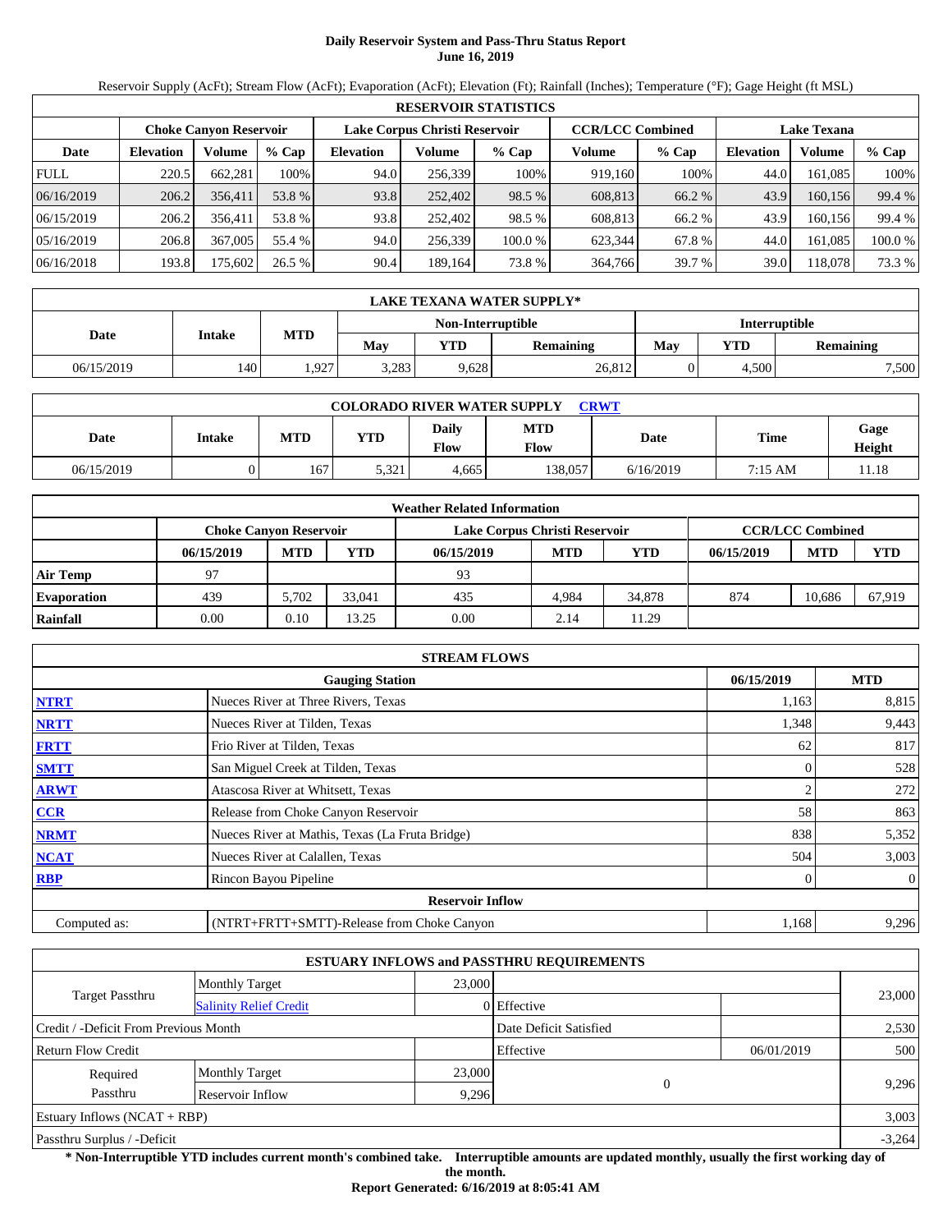# Daily Reservoir System and Pass-Thru Status Report
## June 16, 2019

Reservoir Supply (AcFt); Stream Flow (AcFt); Evaporation (AcFt); Elevation (Ft); Rainfall (Inches); Temperature (°F); Gage Height (ft MSL)

| RESERVOIR STATISTICS | | | | | | | | | | | |
|---|---|---|---|---|---|---|---|---|---|---|---|
| | Choke Canyon Reservoir | | | Lake Corpus Christi Reservoir | | | CCR/LCC Combined | | Lake Texana | | |
| Date | Elevation | Volume | % Cap | Elevation | Volume | % Cap | Volume | % Cap | Elevation | Volume | % Cap |
| FULL | 220.5 | 662,281 | 100% | 94.0 | 256,339 | 100% | 919,160 | 100% | 44.0 | 161,085 | 100% |
| 06/16/2019 | 206.2 | 356,411 | 53.8 % | 93.8 | 252,402 | 98.5 % | 608,813 | 66.2 % | 43.9 | 160,156 | 99.4 % |
| 06/15/2019 | 206.2 | 356,411 | 53.8 % | 93.8 | 252,402 | 98.5 % | 608,813 | 66.2 % | 43.9 | 160,156 | 99.4 % |
| 05/16/2019 | 206.8 | 367,005 | 55.4 % | 94.0 | 256,339 | 100.0 % | 623,344 | 67.8 % | 44.0 | 161,085 | 100.0 % |
| 06/16/2018 | 193.8 | 175,602 | 26.5 % | 90.4 | 189,164 | 73.8 % | 364,766 | 39.7 % | 39.0 | 118,078 | 73.3 % |

| LAKE TEXANA WATER SUPPLY* | | | | | | | | |
|---|---|---|---|---|---|---|---|---|
| Date | Intake | MTD | Non-Interruptible | | | Interruptible | | |
| | | | May | YTD | Remaining | May | YTD | Remaining |
| 06/15/2019 | 140 | 1,927 | 3,283 | 9,628 | 26,812 | 0 | 4,500 | 7,500 |

| COLORADO RIVER WATER SUPPLY CRWT | | | | | | | | |
|---|---|---|---|---|---|---|---|---|
| Date | Intake | MTD | YTD | Daily Flow | MTD Flow | Date | Time | Gage Height |
| 06/15/2019 | 0 | 167 | 5,321 | 4,665 | 138,057 | 6/16/2019 | 7:15 AM | 11.18 |

| Weather Related Information | | | | | | | | | |
|---|---|---|---|---|---|---|---|---|---|
| | Choke Canyon Reservoir | | | Lake Corpus Christi Reservoir | | | CCR/LCC Combined | | |
| | 06/15/2019 | MTD | YTD | 06/15/2019 | MTD | YTD | 06/15/2019 | MTD | YTD |
| Air Temp | 97 | | | 93 | | | | | |
| Evaporation | 439 | 5,702 | 33,041 | 435 | 4,984 | 34,878 | 874 | 10,686 | 67,919 |
| Rainfall | 0.00 | 0.10 | 13.25 | 0.00 | 2.14 | 11.29 | | | |

| STREAM FLOWS | | | |
|---|---|---|---|
| | Gauging Station | 06/15/2019 | MTD |
| NTRT | Nueces River at Three Rivers, Texas | 1,163 | 8,815 |
| NRTT | Nueces River at Tilden, Texas | 1,348 | 9,443 |
| FRTT | Frio River at Tilden, Texas | 62 | 817 |
| SMTT | San Miguel Creek at Tilden, Texas | 0 | 528 |
| ARWT | Atascosa River at Whitsett, Texas | 2 | 272 |
| CCR | Release from Choke Canyon Reservoir | 58 | 863 |
| NRMT | Nueces River at Mathis, Texas (La Fruta Bridge) | 838 | 5,352 |
| NCAT | Nueces River at Calallen, Texas | 504 | 3,003 |
| RBP | Rincon Bayou Pipeline | 0 | 0 |
| | Reservoir Inflow | | |
| Computed as: | (NTRT+FRTT+SMTT)-Release from Choke Canyon | 1,168 | 9,296 |

| ESTUARY INFLOWS and PASSTHRU REQUIREMENTS | | | | | |
|---|---|---|---|---|---|
| Target Passthru | Monthly Target | 23,000 | | | 23,000 |
| | Salinity Relief Credit | 0 | Effective | | |
| Credit / -Deficit From Previous Month | | | Date Deficit Satisfied | | 2,530 |
| Return Flow Credit | | | Effective | 06/01/2019 | 500 |
| Required Passthru | Monthly Target | 23,000 | 0 | | 9,296 |
| | Reservoir Inflow | 9,296 | | | |
| Estuary Inflows (NCAT + RBP) | | | | | 3,003 |
| Passthru Surplus / -Deficit | | | | | -3,264 |

**\* Non-Interruptible YTD includes current month's combined take. Interruptible amounts are updated monthly, usually the first working day of the month.**

**Report Generated: 6/16/2019 at 8:05:41 AM**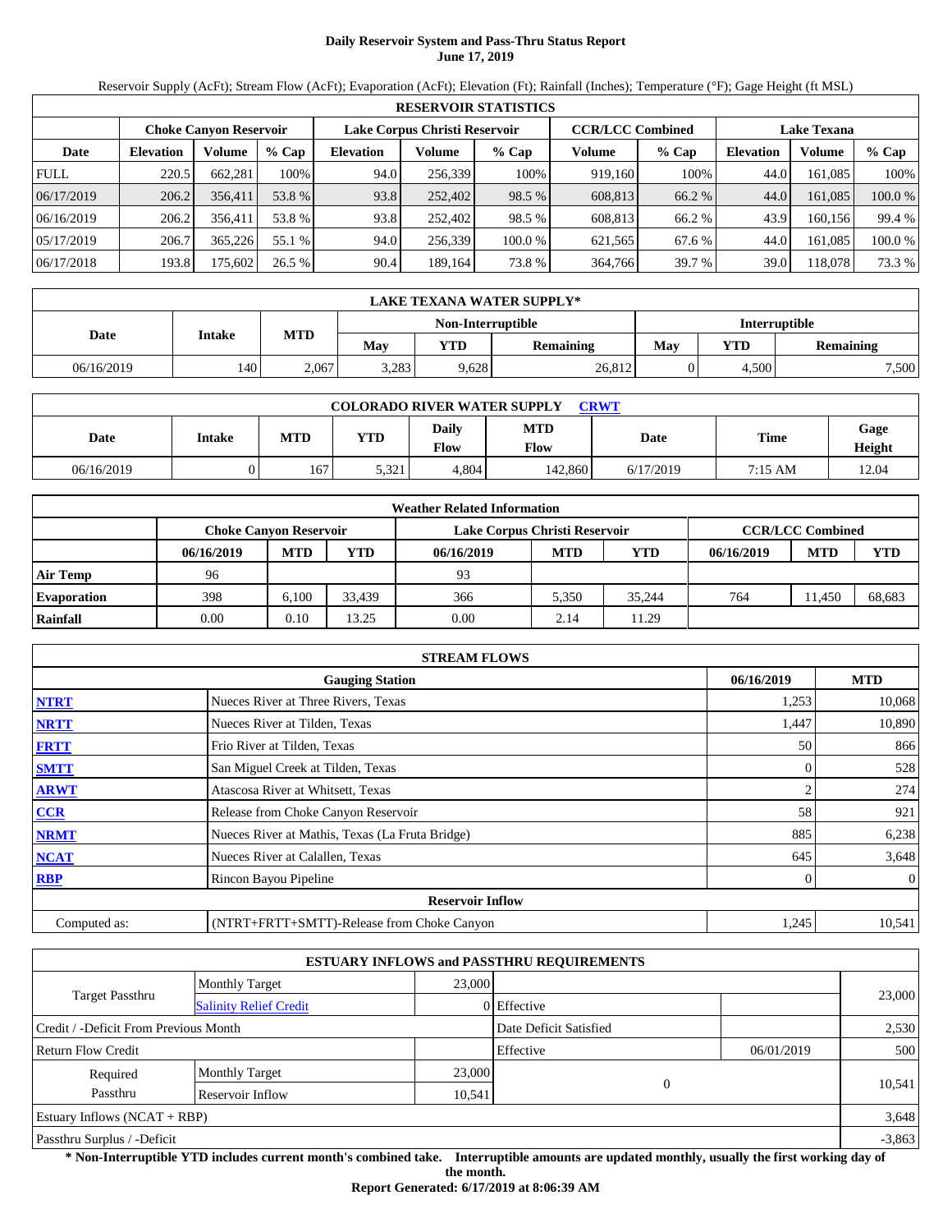# Daily Reservoir System and Pass-Thru Status Report
**June 17, 2019**

Reservoir Supply (AcFt); Stream Flow (AcFt); Evaporation (AcFt); Elevation (Ft); Rainfall (Inches); Temperature (°F); Gage Height (ft MSL)

| RESERVOIR STATISTICS | | | | | | | | | | | |
|---|---|---|---|---|---|---|---|---|---|---|---|
| | Choke Canyon Reservoir | | | Lake Corpus Christi Reservoir | | | CCR/LCC Combined | | Lake Texana | | |
| Date | Elevation | Volume | % Cap | Elevation | Volume | % Cap | Volume | % Cap | Elevation | Volume | % Cap |
| FULL | 220.5 | 662,281 | 100% | 94.0 | 256,339 | 100% | 919,160 | 100% | 44.0 | 161,085 | 100% |
| 06/17/2019 | 206.2 | 356,411 | 53.8 % | 93.8 | 252,402 | 98.5 % | 608,813 | 66.2 % | 44.0 | 161,085 | 100.0 % |
| 06/16/2019 | 206.2 | 356,411 | 53.8 % | 93.8 | 252,402 | 98.5 % | 608,813 | 66.2 % | 43.9 | 160,156 | 99.4 % |
| 05/17/2019 | 206.7 | 365,226 | 55.1 % | 94.0 | 256,339 | 100.0 % | 621,565 | 67.6 % | 44.0 | 161,085 | 100.0 % |
| 06/17/2018 | 193.8 | 175,602 | 26.5 % | 90.4 | 189,164 | 73.8 % | 364,766 | 39.7 % | 39.0 | 118,078 | 73.3 % |

| LAKE TEXANA WATER SUPPLY* | | | | | | | | |
|---|---|---|---|---|---|---|---|---|
| Date | Intake | MTD | Non-Interruptible | | | Interruptible | | |
| | | | May | YTD | Remaining | May | YTD | Remaining |
| 06/16/2019 | 140 | 2,067 | 3,283 | 9,628 | 26,812 | 0 | 4,500 | 7,500 |

| COLORADO RIVER WATER SUPPLY CRWT | | | | | | | | |
|---|---|---|---|---|---|---|---|---|
| Date | Intake | MTD | YTD | Daily Flow | MTD Flow | Date | Time | Gage Height |
| 06/16/2019 | 0 | 167 | 5,321 | 4,804 | 142,860 | 6/17/2019 | 7:15 AM | 12.04 |

| Weather Related Information | | | | | | | | | |
|---|---|---|---|---|---|---|---|---|---|
| | Choke Canyon Reservoir | | | Lake Corpus Christi Reservoir | | | CCR/LCC Combined | | |
| | 06/16/2019 | MTD | YTD | 06/16/2019 | MTD | YTD | 06/16/2019 | MTD | YTD |
| Air Temp | 96 | | | 93 | | | | | |
| Evaporation | 398 | 6,100 | 33,439 | 366 | 5,350 | 35,244 | 764 | 11,450 | 68,683 |
| Rainfall | 0.00 | 0.10 | 13.25 | 0.00 | 2.14 | 11.29 | | | |

| STREAM FLOWS | | | |
|---|---|---|---|
| | Gauging Station | 06/16/2019 | MTD |
| NTRT | Nueces River at Three Rivers, Texas | 1,253 | 10,068 |
| NRTT | Nueces River at Tilden, Texas | 1,447 | 10,890 |
| FRTT | Frio River at Tilden, Texas | 50 | 866 |
| SMTT | San Miguel Creek at Tilden, Texas | 0 | 528 |
| ARWT | Atascosa River at Whitsett, Texas | 2 | 274 |
| CCR | Release from Choke Canyon Reservoir | 58 | 921 |
| NRMT | Nueces River at Mathis, Texas (La Fruta Bridge) | 885 | 6,238 |
| NCAT | Nueces River at Calallen, Texas | 645 | 3,648 |
| RBP | Rincon Bayou Pipeline | 0 | 0 |
| | Reservoir Inflow | | |
| Computed as: | (NTRT+FRTT+SMTT)-Release from Choke Canyon | 1,245 | 10,541 |

| ESTUARY INFLOWS and PASSTHRU REQUIREMENTS | | | | | |
|---|---|---|---|---|---|
| Target Passthru | Monthly Target | 23,000 | | | 23,000 |
| | Salinity Relief Credit | 0 | Effective | | |
| Credit / -Deficit From Previous Month | | | Date Deficit Satisfied | | 2,530 |
| Return Flow Credit | | | Effective | 06/01/2019 | 500 |
| Required Passthru | Monthly Target | 23,000 | 0 | | 10,541 |
| | Reservoir Inflow | 10,541 | | | |
| Estuary Inflows (NCAT + RBP) | | | | | 3,648 |
| Passthru Surplus / -Deficit | | | | | -3,863 |

**\* Non-Interruptible YTD includes current month's combined take. Interruptible amounts are updated monthly, usually the first working day of the month.**

**Report Generated: 6/17/2019 at 8:06:39 AM**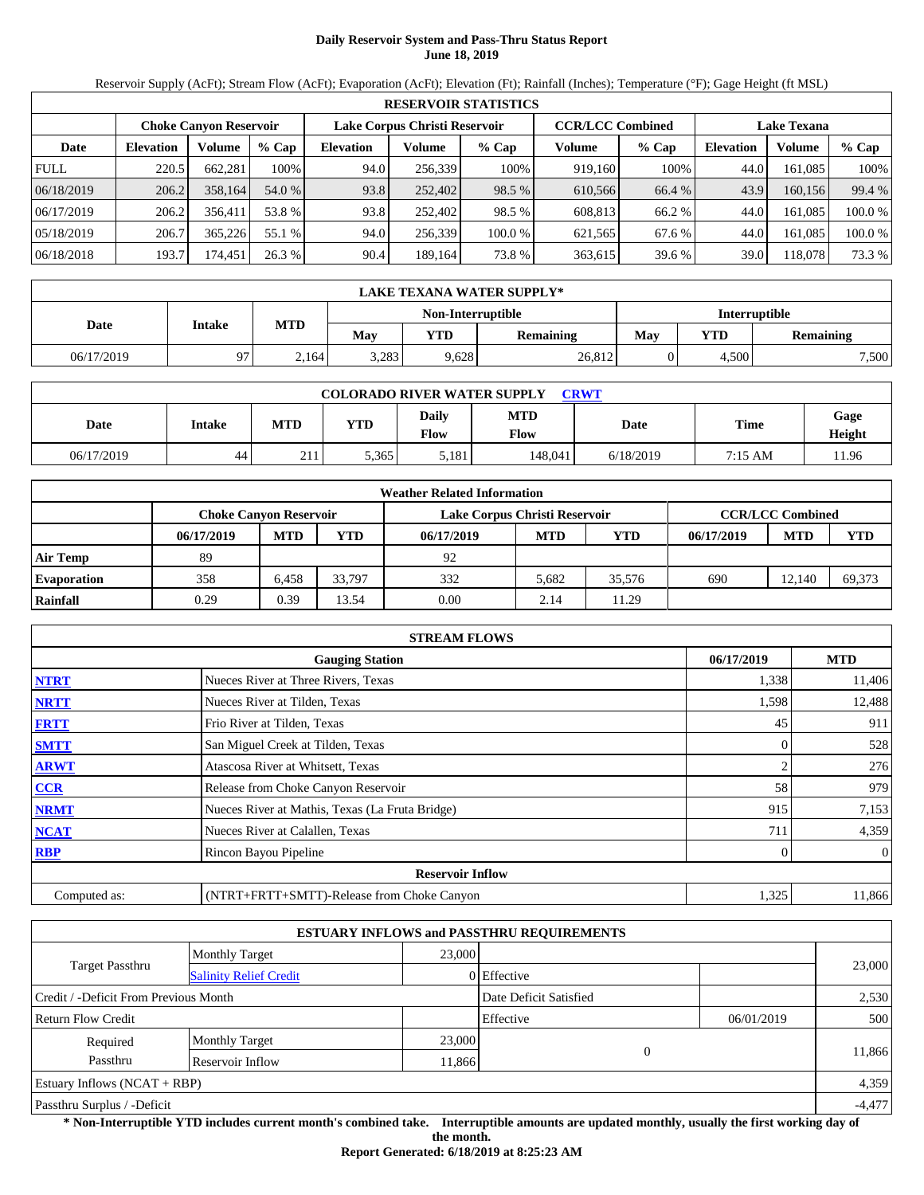# Daily Reservoir System and Pass-Thru Status Report
## June 18, 2019

Reservoir Supply (AcFt); Stream Flow (AcFt); Evaporation (AcFt); Elevation (Ft); Rainfall (Inches); Temperature (°F); Gage Height (ft MSL)

| RESERVOIR STATISTICS | | | | | | | | | | | |
|---|---|---|---|---|---|---|---|---|---|---|---|
| | Choke Canyon Reservoir | | | Lake Corpus Christi Reservoir | | | CCR/LCC Combined | | Lake Texana | | |
| Date | Elevation | Volume | % Cap | Elevation | Volume | % Cap | Volume | % Cap | Elevation | Volume | % Cap |
| FULL | 220.5 | 662,281 | 100% | 94.0 | 256,339 | 100% | 919,160 | 100% | 44.0 | 161,085 | 100% |
| 06/18/2019 | 206.2 | 358,164 | 54.0 % | 93.8 | 252,402 | 98.5 % | 610,566 | 66.4 % | 43.9 | 160,156 | 99.4 % |
| 06/17/2019 | 206.2 | 356,411 | 53.8 % | 93.8 | 252,402 | 98.5 % | 608,813 | 66.2 % | 44.0 | 161,085 | 100.0 % |
| 05/18/2019 | 206.7 | 365,226 | 55.1 % | 94.0 | 256,339 | 100.0 % | 621,565 | 67.6 % | 44.0 | 161,085 | 100.0 % |
| 06/18/2018 | 193.7 | 174,451 | 26.3 % | 90.4 | 189,164 | 73.8 % | 363,615 | 39.6 % | 39.0 | 118,078 | 73.3 % |

| LAKE TEXANA WATER SUPPLY* | | | | | | | | |
|---|---|---|---|---|---|---|---|---|
| Date | Intake | MTD | Non-Interruptible | | | Interruptible | | |
| | | | May | YTD | Remaining | May | YTD | Remaining |
| 06/17/2019 | 97 | 2,164 | 3,283 | 9,628 | 26,812 | 0 | 4,500 | 7,500 |

| COLORADO RIVER WATER SUPPLY CRWT | | | | | | | | |
|---|---|---|---|---|---|---|---|---|
| Date | Intake | MTD | YTD | Daily Flow | MTD Flow | Date | Time | Gage Height |
| 06/17/2019 | 44 | 211 | 5,365 | 5,181 | 148,041 | 6/18/2019 | 7:15 AM | 11.96 |

| Weather Related Information | | | | | | | | | |
|---|---|---|---|---|---|---|---|---|---|
| | Choke Canyon Reservoir | | | Lake Corpus Christi Reservoir | | | CCR/LCC Combined | | |
| | 06/17/2019 | MTD | YTD | 06/17/2019 | MTD | YTD | 06/17/2019 | MTD | YTD |
| Air Temp | 89 | | | 92 | | | | | |
| Evaporation | 358 | 6,458 | 33,797 | 332 | 5,682 | 35,576 | 690 | 12,140 | 69,373 |
| Rainfall | 0.29 | 0.39 | 13.54 | 0.00 | 2.14 | 11.29 | | | |

| STREAM FLOWS | | | |
|---|---|---|---|
| | Gauging Station | 06/17/2019 | MTD |
| NTRT | Nueces River at Three Rivers, Texas | 1,338 | 11,406 |
| NRTT | Nueces River at Tilden, Texas | 1,598 | 12,488 |
| FRTT | Frio River at Tilden, Texas | 45 | 911 |
| SMTT | San Miguel Creek at Tilden, Texas | 0 | 528 |
| ARWT | Atascosa River at Whitsett, Texas | 2 | 276 |
| CCR | Release from Choke Canyon Reservoir | 58 | 979 |
| NRMT | Nueces River at Mathis, Texas (La Fruta Bridge) | 915 | 7,153 |
| NCAT | Nueces River at Calallen, Texas | 711 | 4,359 |
| RBP | Rincon Bayou Pipeline | 0 | 0 |
| | Reservoir Inflow | | |
| Computed as: | (NTRT+FRTT+SMTT)-Release from Choke Canyon | 1,325 | 11,866 |

| ESTUARY INFLOWS and PASSTHRU REQUIREMENTS | | | | | |
|---|---|---|---|---|---|
| Target Passthru | Monthly Target | 23,000 | | | 23,000 |
| | Salinity Relief Credit | 0 | Effective | | |
| Credit / -Deficit From Previous Month | | | Date Deficit Satisfied | | 2,530 |
| Return Flow Credit | | | Effective | 06/01/2019 | 500 |
| Required Passthru | Monthly Target | 23,000 | 0 | | 11,866 |
| | Reservoir Inflow | 11,866 | | | |
| Estuary Inflows (NCAT + RBP) | | | | | 4,359 |
| Passthru Surplus / -Deficit | | | | | -4,477 |

**\* Non-Interruptible YTD includes current month's combined take. Interruptible amounts are updated monthly, usually the first working day of the month.**

**Report Generated: 6/18/2019 at 8:25:23 AM**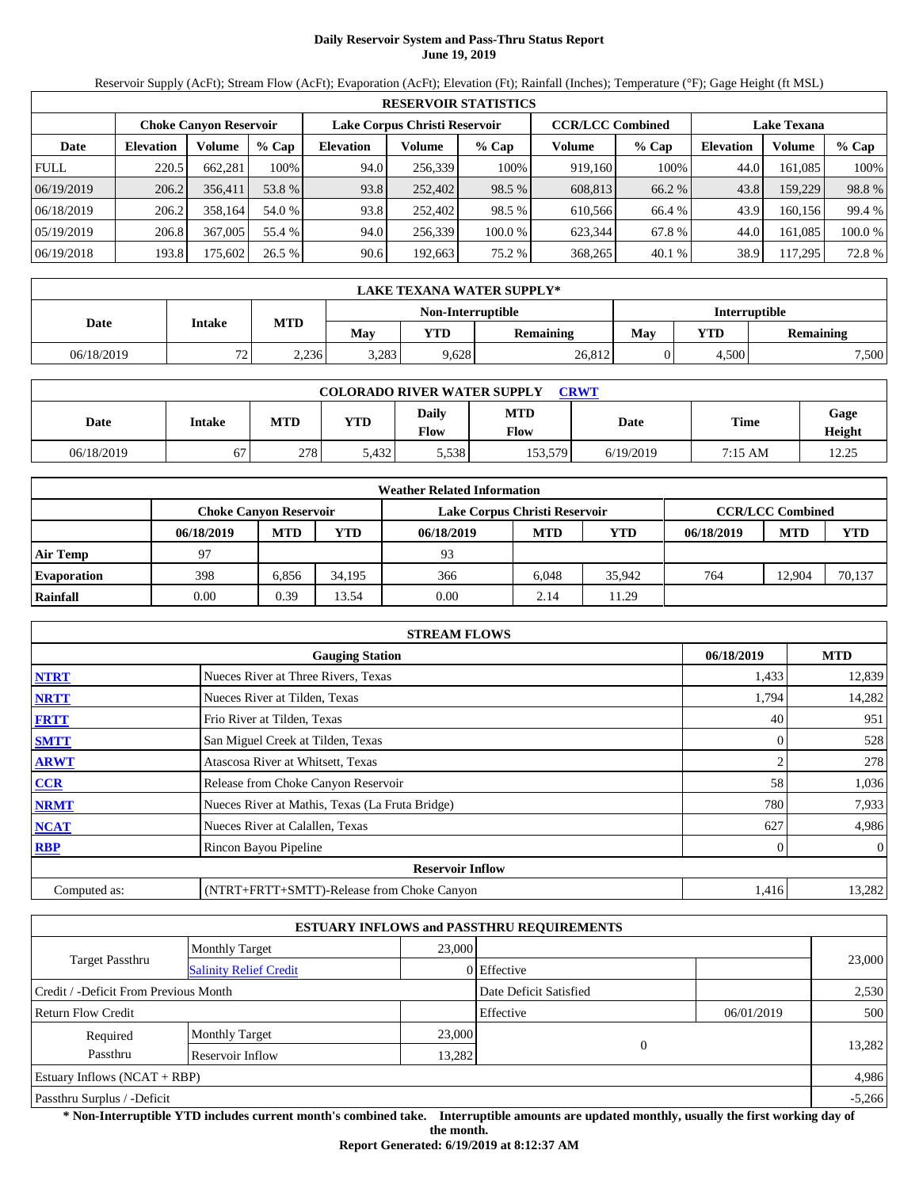# Daily Reservoir System and Pass-Thru Status Report
## June 19, 2019

Reservoir Supply (AcFt); Stream Flow (AcFt); Evaporation (AcFt); Elevation (Ft); Rainfall (Inches); Temperature (°F); Gage Height (ft MSL)

| RESERVOIR STATISTICS | | | | | | | | | | | |
|---|---|---|---|---|---|---|---|---|---|---|---|
| | Choke Canyon Reservoir | | | Lake Corpus Christi Reservoir | | | CCR/LCC Combined | | Lake Texana | | |
| Date | Elevation | Volume | % Cap | Elevation | Volume | % Cap | Volume | % Cap | Elevation | Volume | % Cap |
| FULL | 220.5 | 662,281 | 100% | 94.0 | 256,339 | 100% | 919,160 | 100% | 44.0 | 161,085 | 100% |
| 06/19/2019 | 206.2 | 356,411 | 53.8 % | 93.8 | 252,402 | 98.5 % | 608,813 | 66.2 % | 43.8 | 159,229 | 98.8 % |
| 06/18/2019 | 206.2 | 358,164 | 54.0 % | 93.8 | 252,402 | 98.5 % | 610,566 | 66.4 % | 43.9 | 160,156 | 99.4 % |
| 05/19/2019 | 206.8 | 367,005 | 55.4 % | 94.0 | 256,339 | 100.0 % | 623,344 | 67.8 % | 44.0 | 161,085 | 100.0 % |
| 06/19/2018 | 193.8 | 175,602 | 26.5 % | 90.6 | 192,663 | 75.2 % | 368,265 | 40.1 % | 38.9 | 117,295 | 72.8 % |

| LAKE TEXANA WATER SUPPLY* | | | | | | | | |
|---|---|---|---|---|---|---|---|---|
| Date | Intake | MTD | Non-Interruptible | | | Interruptible | | |
| | | | May | YTD | Remaining | May | YTD | Remaining |
| 06/18/2019 | 72 | 2,236 | 3,283 | 9,628 | 26,812 | 0 | 4,500 | 7,500 |

| COLORADO RIVER WATER SUPPLY CRWT | | | | | | | | |
|---|---|---|---|---|---|---|---|---|
| Date | Intake | MTD | YTD | Daily Flow | MTD Flow | Date | Time | Gage Height |
| 06/18/2019 | 67 | 278 | 5,432 | 5,538 | 153,579 | 6/19/2019 | 7:15 AM | 12.25 |

| Weather Related Information | | | | | | | | | |
|---|---|---|---|---|---|---|---|---|---|
| | Choke Canyon Reservoir | | | Lake Corpus Christi Reservoir | | | CCR/LCC Combined | | |
| | 06/18/2019 | MTD | YTD | 06/18/2019 | MTD | YTD | 06/18/2019 | MTD | YTD |
| Air Temp | 97 | | | 93 | | | | | |
| Evaporation | 398 | 6,856 | 34,195 | 366 | 6,048 | 35,942 | 764 | 12,904 | 70,137 |
| Rainfall | 0.00 | 0.39 | 13.54 | 0.00 | 2.14 | 11.29 | | | |

| STREAM FLOWS | | | |
|---|---|---|---|
| | Gauging Station | 06/18/2019 | MTD |
| NTRT | Nueces River at Three Rivers, Texas | 1,433 | 12,839 |
| NRTT | Nueces River at Tilden, Texas | 1,794 | 14,282 |
| FRTT | Frio River at Tilden, Texas | 40 | 951 |
| SMTT | San Miguel Creek at Tilden, Texas | 0 | 528 |
| ARWT | Atascosa River at Whitsett, Texas | 2 | 278 |
| CCR | Release from Choke Canyon Reservoir | 58 | 1,036 |
| NRMT | Nueces River at Mathis, Texas (La Fruta Bridge) | 780 | 7,933 |
| NCAT | Nueces River at Calallen, Texas | 627 | 4,986 |
| RBP | Rincon Bayou Pipeline | 0 | 0 |
| | Reservoir Inflow | | |
| Computed as: | (NTRT+FRTT+SMTT)-Release from Choke Canyon | 1,416 | 13,282 |

| ESTUARY INFLOWS and PASSTHRU REQUIREMENTS | | | | | |
|---|---|---|---|---|---|
| Target Passthru | Monthly Target | 23,000 | | | 23,000 |
| | Salinity Relief Credit | 0 | Effective | | |
| Credit / -Deficit From Previous Month | | | Date Deficit Satisfied | | 2,530 |
| Return Flow Credit | | | Effective | 06/01/2019 | 500 |
| Required Passthru | Monthly Target | 23,000 | 0 | | 13,282 |
| | Reservoir Inflow | 13,282 | | | |
| Estuary Inflows (NCAT + RBP) | | | | | 4,986 |
| Passthru Surplus / -Deficit | | | | | -5,266 |

**\* Non-Interruptible YTD includes current month's combined take. Interruptible amounts are updated monthly, usually the first working day of the month.**

**Report Generated: 6/19/2019 at 8:12:37 AM**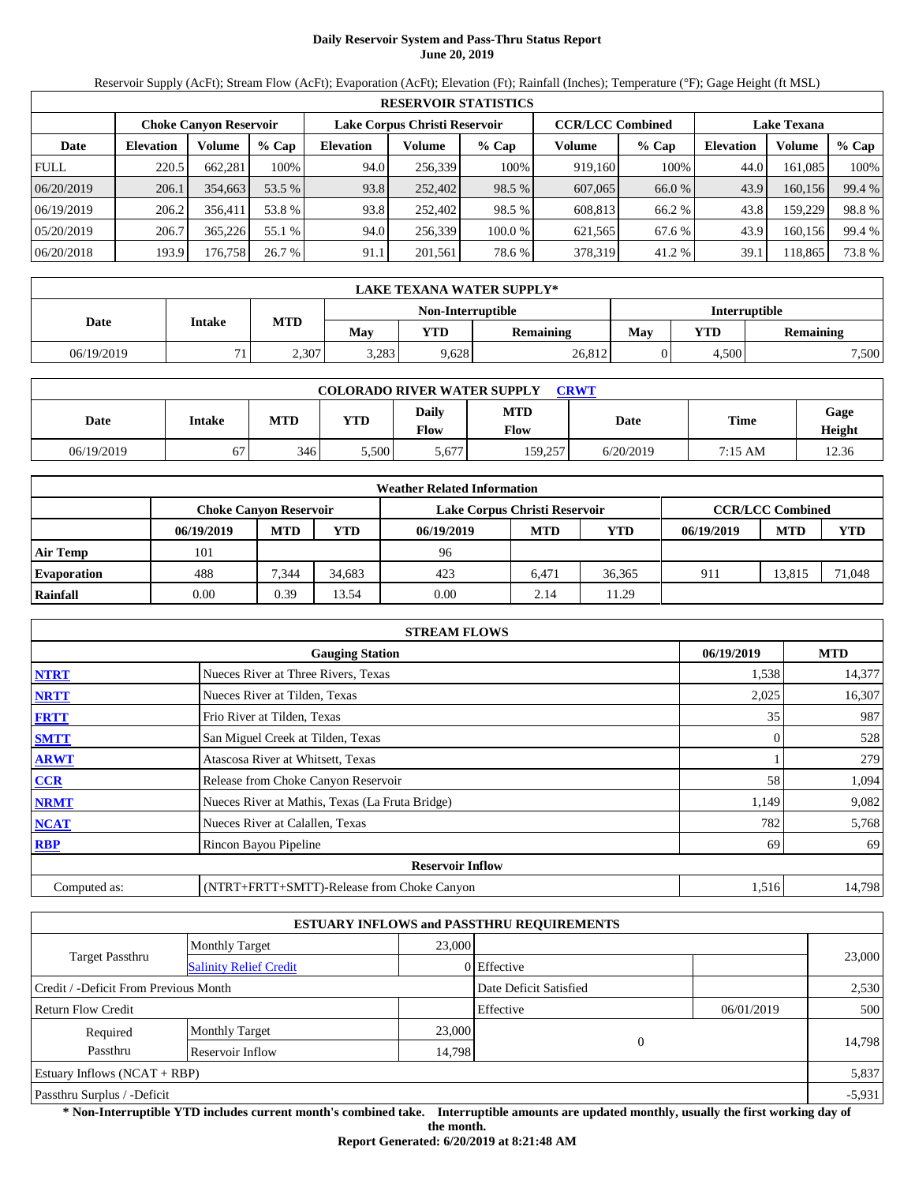# Daily Reservoir System and Pass-Thru Status Report
## June 20, 2019

Reservoir Supply (AcFt); Stream Flow (AcFt); Evaporation (AcFt); Elevation (Ft); Rainfall (Inches); Temperature (°F); Gage Height (ft MSL)

| RESERVOIR STATISTICS | | | | | | | | | | | |
|---|---|---|---|---|---|---|---|---|---|---|---|
| | Choke Canyon Reservoir | | | Lake Corpus Christi Reservoir | | | CCR/LCC Combined | | Lake Texana | | |
| Date | Elevation | Volume | % Cap | Elevation | Volume | % Cap | Volume | % Cap | Elevation | Volume | % Cap |
| FULL | 220.5 | 662,281 | 100% | 94.0 | 256,339 | 100% | 919,160 | 100% | 44.0 | 161,085 | 100% |
| 06/20/2019 | 206.1 | 354,663 | 53.5 % | 93.8 | 252,402 | 98.5 % | 607,065 | 66.0 % | 43.9 | 160,156 | 99.4 % |
| 06/19/2019 | 206.2 | 356,411 | 53.8 % | 93.8 | 252,402 | 98.5 % | 608,813 | 66.2 % | 43.8 | 159,229 | 98.8 % |
| 05/20/2019 | 206.7 | 365,226 | 55.1 % | 94.0 | 256,339 | 100.0 % | 621,565 | 67.6 % | 43.9 | 160,156 | 99.4 % |
| 06/20/2018 | 193.9 | 176,758 | 26.7 % | 91.1 | 201,561 | 78.6 % | 378,319 | 41.2 % | 39.1 | 118,865 | 73.8 % |

| LAKE TEXANA WATER SUPPLY* | | | | | | | | |
|---|---|---|---|---|---|---|---|---|
| Date | Intake | MTD | Non-Interruptible | | | Interruptible | | |
| | | | May | YTD | Remaining | May | YTD | Remaining |
| 06/19/2019 | 71 | 2,307 | 3,283 | 9,628 | 26,812 | 0 | 4,500 | 7,500 |

| COLORADO RIVER WATER SUPPLY CRWT | | | | | | | | |
|---|---|---|---|---|---|---|---|---|
| Date | Intake | MTD | YTD | Daily Flow | MTD Flow | Date | Time | Gage Height |
| 06/19/2019 | 67 | 346 | 5,500 | 5,677 | 159,257 | 6/20/2019 | 7:15 AM | 12.36 |

| Weather Related Information | | | | | | | | | |
|---|---|---|---|---|---|---|---|---|---|
| | Choke Canyon Reservoir | | | Lake Corpus Christi Reservoir | | | CCR/LCC Combined | | |
| | 06/19/2019 | MTD | YTD | 06/19/2019 | MTD | YTD | 06/19/2019 | MTD | YTD |
| Air Temp | 101 | | | 96 | | | | | |
| Evaporation | 488 | 7,344 | 34,683 | 423 | 6,471 | 36,365 | 911 | 13,815 | 71,048 |
| Rainfall | 0.00 | 0.39 | 13.54 | 0.00 | 2.14 | 11.29 | | | |

| STREAM FLOWS | | | |
|---|---|---|---|
| | Gauging Station | 06/19/2019 | MTD |
| NTRT | Nueces River at Three Rivers, Texas | 1,538 | 14,377 |
| NRTT | Nueces River at Tilden, Texas | 2,025 | 16,307 |
| FRTT | Frio River at Tilden, Texas | 35 | 987 |
| SMTT | San Miguel Creek at Tilden, Texas | 0 | 528 |
| ARWT | Atascosa River at Whitsett, Texas | 1 | 279 |
| CCR | Release from Choke Canyon Reservoir | 58 | 1,094 |
| NRMT | Nueces River at Mathis, Texas (La Fruta Bridge) | 1,149 | 9,082 |
| NCAT | Nueces River at Calallen, Texas | 782 | 5,768 |
| RBP | Rincon Bayou Pipeline | 69 | 69 |
| Reservoir Inflow | | | |
| Computed as: | (NTRT+FRTT+SMTT)-Release from Choke Canyon | 1,516 | 14,798 |

| ESTUARY INFLOWS and PASSTHRU REQUIREMENTS | | | | | |
|---|---|---|---|---|---|
| Target Passthru | Monthly Target | 23,000 | | | 23,000 |
| | Salinity Relief Credit | 0 | Effective | | |
| Credit / -Deficit From Previous Month | | | Date Deficit Satisfied | | 2,530 |
| Return Flow Credit | | | Effective | 06/01/2019 | 500 |
| Required Passthru | Monthly Target | 23,000 | 0 | | 14,798 |
| | Reservoir Inflow | 14,798 | | | |
| Estuary Inflows (NCAT + RBP) | | | | | 5,837 |
| Passthru Surplus / -Deficit | | | | | -5,931 |

**\* Non-Interruptible YTD includes current month's combined take. Interruptible amounts are updated monthly, usually the first working day of the month.**

**Report Generated: 6/20/2019 at 8:21:48 AM**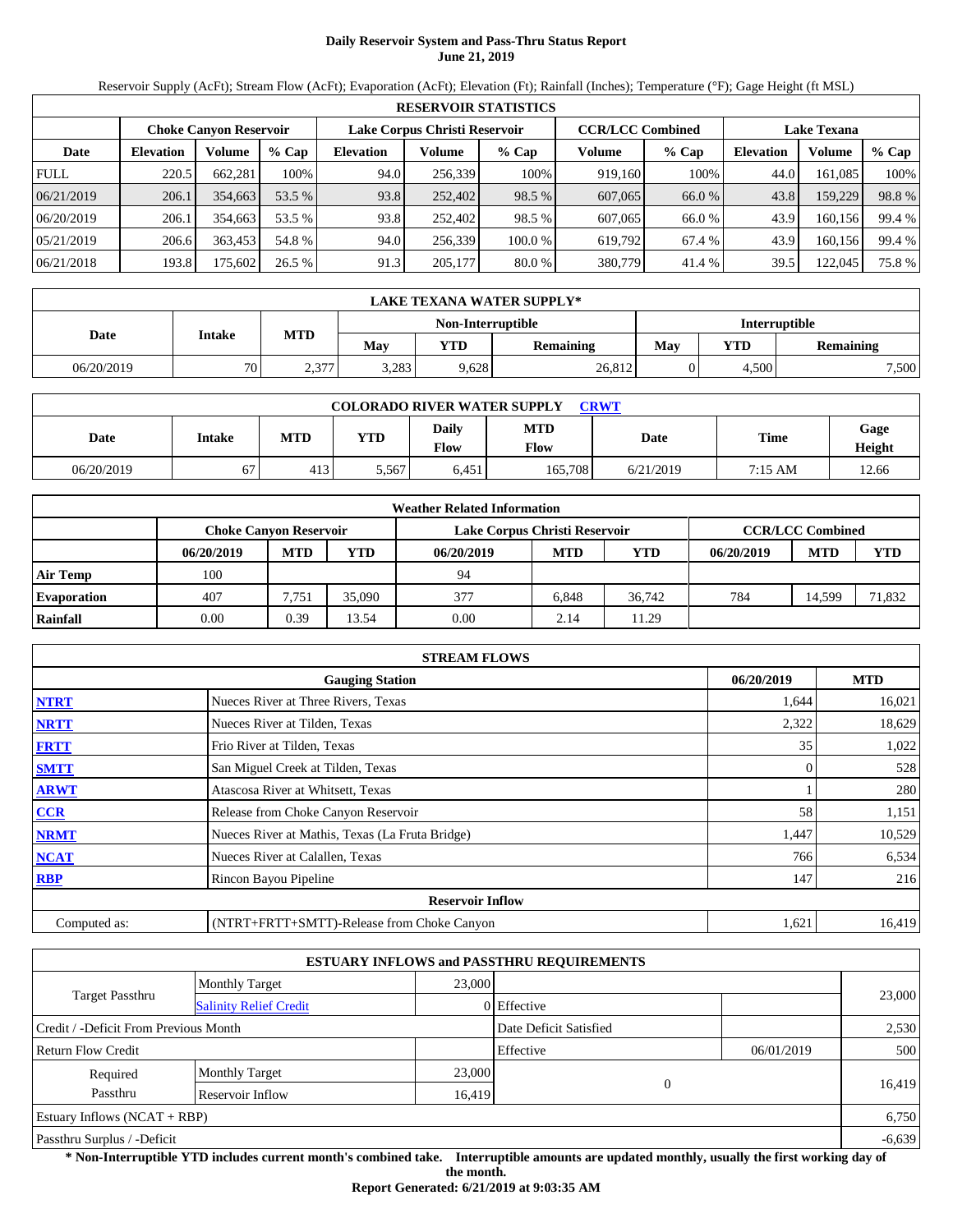# Daily Reservoir System and Pass-Thru Status Report
## June 21, 2019

Reservoir Supply (AcFt); Stream Flow (AcFt); Evaporation (AcFt); Elevation (Ft); Rainfall (Inches); Temperature (°F); Gage Height (ft MSL)

| RESERVOIR STATISTICS | | | | | | | | | | | |
|---|---|---|---|---|---|---|---|---|---|---|---|
| | Choke Canyon Reservoir | | | Lake Corpus Christi Reservoir | | | CCR/LCC Combined | | Lake Texana | | |
| Date | Elevation | Volume | % Cap | Elevation | Volume | % Cap | Volume | % Cap | Elevation | Volume | % Cap |
| FULL | 220.5 | 662,281 | 100% | 94.0 | 256,339 | 100% | 919,160 | 100% | 44.0 | 161,085 | 100% |
| 06/21/2019 | 206.1 | 354,663 | 53.5 % | 93.8 | 252,402 | 98.5 % | 607,065 | 66.0 % | 43.8 | 159,229 | 98.8 % |
| 06/20/2019 | 206.1 | 354,663 | 53.5 % | 93.8 | 252,402 | 98.5 % | 607,065 | 66.0 % | 43.9 | 160,156 | 99.4 % |
| 05/21/2019 | 206.6 | 363,453 | 54.8 % | 94.0 | 256,339 | 100.0 % | 619,792 | 67.4 % | 43.9 | 160,156 | 99.4 % |
| 06/21/2018 | 193.8 | 175,602 | 26.5 % | 91.3 | 205,177 | 80.0 % | 380,779 | 41.4 % | 39.5 | 122,045 | 75.8 % |

| LAKE TEXANA WATER SUPPLY* | | | | | | | | |
|---|---|---|---|---|---|---|---|---|
| Date | Intake | MTD | Non-Interruptible | | | Interruptible | | |
| | | | May | YTD | Remaining | May | YTD | Remaining |
| 06/20/2019 | 70 | 2,377 | 3,283 | 9,628 | 26,812 | 0 | 4,500 | 7,500 |

| COLORADO RIVER WATER SUPPLY CRWT | | | | | | | | |
|---|---|---|---|---|---|---|---|---|
| Date | Intake | MTD | YTD | Daily Flow | MTD Flow | Date | Time | Gage Height |
| 06/20/2019 | 67 | 413 | 5,567 | 6,451 | 165,708 | 6/21/2019 | 7:15 AM | 12.66 |

| Weather Related Information | | | | | | | | | |
|---|---|---|---|---|---|---|---|---|---|
| | Choke Canyon Reservoir | | | Lake Corpus Christi Reservoir | | | CCR/LCC Combined | | |
| | 06/20/2019 | MTD | YTD | 06/20/2019 | MTD | YTD | 06/20/2019 | MTD | YTD |
| Air Temp | 100 | | | 94 | | | | | |
| Evaporation | 407 | 7,751 | 35,090 | 377 | 6,848 | 36,742 | 784 | 14,599 | 71,832 |
| Rainfall | 0.00 | 0.39 | 13.54 | 0.00 | 2.14 | 11.29 | | | |

| STREAM FLOWS | | | |
|---|---|---|---|
| | Gauging Station | 06/20/2019 | MTD |
| NTRT | Nueces River at Three Rivers, Texas | 1,644 | 16,021 |
| NRTT | Nueces River at Tilden, Texas | 2,322 | 18,629 |
| FRTT | Frio River at Tilden, Texas | 35 | 1,022 |
| SMTT | San Miguel Creek at Tilden, Texas | 0 | 528 |
| ARWT | Atascosa River at Whitsett, Texas | 1 | 280 |
| CCR | Release from Choke Canyon Reservoir | 58 | 1,151 |
| NRMT | Nueces River at Mathis, Texas (La Fruta Bridge) | 1,447 | 10,529 |
| NCAT | Nueces River at Calallen, Texas | 766 | 6,534 |
| RBP | Rincon Bayou Pipeline | 147 | 216 |
| | Reservoir Inflow | | |
| Computed as: | (NTRT+FRTT+SMTT)-Release from Choke Canyon | 1,621 | 16,419 |

| ESTUARY INFLOWS and PASSTHRU REQUIREMENTS | | | | | |
|---|---|---|---|---|---|
| Target Passthru | Monthly Target | 23,000 | | | 23,000 |
| | Salinity Relief Credit | 0 | Effective | | |
| Credit / -Deficit From Previous Month | | | Date Deficit Satisfied | | 2,530 |
| Return Flow Credit | | | Effective | 06/01/2019 | 500 |
| Required Passthru | Monthly Target | 23,000 | 0 | | 16,419 |
| | Reservoir Inflow | 16,419 | | | |
| Estuary Inflows (NCAT + RBP) | | | | | 6,750 |
| Passthru Surplus / -Deficit | | | | | -6,639 |

**\* Non-Interruptible YTD includes current month's combined take. Interruptible amounts are updated monthly, usually the first working day of the month.**

**Report Generated: 6/21/2019 at 9:03:35 AM**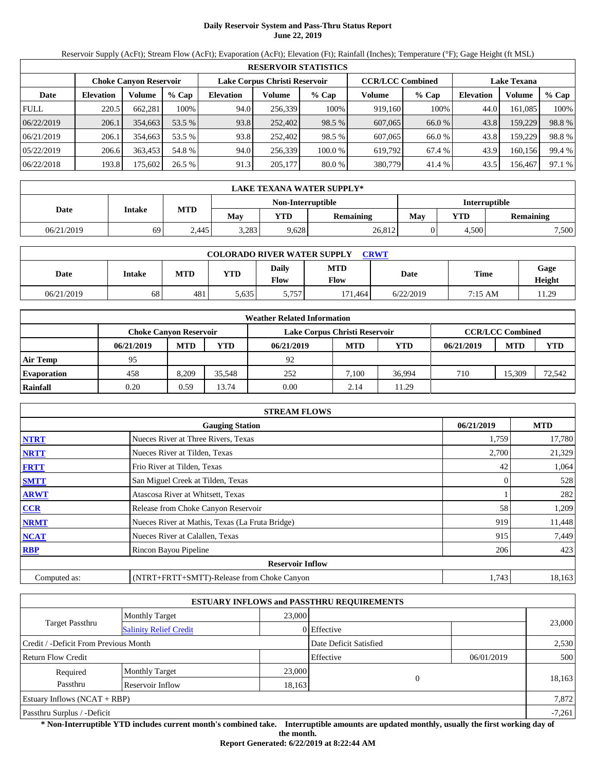# Daily Reservoir System and Pass-Thru Status Report
## June 22, 2019

Reservoir Supply (AcFt); Stream Flow (AcFt); Evaporation (AcFt); Elevation (Ft); Rainfall (Inches); Temperature (°F); Gage Height (ft MSL)

| RESERVOIR STATISTICS | | | | | | | | | | | |
|---|---|---|---|---|---|---|---|---|---|---|---|
| | Choke Canyon Reservoir | | | Lake Corpus Christi Reservoir | | | CCR/LCC Combined | | Lake Texana | | |
| Date | Elevation | Volume | % Cap | Elevation | Volume | % Cap | Volume | % Cap | Elevation | Volume | % Cap |
| FULL | 220.5 | 662,281 | 100% | 94.0 | 256,339 | 100% | 919,160 | 100% | 44.0 | 161,085 | 100% |
| 06/22/2019 | 206.1 | 354,663 | 53.5 % | 93.8 | 252,402 | 98.5 % | 607,065 | 66.0 % | 43.8 | 159,229 | 98.8 % |
| 06/21/2019 | 206.1 | 354,663 | 53.5 % | 93.8 | 252,402 | 98.5 % | 607,065 | 66.0 % | 43.8 | 159,229 | 98.8 % |
| 05/22/2019 | 206.6 | 363,453 | 54.8 % | 94.0 | 256,339 | 100.0 % | 619,792 | 67.4 % | 43.9 | 160,156 | 99.4 % |
| 06/22/2018 | 193.8 | 175,602 | 26.5 % | 91.3 | 205,177 | 80.0 % | 380,779 | 41.4 % | 43.5 | 156,467 | 97.1 % |

| LAKE TEXANA WATER SUPPLY* | | | | | | | | |
|---|---|---|---|---|---|---|---|---|
| Date | Intake | MTD | Non-Interruptible | | | Interruptible | | |
| | | | May | YTD | Remaining | May | YTD | Remaining |
| 06/21/2019 | 69 | 2,445 | 3,283 | 9,628 | 26,812 | 0 | 4,500 | 7,500 |

| COLORADO RIVER WATER SUPPLY CRWT | | | | | | | | |
|---|---|---|---|---|---|---|---|---|
| Date | Intake | MTD | YTD | Daily Flow | MTD Flow | Date | Time | Gage Height |
| 06/21/2019 | 68 | 481 | 5,635 | 5,757 | 171,464 | 6/22/2019 | 7:15 AM | 11.29 |

| Weather Related Information | | | | | | | | | |
|---|---|---|---|---|---|---|---|---|---|
| | Choke Canyon Reservoir | | | Lake Corpus Christi Reservoir | | | CCR/LCC Combined | | |
| | 06/21/2019 | MTD | YTD | 06/21/2019 | MTD | YTD | 06/21/2019 | MTD | YTD |
| Air Temp | 95 | | | 92 | | | | | |
| Evaporation | 458 | 8,209 | 35,548 | 252 | 7,100 | 36,994 | 710 | 15,309 | 72,542 |
| Rainfall | 0.20 | 0.59 | 13.74 | 0.00 | 2.14 | 11.29 | | | |

| STREAM FLOWS | | | |
|---|---|---|---|
| | Gauging Station | 06/21/2019 | MTD |
| NTRT | Nueces River at Three Rivers, Texas | 1,759 | 17,780 |
| NRTT | Nueces River at Tilden, Texas | 2,700 | 21,329 |
| FRTT | Frio River at Tilden, Texas | 42 | 1,064 |
| SMTT | San Miguel Creek at Tilden, Texas | 0 | 528 |
| ARWT | Atascosa River at Whitsett, Texas | 1 | 282 |
| CCR | Release from Choke Canyon Reservoir | 58 | 1,209 |
| NRMT | Nueces River at Mathis, Texas (La Fruta Bridge) | 919 | 11,448 |
| NCAT | Nueces River at Calallen, Texas | 915 | 7,449 |
| RBP | Rincon Bayou Pipeline | 206 | 423 |
| | Reservoir Inflow | | |
| Computed as: | (NTRT+FRTT+SMTT)-Release from Choke Canyon | 1,743 | 18,163 |

| ESTUARY INFLOWS and PASSTHRU REQUIREMENTS | | | | | |
|---|---|---|---|---|---|
| Target Passthru | Monthly Target | 23,000 | | | 23,000 |
| | Salinity Relief Credit | 0 | Effective | | |
| Credit / -Deficit From Previous Month | | | Date Deficit Satisfied | | 2,530 |
| Return Flow Credit | | | Effective | 06/01/2019 | 500 |
| Required Passthru | Monthly Target | 23,000 | 0 | | 18,163 |
| | Reservoir Inflow | 18,163 | | | |
| Estuary Inflows (NCAT + RBP) | | | | | 7,872 |
| Passthru Surplus / -Deficit | | | | | -7,261 |

**\* Non-Interruptible YTD includes current month's combined take. Interruptible amounts are updated monthly, usually the first working day of the month.**

**Report Generated: 6/22/2019 at 8:22:44 AM**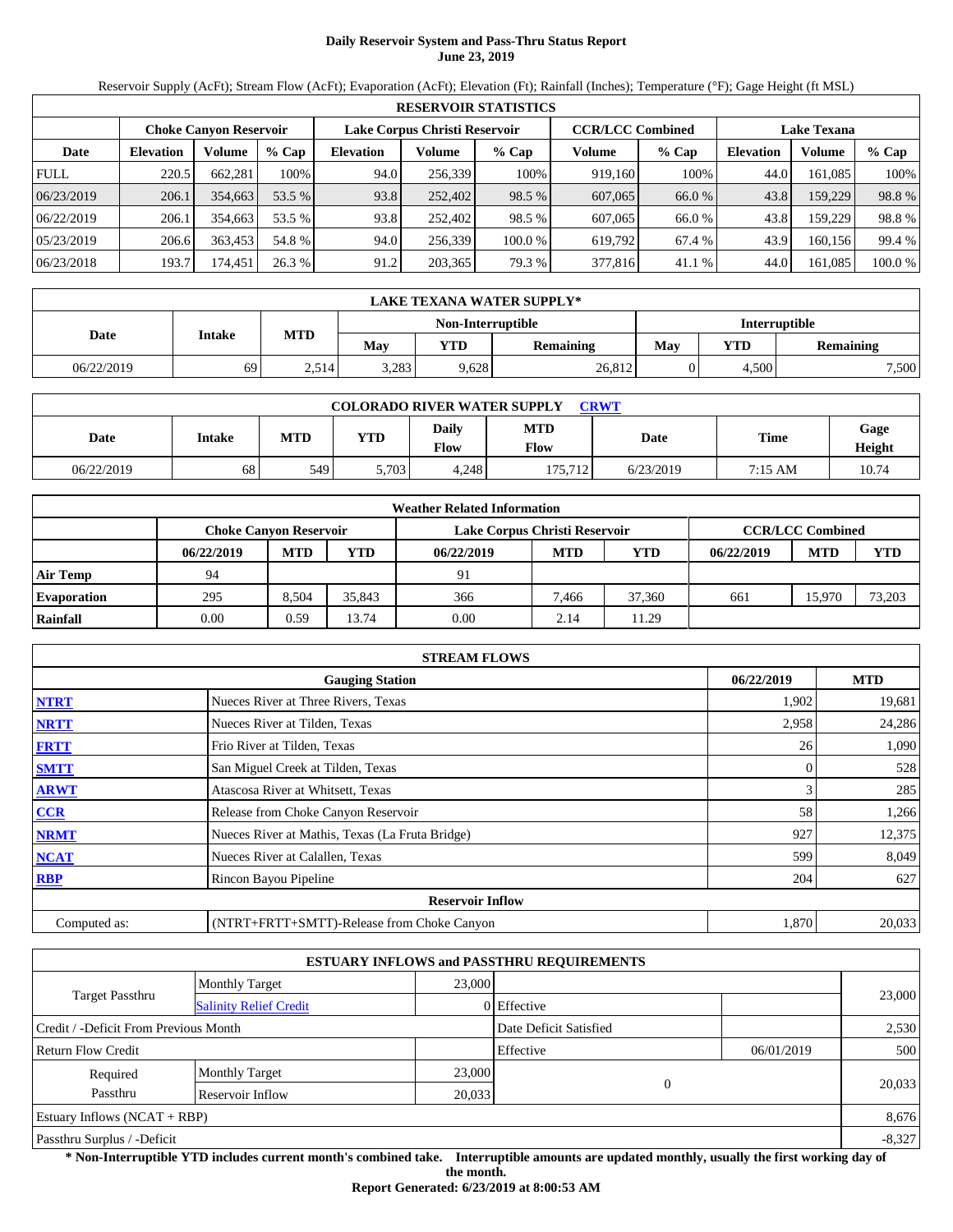# Daily Reservoir System and Pass-Thru Status Report
## June 23, 2019

Reservoir Supply (AcFt); Stream Flow (AcFt); Evaporation (AcFt); Elevation (Ft); Rainfall (Inches); Temperature (°F); Gage Height (ft MSL)

| RESERVOIR STATISTICS | | | | | | | | | | | |
|---|---|---|---|---|---|---|---|---|---|---|---|
| | Choke Canyon Reservoir | | | Lake Corpus Christi Reservoir | | | CCR/LCC Combined | | Lake Texana | | |
| Date | Elevation | Volume | % Cap | Elevation | Volume | % Cap | Volume | % Cap | Elevation | Volume | % Cap |
| FULL | 220.5 | 662,281 | 100% | 94.0 | 256,339 | 100% | 919,160 | 100% | 44.0 | 161,085 | 100% |
| 06/23/2019 | 206.1 | 354,663 | 53.5 % | 93.8 | 252,402 | 98.5 % | 607,065 | 66.0 % | 43.8 | 159,229 | 98.8 % |
| 06/22/2019 | 206.1 | 354,663 | 53.5 % | 93.8 | 252,402 | 98.5 % | 607,065 | 66.0 % | 43.8 | 159,229 | 98.8 % |
| 05/23/2019 | 206.6 | 363,453 | 54.8 % | 94.0 | 256,339 | 100.0 % | 619,792 | 67.4 % | 43.9 | 160,156 | 99.4 % |
| 06/23/2018 | 193.7 | 174,451 | 26.3 % | 91.2 | 203,365 | 79.3 % | 377,816 | 41.1 % | 44.0 | 161,085 | 100.0 % |

| LAKE TEXANA WATER SUPPLY* | | | | | | | | |
|---|---|---|---|---|---|---|---|---|
| Date | Intake | MTD | Non-Interruptible | | | Interruptible | | |
| | | | May | YTD | Remaining | May | YTD | Remaining |
| 06/22/2019 | 69 | 2,514 | 3,283 | 9,628 | 26,812 | 0 | 4,500 | 7,500 |

| COLORADO RIVER WATER SUPPLY CRWT | | | | | | | | |
|---|---|---|---|---|---|---|---|---|
| Date | Intake | MTD | YTD | Daily Flow | MTD Flow | Date | Time | Gage Height |
| 06/22/2019 | 68 | 549 | 5,703 | 4,248 | 175,712 | 6/23/2019 | 7:15 AM | 10.74 |

| Weather Related Information | | | | | | | | | |
|---|---|---|---|---|---|---|---|---|---|
| | Choke Canyon Reservoir | | | Lake Corpus Christi Reservoir | | | CCR/LCC Combined | | |
| | 06/22/2019 | MTD | YTD | 06/22/2019 | MTD | YTD | 06/22/2019 | MTD | YTD |
| Air Temp | 94 | | | 91 | | | | | |
| Evaporation | 295 | 8,504 | 35,843 | 366 | 7,466 | 37,360 | 661 | 15,970 | 73,203 |
| Rainfall | 0.00 | 0.59 | 13.74 | 0.00 | 2.14 | 11.29 | | | |

| STREAM FLOWS | | | |
|---|---|---|---|
| | Gauging Station | 06/22/2019 | MTD |
| NTRT | Nueces River at Three Rivers, Texas | 1,902 | 19,681 |
| NRTT | Nueces River at Tilden, Texas | 2,958 | 24,286 |
| FRTT | Frio River at Tilden, Texas | 26 | 1,090 |
| SMTT | San Miguel Creek at Tilden, Texas | 0 | 528 |
| ARWT | Atascosa River at Whitsett, Texas | 3 | 285 |
| CCR | Release from Choke Canyon Reservoir | 58 | 1,266 |
| NRMT | Nueces River at Mathis, Texas (La Fruta Bridge) | 927 | 12,375 |
| NCAT | Nueces River at Calallen, Texas | 599 | 8,049 |
| RBP | Rincon Bayou Pipeline | 204 | 627 |
| | Reservoir Inflow | | |
| Computed as: | (NTRT+FRTT+SMTT)-Release from Choke Canyon | 1,870 | 20,033 |

| ESTUARY INFLOWS and PASSTHRU REQUIREMENTS | | | | | |
|---|---|---|---|---|---|
| Target Passthru | Monthly Target | 23,000 | | | 23,000 |
| | Salinity Relief Credit | 0 | Effective | | |
| Credit / -Deficit From Previous Month | | | Date Deficit Satisfied | | 2,530 |
| Return Flow Credit | | | Effective | 06/01/2019 | 500 |
| Required Passthru | Monthly Target | 23,000 | 0 | | 20,033 |
| | Reservoir Inflow | 20,033 | | | |
| Estuary Inflows (NCAT + RBP) | | | | | 8,676 |
| Passthru Surplus / -Deficit | | | | | -8,327 |

**\* Non-Interruptible YTD includes current month's combined take. Interruptible amounts are updated monthly, usually the first working day of the month.**

**Report Generated: 6/23/2019 at 8:00:53 AM**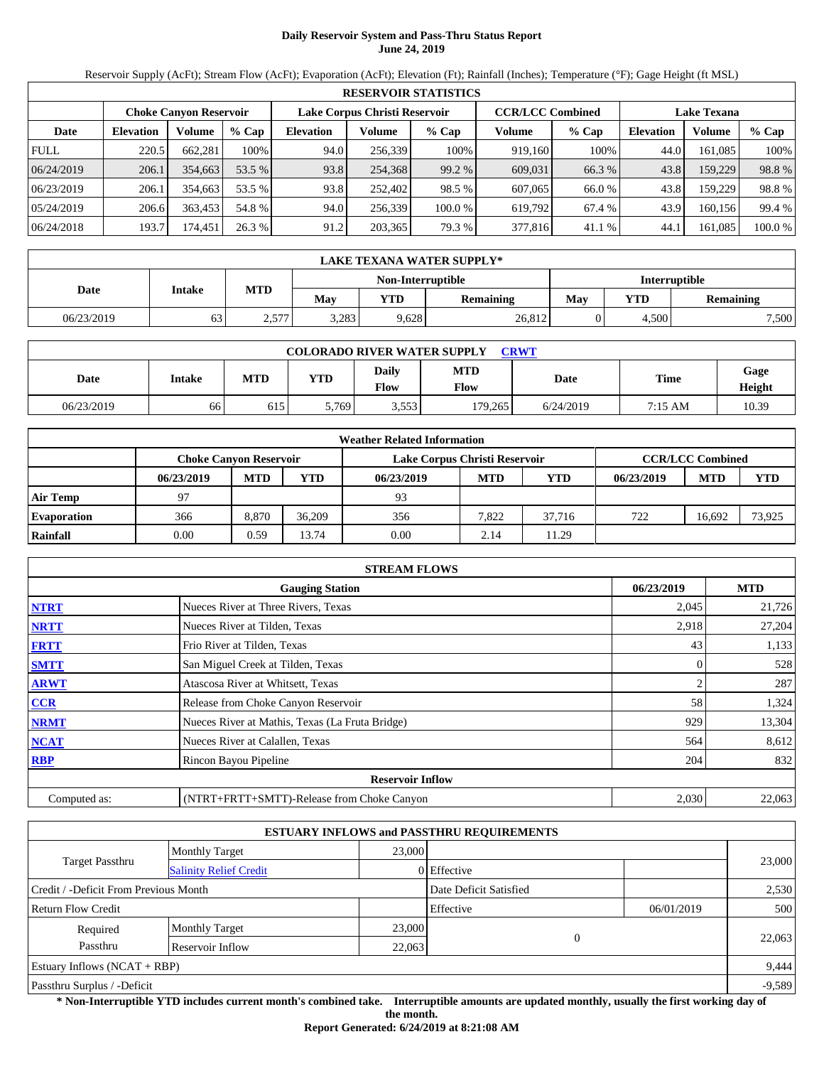# Daily Reservoir System and Pass-Thru Status Report
## June 24, 2019

Reservoir Supply (AcFt); Stream Flow (AcFt); Evaporation (AcFt); Elevation (Ft); Rainfall (Inches); Temperature (°F); Gage Height (ft MSL)

| RESERVOIR STATISTICS | | | | | | | | | | | |
|---|---|---|---|---|---|---|---|---|---|---|---|
| | Choke Canyon Reservoir | | | Lake Corpus Christi Reservoir | | | CCR/LCC Combined | | Lake Texana | | |
| Date | Elevation | Volume | % Cap | Elevation | Volume | % Cap | Volume | % Cap | Elevation | Volume | % Cap |
| FULL | 220.5 | 662,281 | 100% | 94.0 | 256,339 | 100% | 919,160 | 100% | 44.0 | 161,085 | 100% |
| 06/24/2019 | 206.1 | 354,663 | 53.5 % | 93.8 | 254,368 | 99.2 % | 609,031 | 66.3 % | 43.8 | 159,229 | 98.8 % |
| 06/23/2019 | 206.1 | 354,663 | 53.5 % | 93.8 | 252,402 | 98.5 % | 607,065 | 66.0 % | 43.8 | 159,229 | 98.8 % |
| 05/24/2019 | 206.6 | 363,453 | 54.8 % | 94.0 | 256,339 | 100.0 % | 619,792 | 67.4 % | 43.9 | 160,156 | 99.4 % |
| 06/24/2018 | 193.7 | 174,451 | 26.3 % | 91.2 | 203,365 | 79.3 % | 377,816 | 41.1 % | 44.1 | 161,085 | 100.0 % |

| LAKE TEXANA WATER SUPPLY* | | | | | | | | |
|---|---|---|---|---|---|---|---|---|
| Date | Intake | MTD | Non-Interruptible | | | Interruptible | | |
| | | | May | YTD | Remaining | May | YTD | Remaining |
| 06/23/2019 | 63 | 2,577 | 3,283 | 9,628 | 26,812 | 0 | 4,500 | 7,500 |

| COLORADO RIVER WATER SUPPLY CRWT | | | | | | | | |
|---|---|---|---|---|---|---|---|---|
| Date | Intake | MTD | YTD | Daily Flow | MTD Flow | Date | Time | Gage Height |
| 06/23/2019 | 66 | 615 | 5,769 | 3,553 | 179,265 | 6/24/2019 | 7:15 AM | 10.39 |

| Weather Related Information | | | | | | | | | |
|---|---|---|---|---|---|---|---|---|---|
| | Choke Canyon Reservoir | | | Lake Corpus Christi Reservoir | | | CCR/LCC Combined | | |
| | 06/23/2019 | MTD | YTD | 06/23/2019 | MTD | YTD | 06/23/2019 | MTD | YTD |
| Air Temp | 97 | | | 93 | | | | | |
| Evaporation | 366 | 8,870 | 36,209 | 356 | 7,822 | 37,716 | 722 | 16,692 | 73,925 |
| Rainfall | 0.00 | 0.59 | 13.74 | 0.00 | 2.14 | 11.29 | | | |

| STREAM FLOWS | | | |
|---|---|---|---|
| | Gauging Station | 06/23/2019 | MTD |
| NTRT | Nueces River at Three Rivers, Texas | 2,045 | 21,726 |
| NRTT | Nueces River at Tilden, Texas | 2,918 | 27,204 |
| FRTT | Frio River at Tilden, Texas | 43 | 1,133 |
| SMTT | San Miguel Creek at Tilden, Texas | 0 | 528 |
| ARWT | Atascosa River at Whitsett, Texas | 2 | 287 |
| CCR | Release from Choke Canyon Reservoir | 58 | 1,324 |
| NRMT | Nueces River at Mathis, Texas (La Fruta Bridge) | 929 | 13,304 |
| NCAT | Nueces River at Calallen, Texas | 564 | 8,612 |
| RBP | Rincon Bayou Pipeline | 204 | 832 |
| **Reservoir Inflow** | | | |
| Computed as: | (NTRT+FRTT+SMTT)-Release from Choke Canyon | 2,030 | 22,063 |

| ESTUARY INFLOWS and PASSTHRU REQUIREMENTS | | | | | |
|---|---|---|---|---|---|
| Target Passthru | Monthly Target | 23,000 | | | 23,000 |
| | Salinity Relief Credit | 0 | Effective | | |
| Credit / -Deficit From Previous Month | | | Date Deficit Satisfied | | 2,530 |
| Return Flow Credit | | | Effective | 06/01/2019 | 500 |
| Required Passthru | Monthly Target | 23,000 | 0 | | 22,063 |
| | Reservoir Inflow | 22,063 | | | |
| Estuary Inflows (NCAT + RBP) | | | | | 9,444 |
| Passthru Surplus / -Deficit | | | | | -9,589 |

**\* Non-Interruptible YTD includes current month's combined take. Interruptible amounts are updated monthly, usually the first working day of the month.**

**Report Generated: 6/24/2019 at 8:21:08 AM**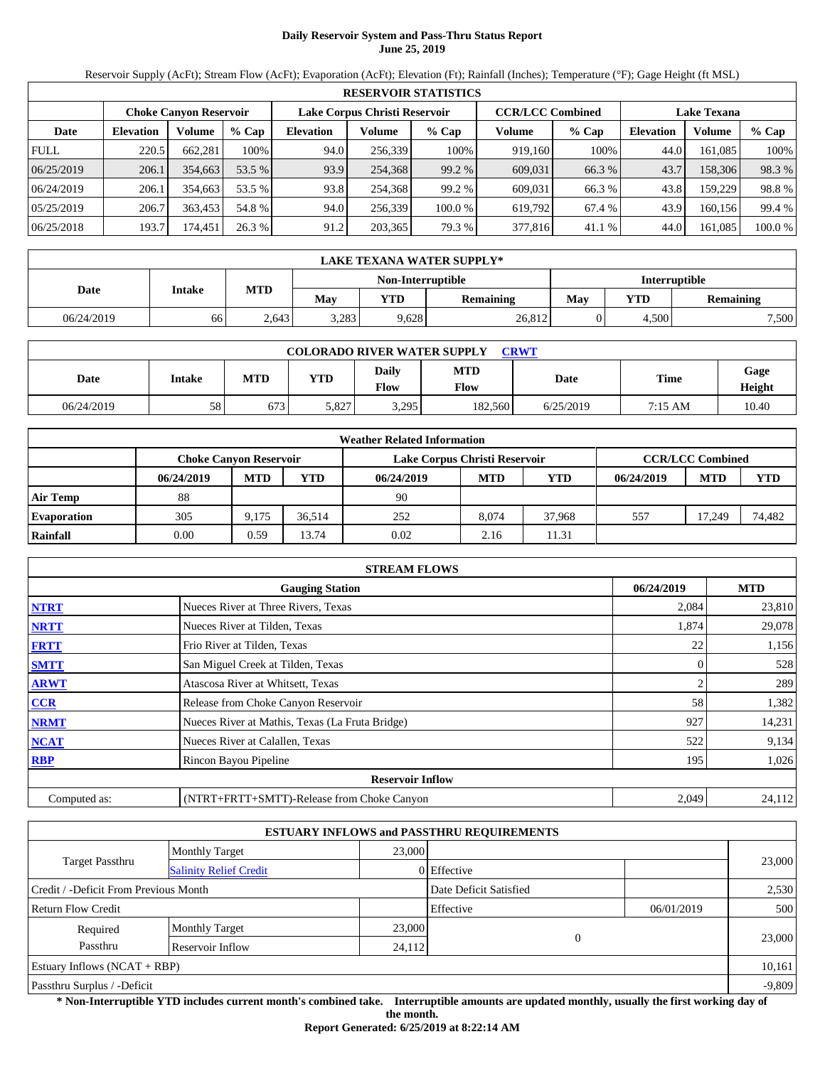# Daily Reservoir System and Pass-Thru Status Report
## June 25, 2019

Reservoir Supply (AcFt); Stream Flow (AcFt); Evaporation (AcFt); Elevation (Ft); Rainfall (Inches); Temperature (°F); Gage Height (ft MSL)

| RESERVOIR STATISTICS | | | | | | | | | | | |
|---|---|---|---|---|---|---|---|---|---|---|---|
| | Choke Canyon Reservoir | | | Lake Corpus Christi Reservoir | | | CCR/LCC Combined | | Lake Texana | | |
| Date | Elevation | Volume | % Cap | Elevation | Volume | % Cap | Volume | % Cap | Elevation | Volume | % Cap |
| FULL | 220.5 | 662,281 | 100% | 94.0 | 256,339 | 100% | 919,160 | 100% | 44.0 | 161,085 | 100% |
| 06/25/2019 | 206.1 | 354,663 | 53.5 % | 93.9 | 254,368 | 99.2 % | 609,031 | 66.3 % | 43.7 | 158,306 | 98.3 % |
| 06/24/2019 | 206.1 | 354,663 | 53.5 % | 93.8 | 254,368 | 99.2 % | 609,031 | 66.3 % | 43.8 | 159,229 | 98.8 % |
| 05/25/2019 | 206.7 | 363,453 | 54.8 % | 94.0 | 256,339 | 100.0 % | 619,792 | 67.4 % | 43.9 | 160,156 | 99.4 % |
| 06/25/2018 | 193.7 | 174,451 | 26.3 % | 91.2 | 203,365 | 79.3 % | 377,816 | 41.1 % | 44.0 | 161,085 | 100.0 % |

| LAKE TEXANA WATER SUPPLY* | | | | | | | | |
|---|---|---|---|---|---|---|---|---|
| Date | Intake | MTD | Non-Interruptible | | | Interruptible | | |
| | | | May | YTD | Remaining | May | YTD | Remaining |
| 06/24/2019 | 66 | 2,643 | 3,283 | 9,628 | 26,812 | 0 | 4,500 | 7,500 |

| COLORADO RIVER WATER SUPPLY CRWT | | | | | | | | |
|---|---|---|---|---|---|---|---|---|
| Date | Intake | MTD | YTD | Daily Flow | MTD Flow | Date | Time | Gage Height |
| 06/24/2019 | 58 | 673 | 5,827 | 3,295 | 182,560 | 6/25/2019 | 7:15 AM | 10.40 |

| Weather Related Information | | | | | | | | | |
|---|---|---|---|---|---|---|---|---|---|
| | Choke Canyon Reservoir | | | Lake Corpus Christi Reservoir | | | CCR/LCC Combined | | |
| | 06/24/2019 | MTD | YTD | 06/24/2019 | MTD | YTD | 06/24/2019 | MTD | YTD |
| Air Temp | 88 | | | 90 | | | | | |
| Evaporation | 305 | 9,175 | 36,514 | 252 | 8,074 | 37,968 | 557 | 17,249 | 74,482 |
| Rainfall | 0.00 | 0.59 | 13.74 | 0.02 | 2.16 | 11.31 | | | |

| STREAM FLOWS | | | |
|---|---|---|---|
| | Gauging Station | 06/24/2019 | MTD |
| NTRT | Nueces River at Three Rivers, Texas | 2,084 | 23,810 |
| NRTT | Nueces River at Tilden, Texas | 1,874 | 29,078 |
| FRTT | Frio River at Tilden, Texas | 22 | 1,156 |
| SMTT | San Miguel Creek at Tilden, Texas | 0 | 528 |
| ARWT | Atascosa River at Whitsett, Texas | 2 | 289 |
| CCR | Release from Choke Canyon Reservoir | 58 | 1,382 |
| NRMT | Nueces River at Mathis, Texas (La Fruta Bridge) | 927 | 14,231 |
| NCAT | Nueces River at Calallen, Texas | 522 | 9,134 |
| RBP | Rincon Bayou Pipeline | 195 | 1,026 |
| Reservoir Inflow | | | |
| Computed as: | (NTRT+FRTT+SMTT)-Release from Choke Canyon | 2,049 | 24,112 |

| ESTUARY INFLOWS and PASSTHRU REQUIREMENTS | | | | | |
|---|---|---|---|---|---|
| Target Passthru | Monthly Target | 23,000 | | | 23,000 |
| | Salinity Relief Credit | 0 | Effective | | |
| Credit / -Deficit From Previous Month | | | Date Deficit Satisfied | | 2,530 |
| Return Flow Credit | | | Effective | 06/01/2019 | 500 |
| Required Passthru | Monthly Target | 23,000 | 0 | | 23,000 |
| | Reservoir Inflow | 24,112 | | | |
| Estuary Inflows (NCAT + RBP) | | | | | 10,161 |
| Passthru Surplus / -Deficit | | | | | -9,809 |

**\* Non-Interruptible YTD includes current month's combined take. Interruptible amounts are updated monthly, usually the first working day of the month.**

**Report Generated: 6/25/2019 at 8:22:14 AM**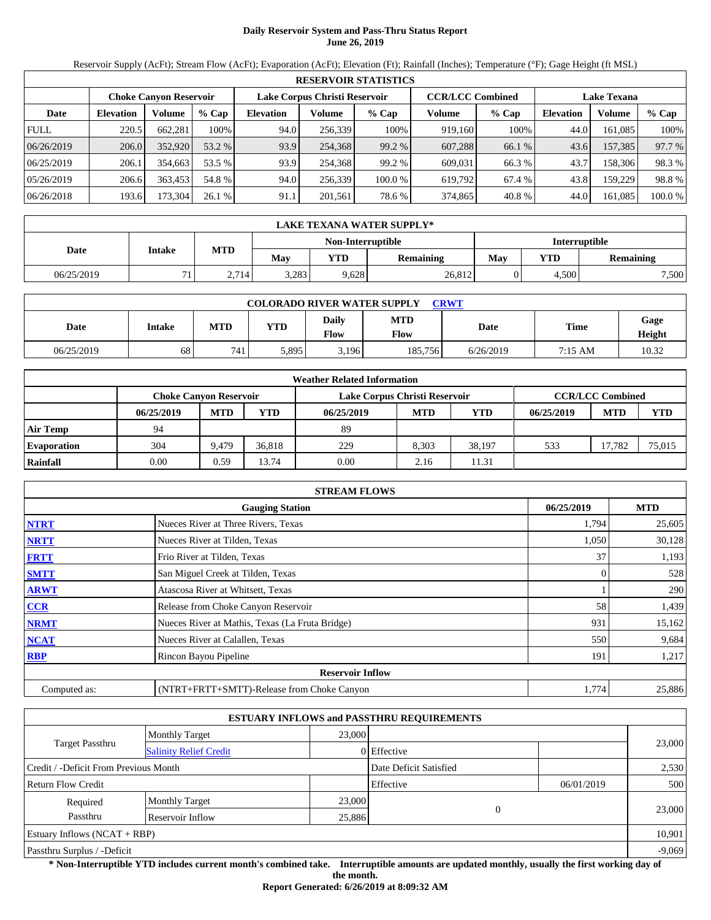**Daily Reservoir System and Pass-Thru Status Report**
**June 26, 2019**

Reservoir Supply (AcFt); Stream Flow (AcFt); Evaporation (AcFt); Elevation (Ft); Rainfall (Inches); Temperature (°F); Gage Height (ft MSL)

| RESERVOIR STATISTICS | | | | | | | | | | | |
|---|---|---|---|---|---|---|---|---|---|---|---|
| | Choke Canyon Reservoir | | | Lake Corpus Christi Reservoir | | | CCR/LCC Combined | | Lake Texana | | |
| Date | Elevation | Volume | % Cap | Elevation | Volume | % Cap | Volume | % Cap | Elevation | Volume | % Cap |
| FULL | 220.5 | 662,281 | 100% | 94.0 | 256,339 | 100% | 919,160 | 100% | 44.0 | 161,085 | 100% |
| 06/26/2019 | 206.0 | 352,920 | 53.2 % | 93.9 | 254,368 | 99.2 % | 607,288 | 66.1 % | 43.6 | 157,385 | 97.7 % |
| 06/25/2019 | 206.1 | 354,663 | 53.5 % | 93.9 | 254,368 | 99.2 % | 609,031 | 66.3 % | 43.7 | 158,306 | 98.3 % |
| 05/26/2019 | 206.6 | 363,453 | 54.8 % | 94.0 | 256,339 | 100.0 % | 619,792 | 67.4 % | 43.8 | 159,229 | 98.8 % |
| 06/26/2018 | 193.6 | 173,304 | 26.1 % | 91.1 | 201,561 | 78.6 % | 374,865 | 40.8 % | 44.0 | 161,085 | 100.0 % |

| LAKE TEXANA WATER SUPPLY* | | | | | | | | |
|---|---|---|---|---|---|---|---|---|
| Date | Intake | MTD | Non-Interruptible | | | Interruptible | | |
| | | | May | YTD | Remaining | May | YTD | Remaining |
| 06/25/2019 | 71 | 2,714 | 3,283 | 9,628 | 26,812 | 0 | 4,500 | 7,500 |

| COLORADO RIVER WATER SUPPLY CRWT | | | | | | | | |
|---|---|---|---|---|---|---|---|---|
| Date | Intake | MTD | YTD | Daily Flow | MTD Flow | Date | Time | Gage Height |
| 06/25/2019 | 68 | 741 | 5,895 | 3,196 | 185,756 | 6/26/2019 | 7:15 AM | 10.32 |

| Weather Related Information | | | | | | | | | |
|---|---|---|---|---|---|---|---|---|---|
| | Choke Canyon Reservoir | | | Lake Corpus Christi Reservoir | | | CCR/LCC Combined | | |
| | 06/25/2019 | MTD | YTD | 06/25/2019 | MTD | YTD | 06/25/2019 | MTD | YTD |
| Air Temp | 94 | | | 89 | | | | | |
| Evaporation | 304 | 9,479 | 36,818 | 229 | 8,303 | 38,197 | 533 | 17,782 | 75,015 |
| Rainfall | 0.00 | 0.59 | 13.74 | 0.00 | 2.16 | 11.31 | | | |

| STREAM FLOWS | | | |
|---|---|---|---|
| | Gauging Station | 06/25/2019 | MTD |
| NTRT | Nueces River at Three Rivers, Texas | 1,794 | 25,605 |
| NRTT | Nueces River at Tilden, Texas | 1,050 | 30,128 |
| FRTT | Frio River at Tilden, Texas | 37 | 1,193 |
| SMTT | San Miguel Creek at Tilden, Texas | 0 | 528 |
| ARWT | Atascosa River at Whitsett, Texas | 1 | 290 |
| CCR | Release from Choke Canyon Reservoir | 58 | 1,439 |
| NRMT | Nueces River at Mathis, Texas (La Fruta Bridge) | 931 | 15,162 |
| NCAT | Nueces River at Calallen, Texas | 550 | 9,684 |
| RBP | Rincon Bayou Pipeline | 191 | 1,217 |
| | Reservoir Inflow | | |
| Computed as: | (NTRT+FRTT+SMTT)-Release from Choke Canyon | 1,774 | 25,886 |

| ESTUARY INFLOWS and PASSTHRU REQUIREMENTS | | | | | |
|---|---|---|---|---|---|
| Target Passthru | Monthly Target | 23,000 | | | 23,000 |
| | Salinity Relief Credit | 0 | Effective | | |
| Credit / -Deficit From Previous Month | | | Date Deficit Satisfied | | 2,530 |
| Return Flow Credit | | | Effective | 06/01/2019 | 500 |
| Required Passthru | Monthly Target | 23,000 | 0 | | 23,000 |
| | Reservoir Inflow | 25,886 | | | |
| Estuary Inflows (NCAT + RBP) | | | | | 10,901 |
| Passthru Surplus / -Deficit | | | | | -9,069 |

**\* Non-Interruptible YTD includes current month's combined take. Interruptible amounts are updated monthly, usually the first working day of the month.**

**Report Generated: 6/26/2019 at 8:09:32 AM**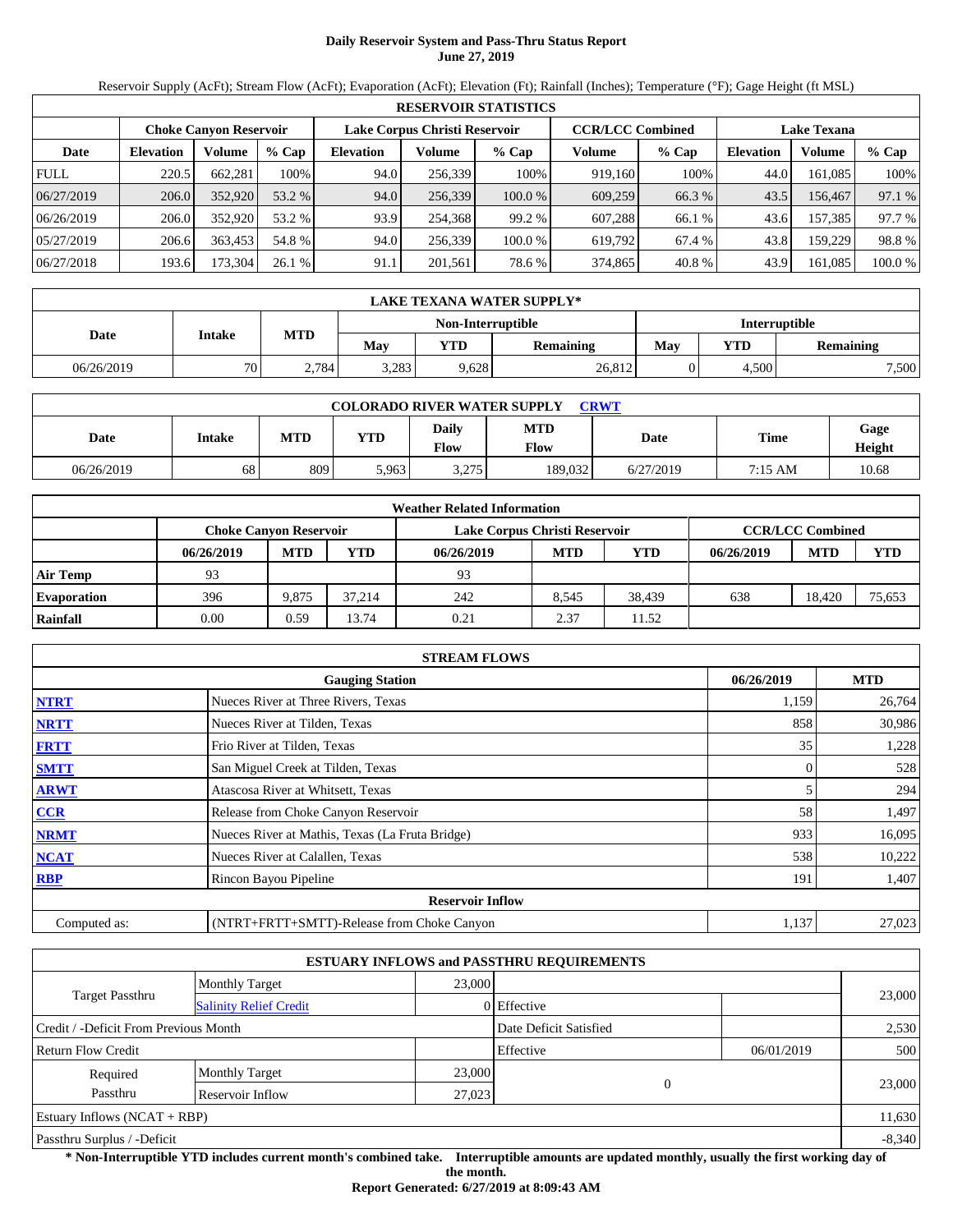# Daily Reservoir System and Pass-Thru Status Report
**June 27, 2019**

Reservoir Supply (AcFt); Stream Flow (AcFt); Evaporation (AcFt); Elevation (Ft); Rainfall (Inches); Temperature (°F); Gage Height (ft MSL)

| RESERVOIR STATISTICS | | | | | | | | | | | |
|---|---|---|---|---|---|---|---|---|---|---|---|
| | Choke Canyon Reservoir | | | Lake Corpus Christi Reservoir | | | CCR/LCC Combined | | Lake Texana | | |
| Date | Elevation | Volume | % Cap | Elevation | Volume | % Cap | Volume | % Cap | Elevation | Volume | % Cap |
| FULL | 220.5 | 662,281 | 100% | 94.0 | 256,339 | 100% | 919,160 | 100% | 44.0 | 161,085 | 100% |
| 06/27/2019 | 206.0 | 352,920 | 53.2 % | 94.0 | 256,339 | 100.0 % | 609,259 | 66.3 % | 43.5 | 156,467 | 97.1 % |
| 06/26/2019 | 206.0 | 352,920 | 53.2 % | 93.9 | 254,368 | 99.2 % | 607,288 | 66.1 % | 43.6 | 157,385 | 97.7 % |
| 05/27/2019 | 206.6 | 363,453 | 54.8 % | 94.0 | 256,339 | 100.0 % | 619,792 | 67.4 % | 43.8 | 159,229 | 98.8 % |
| 06/27/2018 | 193.6 | 173,304 | 26.1 % | 91.1 | 201,561 | 78.6 % | 374,865 | 40.8 % | 43.9 | 161,085 | 100.0 % |

| LAKE TEXANA WATER SUPPLY* | | | | | | | | |
|---|---|---|---|---|---|---|---|---|
| Date | Intake | MTD | Non-Interruptible | | | Interruptible | | |
| | | | May | YTD | Remaining | May | YTD | Remaining |
| 06/26/2019 | 70 | 2,784 | 3,283 | 9,628 | 26,812 | 0 | 4,500 | 7,500 |

| COLORADO RIVER WATER SUPPLY CRWT | | | | | | | | |
|---|---|---|---|---|---|---|---|---|
| Date | Intake | MTD | YTD | Daily Flow | MTD Flow | Date | Time | Gage Height |
| 06/26/2019 | 68 | 809 | 5,963 | 3,275 | 189,032 | 6/27/2019 | 7:15 AM | 10.68 |

| Weather Related Information | | | | | | | | | |
|---|---|---|---|---|---|---|---|---|---|
| | Choke Canyon Reservoir | | | Lake Corpus Christi Reservoir | | | CCR/LCC Combined | | |
| | 06/26/2019 | MTD | YTD | 06/26/2019 | MTD | YTD | 06/26/2019 | MTD | YTD |
| Air Temp | 93 | | | 93 | | | | | |
| Evaporation | 396 | 9,875 | 37,214 | 242 | 8,545 | 38,439 | 638 | 18,420 | 75,653 |
| Rainfall | 0.00 | 0.59 | 13.74 | 0.21 | 2.37 | 11.52 | | | |

| STREAM FLOWS | | | |
|---|---|---|---|
| | Gauging Station | 06/26/2019 | MTD |
| NTRT | Nueces River at Three Rivers, Texas | 1,159 | 26,764 |
| NRTT | Nueces River at Tilden, Texas | 858 | 30,986 |
| FRTT | Frio River at Tilden, Texas | 35 | 1,228 |
| SMTT | San Miguel Creek at Tilden, Texas | 0 | 528 |
| ARWT | Atascosa River at Whitsett, Texas | 5 | 294 |
| CCR | Release from Choke Canyon Reservoir | 58 | 1,497 |
| NRMT | Nueces River at Mathis, Texas (La Fruta Bridge) | 933 | 16,095 |
| NCAT | Nueces River at Calallen, Texas | 538 | 10,222 |
| RBP | Rincon Bayou Pipeline | 191 | 1,407 |
| | **Reservoir Inflow** | | |
| Computed as: | (NTRT+FRTT+SMTT)-Release from Choke Canyon | 1,137 | 27,023 |

| ESTUARY INFLOWS and PASSTHRU REQUIREMENTS | | | | | |
|---|---|---|---|---|---|
| Target Passthru | Monthly Target | 23,000 | | | 23,000 |
| | Salinity Relief Credit | 0 | Effective | | |
| Credit / -Deficit From Previous Month | | | Date Deficit Satisfied | | 2,530 |
| Return Flow Credit | | | Effective | 06/01/2019 | 500 |
| Required Passthru | Monthly Target | 23,000 | 0 | | 23,000 |
| | Reservoir Inflow | 27,023 | | | |
| Estuary Inflows (NCAT + RBP) | | | | | 11,630 |
| Passthru Surplus / -Deficit | | | | | -8,340 |

**\* Non-Interruptible YTD includes current month's combined take. Interruptible amounts are updated monthly, usually the first working day of the month.**

**Report Generated: 6/27/2019 at 8:09:43 AM**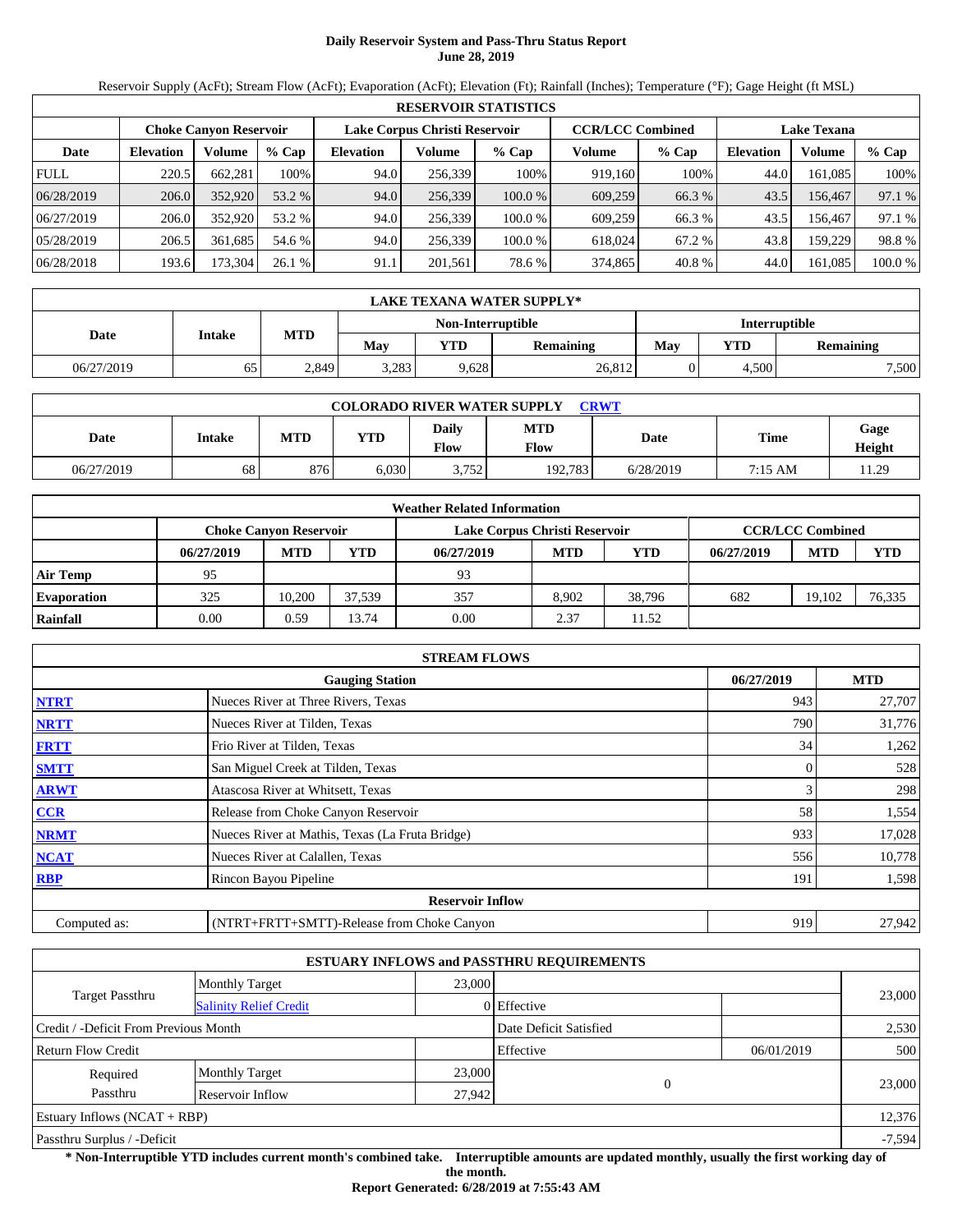# Daily Reservoir System and Pass-Thru Status Report
## June 28, 2019

Reservoir Supply (AcFt); Stream Flow (AcFt); Evaporation (AcFt); Elevation (Ft); Rainfall (Inches); Temperature (°F); Gage Height (ft MSL)

| RESERVOIR STATISTICS | | | | | | | | | | | |
|---|---|---|---|---|---|---|---|---|---|---|---|
| | Choke Canyon Reservoir | | | Lake Corpus Christi Reservoir | | | CCR/LCC Combined | | Lake Texana | | |
| Date | Elevation | Volume | % Cap | Elevation | Volume | % Cap | Volume | % Cap | Elevation | Volume | % Cap |
| FULL | 220.5 | 662,281 | 100% | 94.0 | 256,339 | 100% | 919,160 | 100% | 44.0 | 161,085 | 100% |
| 06/28/2019 | 206.0 | 352,920 | 53.2 % | 94.0 | 256,339 | 100.0 % | 609,259 | 66.3 % | 43.5 | 156,467 | 97.1 % |
| 06/27/2019 | 206.0 | 352,920 | 53.2 % | 94.0 | 256,339 | 100.0 % | 609,259 | 66.3 % | 43.5 | 156,467 | 97.1 % |
| 05/28/2019 | 206.5 | 361,685 | 54.6 % | 94.0 | 256,339 | 100.0 % | 618,024 | 67.2 % | 43.8 | 159,229 | 98.8 % |
| 06/28/2018 | 193.6 | 173,304 | 26.1 % | 91.1 | 201,561 | 78.6 % | 374,865 | 40.8 % | 44.0 | 161,085 | 100.0 % |

| LAKE TEXANA WATER SUPPLY* | | | | | | | | |
|---|---|---|---|---|---|---|---|---|
| Date | Intake | MTD | Non-Interruptible | | | Interruptible | | |
| | | | May | YTD | Remaining | May | YTD | Remaining |
| 06/27/2019 | 65 | 2,849 | 3,283 | 9,628 | 26,812 | 0 | 4,500 | 7,500 |

| COLORADO RIVER WATER SUPPLY CRWT | | | | | | | | |
|---|---|---|---|---|---|---|---|---|
| Date | Intake | MTD | YTD | Daily Flow | MTD Flow | Date | Time | Gage Height |
| 06/27/2019 | 68 | 876 | 6,030 | 3,752 | 192,783 | 6/28/2019 | 7:15 AM | 11.29 |

| Weather Related Information | | | | | | | | | |
|---|---|---|---|---|---|---|---|---|---|
| | Choke Canyon Reservoir | | | Lake Corpus Christi Reservoir | | | CCR/LCC Combined | | |
| | 06/27/2019 | MTD | YTD | 06/27/2019 | MTD | YTD | 06/27/2019 | MTD | YTD |
| Air Temp | 95 | | | 93 | | | | | |
| Evaporation | 325 | 10,200 | 37,539 | 357 | 8,902 | 38,796 | 682 | 19,102 | 76,335 |
| Rainfall | 0.00 | 0.59 | 13.74 | 0.00 | 2.37 | 11.52 | | | |

| STREAM FLOWS | | | |
|---|---|---|---|
| | Gauging Station | 06/27/2019 | MTD |
| NTRT | Nueces River at Three Rivers, Texas | 943 | 27,707 |
| NRTT | Nueces River at Tilden, Texas | 790 | 31,776 |
| FRTT | Frio River at Tilden, Texas | 34 | 1,262 |
| SMTT | San Miguel Creek at Tilden, Texas | 0 | 528 |
| ARWT | Atascosa River at Whitsett, Texas | 3 | 298 |
| CCR | Release from Choke Canyon Reservoir | 58 | 1,554 |
| NRMT | Nueces River at Mathis, Texas (La Fruta Bridge) | 933 | 17,028 |
| NCAT | Nueces River at Calallen, Texas | 556 | 10,778 |
| RBP | Rincon Bayou Pipeline | 191 | 1,598 |
| | Reservoir Inflow | | |
| Computed as: | (NTRT+FRTT+SMTT)-Release from Choke Canyon | 919 | 27,942 |

| ESTUARY INFLOWS and PASSTHRU REQUIREMENTS | | | | | |
|---|---|---|---|---|---|
| Target Passthru | Monthly Target | 23,000 | | | 23,000 |
| | Salinity Relief Credit | 0 | Effective | | |
| Credit / -Deficit From Previous Month | | | Date Deficit Satisfied | | 2,530 |
| Return Flow Credit | | | Effective | 06/01/2019 | 500 |
| Required Passthru | Monthly Target | 23,000 | 0 | | 23,000 |
| | Reservoir Inflow | 27,942 | | | |
| Estuary Inflows (NCAT + RBP) | | | | | 12,376 |
| Passthru Surplus / -Deficit | | | | | -7,594 |

**\* Non-Interruptible YTD includes current month's combined take. Interruptible amounts are updated monthly, usually the first working day of the month.**

**Report Generated: 6/28/2019 at 7:55:43 AM**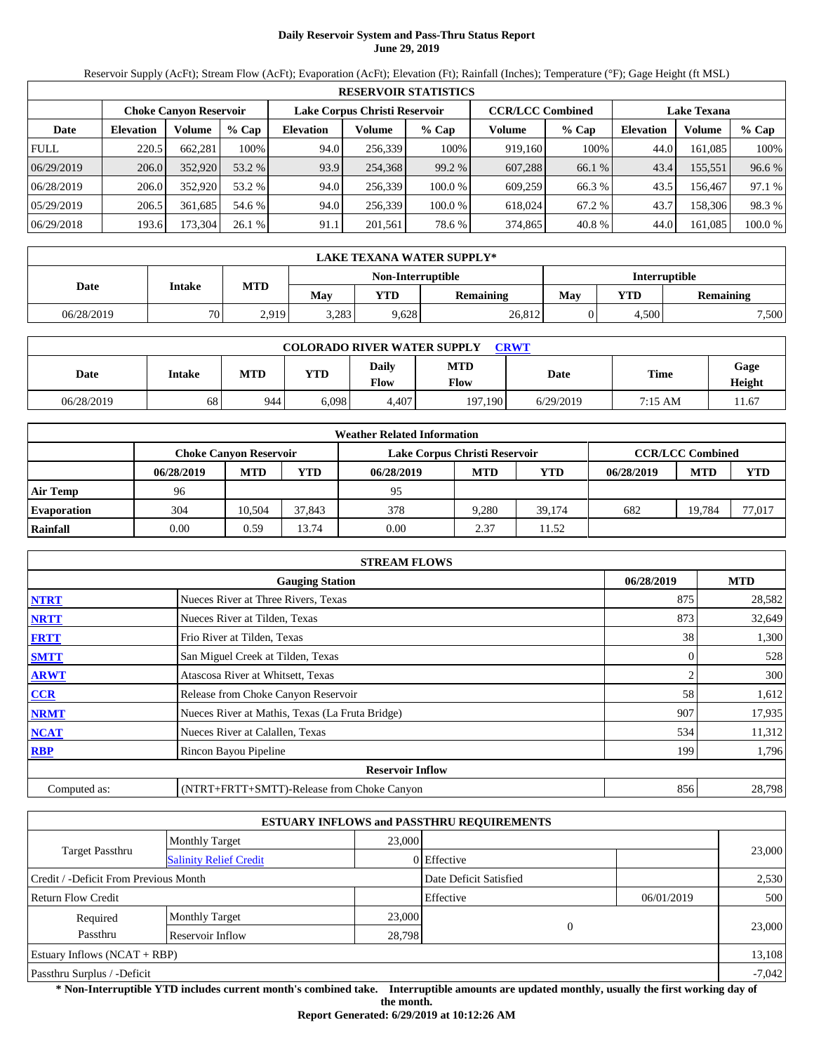# Daily Reservoir System and Pass-Thru Status Report
## June 29, 2019

Reservoir Supply (AcFt); Stream Flow (AcFt); Evaporation (AcFt); Elevation (Ft); Rainfall (Inches); Temperature (°F); Gage Height (ft MSL)

| RESERVOIR STATISTICS | | | | | | | | | | | |
|---|---|---|---|---|---|---|---|---|---|---|---|
| | Choke Canyon Reservoir | | | Lake Corpus Christi Reservoir | | | CCR/LCC Combined | | Lake Texana | | |
| Date | Elevation | Volume | % Cap | Elevation | Volume | % Cap | Volume | % Cap | Elevation | Volume | % Cap |
| FULL | 220.5 | 662,281 | 100% | 94.0 | 256,339 | 100% | 919,160 | 100% | 44.0 | 161,085 | 100% |
| 06/29/2019 | 206.0 | 352,920 | 53.2 % | 93.9 | 254,368 | 99.2 % | 607,288 | 66.1 % | 43.4 | 155,551 | 96.6 % |
| 06/28/2019 | 206.0 | 352,920 | 53.2 % | 94.0 | 256,339 | 100.0 % | 609,259 | 66.3 % | 43.5 | 156,467 | 97.1 % |
| 05/29/2019 | 206.5 | 361,685 | 54.6 % | 94.0 | 256,339 | 100.0 % | 618,024 | 67.2 % | 43.7 | 158,306 | 98.3 % |
| 06/29/2018 | 193.6 | 173,304 | 26.1 % | 91.1 | 201,561 | 78.6 % | 374,865 | 40.8 % | 44.0 | 161,085 | 100.0 % |

| LAKE TEXANA WATER SUPPLY* | | | | | | | | |
|---|---|---|---|---|---|---|---|---|
| Date | Intake | MTD | Non-Interruptible | | | Interruptible | | |
| | | | May | YTD | Remaining | May | YTD | Remaining |
| 06/28/2019 | 70 | 2,919 | 3,283 | 9,628 | 26,812 | 0 | 4,500 | 7,500 |

| COLORADO RIVER WATER SUPPLY CRWT | | | | | | | | |
|---|---|---|---|---|---|---|---|---|
| Date | Intake | MTD | YTD | Daily Flow | MTD Flow | Date | Time | Gage Height |
| 06/28/2019 | 68 | 944 | 6,098 | 4,407 | 197,190 | 6/29/2019 | 7:15 AM | 11.67 |

| Weather Related Information | | | | | | | | | |
|---|---|---|---|---|---|---|---|---|---|
| | Choke Canyon Reservoir | | | Lake Corpus Christi Reservoir | | | CCR/LCC Combined | | |
| | 06/28/2019 | MTD | YTD | 06/28/2019 | MTD | YTD | 06/28/2019 | MTD | YTD |
| Air Temp | 96 | | | 95 | | | | | |
| Evaporation | 304 | 10,504 | 37,843 | 378 | 9,280 | 39,174 | 682 | 19,784 | 77,017 |
| Rainfall | 0.00 | 0.59 | 13.74 | 0.00 | 2.37 | 11.52 | | | |

| STREAM FLOWS | | | |
|---|---|---|---|
| | Gauging Station | 06/28/2019 | MTD |
| NTRT | Nueces River at Three Rivers, Texas | 875 | 28,582 |
| NRTT | Nueces River at Tilden, Texas | 873 | 32,649 |
| FRTT | Frio River at Tilden, Texas | 38 | 1,300 |
| SMTT | San Miguel Creek at Tilden, Texas | 0 | 528 |
| ARWT | Atascosa River at Whitsett, Texas | 2 | 300 |
| CCR | Release from Choke Canyon Reservoir | 58 | 1,612 |
| NRMT | Nueces River at Mathis, Texas (La Fruta Bridge) | 907 | 17,935 |
| NCAT | Nueces River at Calallen, Texas | 534 | 11,312 |
| RBP | Rincon Bayou Pipeline | 199 | 1,796 |
| **Reservoir Inflow** | | | |
| Computed as: | (NTRT+FRTT+SMTT)-Release from Choke Canyon | 856 | 28,798 |

| ESTUARY INFLOWS and PASSTHRU REQUIREMENTS | | | | | |
|---|---|---|---|---|---|
| Target Passthru | Monthly Target | 23,000 | | | 23,000 |
| | Salinity Relief Credit | 0 | Effective | | |
| Credit / -Deficit From Previous Month | | | Date Deficit Satisfied | | 2,530 |
| Return Flow Credit | | | Effective | 06/01/2019 | 500 |
| Required Passthru | Monthly Target | 23,000 | 0 | | 23,000 |
| | Reservoir Inflow | 28,798 | | | |
| Estuary Inflows (NCAT + RBP) | | | | | 13,108 |
| Passthru Surplus / -Deficit | | | | | -7,042 |

**\* Non-Interruptible YTD includes current month's combined take. Interruptible amounts are updated monthly, usually the first working day of the month.**

**Report Generated: 6/29/2019 at 10:12:26 AM**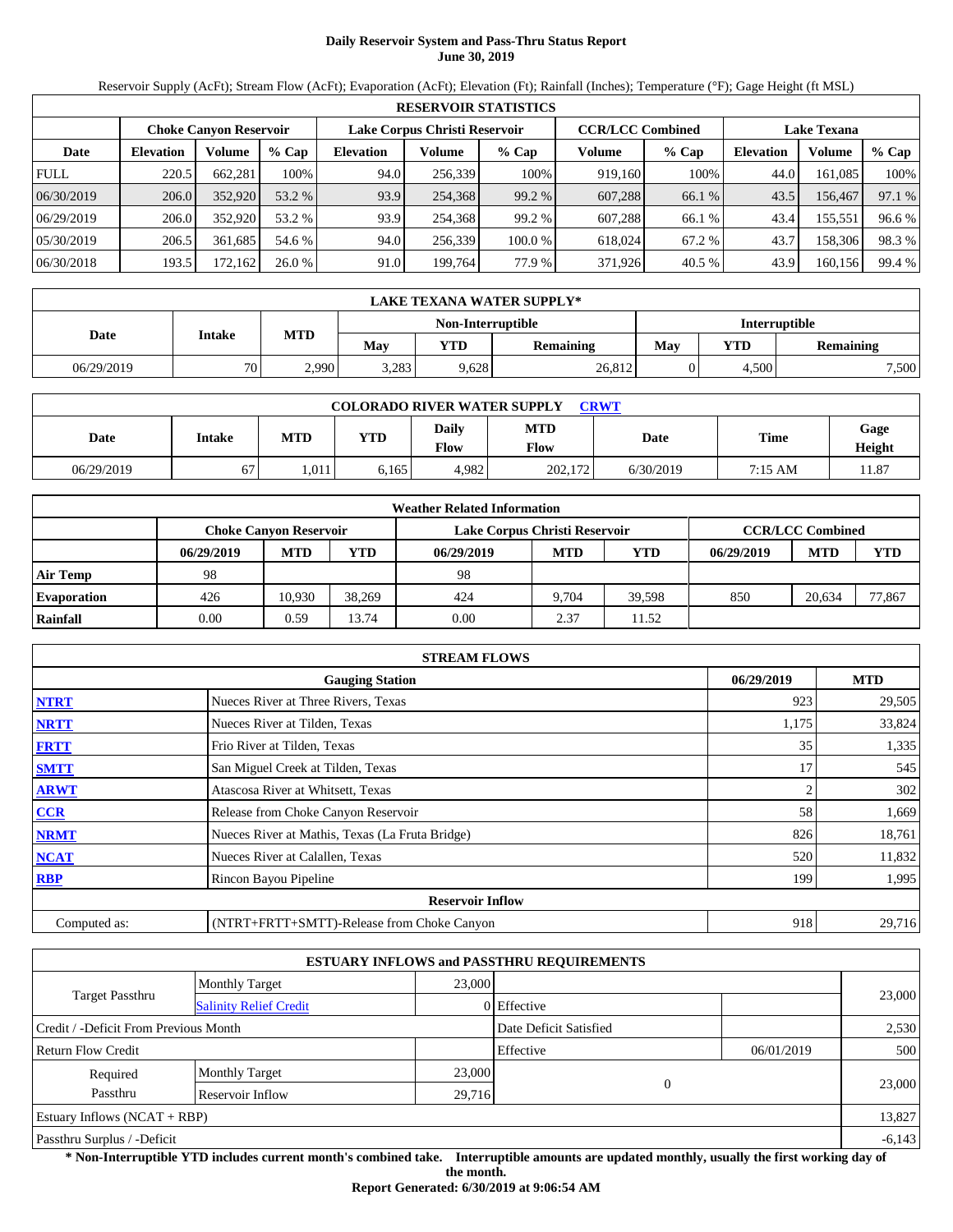# Daily Reservoir System and Pass-Thru Status Report
## June 30, 2019

Reservoir Supply (AcFt); Stream Flow (AcFt); Evaporation (AcFt); Elevation (Ft); Rainfall (Inches); Temperature (°F); Gage Height (ft MSL)

| RESERVOIR STATISTICS | | | | | | | | | | | |
|---|---|---|---|---|---|---|---|---|---|---|---|
| | Choke Canyon Reservoir | | | Lake Corpus Christi Reservoir | | | CCR/LCC Combined | | Lake Texana | | |
| Date | Elevation | Volume | % Cap | Elevation | Volume | % Cap | Volume | % Cap | Elevation | Volume | % Cap |
| FULL | 220.5 | 662,281 | 100% | 94.0 | 256,339 | 100% | 919,160 | 100% | 44.0 | 161,085 | 100% |
| 06/30/2019 | 206.0 | 352,920 | 53.2 % | 93.9 | 254,368 | 99.2 % | 607,288 | 66.1 % | 43.5 | 156,467 | 97.1 % |
| 06/29/2019 | 206.0 | 352,920 | 53.2 % | 93.9 | 254,368 | 99.2 % | 607,288 | 66.1 % | 43.4 | 155,551 | 96.6 % |
| 05/30/2019 | 206.5 | 361,685 | 54.6 % | 94.0 | 256,339 | 100.0 % | 618,024 | 67.2 % | 43.7 | 158,306 | 98.3 % |
| 06/30/2018 | 193.5 | 172,162 | 26.0 % | 91.0 | 199,764 | 77.9 % | 371,926 | 40.5 % | 43.9 | 160,156 | 99.4 % |

| LAKE TEXANA WATER SUPPLY* | | | | | | | | |
|---|---|---|---|---|---|---|---|---|
| Date | Intake | MTD | Non-Interruptible | | | Interruptible | | |
| | | | May | YTD | Remaining | May | YTD | Remaining |
| 06/29/2019 | 70 | 2,990 | 3,283 | 9,628 | 26,812 | 0 | 4,500 | 7,500 |

| COLORADO RIVER WATER SUPPLY CRWT | | | | | | | | |
|---|---|---|---|---|---|---|---|---|
| Date | Intake | MTD | YTD | Daily Flow | MTD Flow | Date | Time | Gage Height |
| 06/29/2019 | 67 | 1,011 | 6,165 | 4,982 | 202,172 | 6/30/2019 | 7:15 AM | 11.87 |

| Weather Related Information | | | | | | | | | |
|---|---|---|---|---|---|---|---|---|---|
| | Choke Canyon Reservoir | | | Lake Corpus Christi Reservoir | | | CCR/LCC Combined | | |
| | 06/29/2019 | MTD | YTD | 06/29/2019 | MTD | YTD | 06/29/2019 | MTD | YTD |
| Air Temp | 98 | | | 98 | | | | | |
| Evaporation | 426 | 10,930 | 38,269 | 424 | 9,704 | 39,598 | 850 | 20,634 | 77,867 |
| Rainfall | 0.00 | 0.59 | 13.74 | 0.00 | 2.37 | 11.52 | | | |

| STREAM FLOWS | | | |
|---|---|---|---|
| | Gauging Station | 06/29/2019 | MTD |
| NTRT | Nueces River at Three Rivers, Texas | 923 | 29,505 |
| NRTT | Nueces River at Tilden, Texas | 1,175 | 33,824 |
| FRTT | Frio River at Tilden, Texas | 35 | 1,335 |
| SMTT | San Miguel Creek at Tilden, Texas | 17 | 545 |
| ARWT | Atascosa River at Whitsett, Texas | 2 | 302 |
| CCR | Release from Choke Canyon Reservoir | 58 | 1,669 |
| NRMT | Nueces River at Mathis, Texas (La Fruta Bridge) | 826 | 18,761 |
| NCAT | Nueces River at Calallen, Texas | 520 | 11,832 |
| RBP | Rincon Bayou Pipeline | 199 | 1,995 |
| | Reservoir Inflow | | |
| Computed as: | (NTRT+FRTT+SMTT)-Release from Choke Canyon | 918 | 29,716 |

| ESTUARY INFLOWS and PASSTHRU REQUIREMENTS | | | | | |
|---|---|---|---|---|---|
| Target Passthru | Monthly Target | 23,000 | | | 23,000 |
| | Salinity Relief Credit | 0 | Effective | | |
| Credit / -Deficit From Previous Month | | | Date Deficit Satisfied | | 2,530 |
| Return Flow Credit | | | Effective | 06/01/2019 | 500 |
| Required Passthru | Monthly Target | 23,000 | 0 | | 23,000 |
| | Reservoir Inflow | 29,716 | | | |
| Estuary Inflows (NCAT + RBP) | | | | | 13,827 |
| Passthru Surplus / -Deficit | | | | | -6,143 |

**\* Non-Interruptible YTD includes current month's combined take. Interruptible amounts are updated monthly, usually the first working day of the month.**

**Report Generated: 6/30/2019 at 9:06:54 AM**